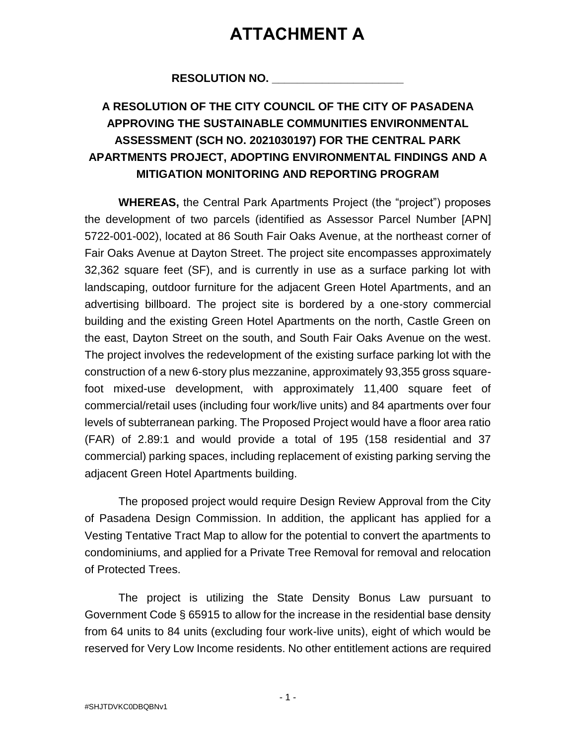# ATTACHMENT A

**RESOLUTION NO. \_\_\_\_\_\_\_\_\_\_\_\_\_\_\_\_\_\_\_\_\_**

**A RESOLUTION OF THE CITY COUNCIL OF THE CITY OF PASADENA APPROVING THE SUSTAINABLE COMMUNITIES ENVIRONMENTAL ASSESSMENT (SCH NO. 2021030197) FOR THE CENTRAL PARK APARTMENTS PROJECT, ADOPTING ENVIRONMENTAL FINDINGS AND A MITIGATION MONITORING AND REPORTING PROGRAM**

**WHEREAS,** the Central Park Apartments Project (the "project") proposes the development of two parcels (identified as Assessor Parcel Number [APN] 5722-001-002), located at 86 South Fair Oaks Avenue, at the northeast corner of Fair Oaks Avenue at Dayton Street. The project site encompasses approximately 32,362 square feet (SF), and is currently in use as a surface parking lot with landscaping, outdoor furniture for the adjacent Green Hotel Apartments, and an advertising billboard. The project site is bordered by a one-story commercial building and the existing Green Hotel Apartments on the north, Castle Green on the east, Dayton Street on the south, and South Fair Oaks Avenue on the west. The project involves the redevelopment of the existing surface parking lot with the construction of a new 6-story plus mezzanine, approximately 93,355 gross square-foot mixed-use development, with approximately 11,400 square feet of commercial/retail uses (including four work/live units) and 84 apartments over four levels of subterranean parking. The Proposed Project would have a floor area ratio (FAR) of 2.89:1 and would provide a total of 195 (158 residential and 37 commercial) parking spaces, including replacement of existing parking serving the adjacent Green Hotel Apartments building.

The proposed project would require Design Review Approval from the City of Pasadena Design Commission. In addition, the applicant has applied for a Vesting Tentative Tract Map to allow for the potential to convert the apartments to condominiums, and applied for a Private Tree Removal for removal and relocation of Protected Trees.

The project is utilizing the State Density Bonus Law pursuant to Government Code § 65915 to allow for the increase in the residential base density from 64 units to 84 units (excluding four work-live units), eight of which would be reserved for Very Low Income residents. No other entitlement actions are required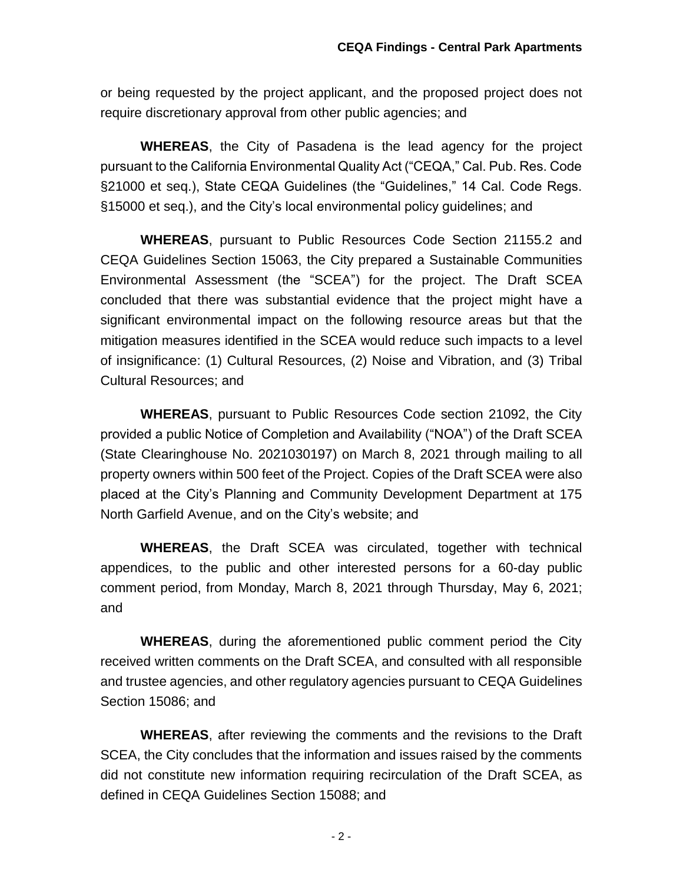or being requested by the project applicant, and the proposed project does not require discretionary approval from other public agencies; and

**WHEREAS**, the City of Pasadena is the lead agency for the project pursuant to the California Environmental Quality Act ("CEQA," Cal. Pub. Res. Code §21000 et seq.), State CEQA Guidelines (the "Guidelines," 14 Cal. Code Regs. §15000 et seq.), and the City's local environmental policy guidelines; and

**WHEREAS**, pursuant to Public Resources Code Section 21155.2 and CEQA Guidelines Section 15063, the City prepared a Sustainable Communities Environmental Assessment (the "SCEA") for the project. The Draft SCEA concluded that there was substantial evidence that the project might have a significant environmental impact on the following resource areas but that the mitigation measures identified in the SCEA would reduce such impacts to a level of insignificance: (1) Cultural Resources, (2) Noise and Vibration, and (3) Tribal Cultural Resources; and

**WHEREAS**, pursuant to Public Resources Code section 21092, the City provided a public Notice of Completion and Availability ("NOA") of the Draft SCEA (State Clearinghouse No. 2021030197) on March 8, 2021 through mailing to all property owners within 500 feet of the Project. Copies of the Draft SCEA were also placed at the City's Planning and Community Development Department at 175 North Garfield Avenue, and on the City's website; and

**WHEREAS**, the Draft SCEA was circulated, together with technical appendices, to the public and other interested persons for a 60-day public comment period, from Monday, March 8, 2021 through Thursday, May 6, 2021; and

**WHEREAS**, during the aforementioned public comment period the City received written comments on the Draft SCEA, and consulted with all responsible and trustee agencies, and other regulatory agencies pursuant to CEQA Guidelines Section 15086; and

**WHEREAS**, after reviewing the comments and the revisions to the Draft SCEA, the City concludes that the information and issues raised by the comments did not constitute new information requiring recirculation of the Draft SCEA, as defined in CEQA Guidelines Section 15088; and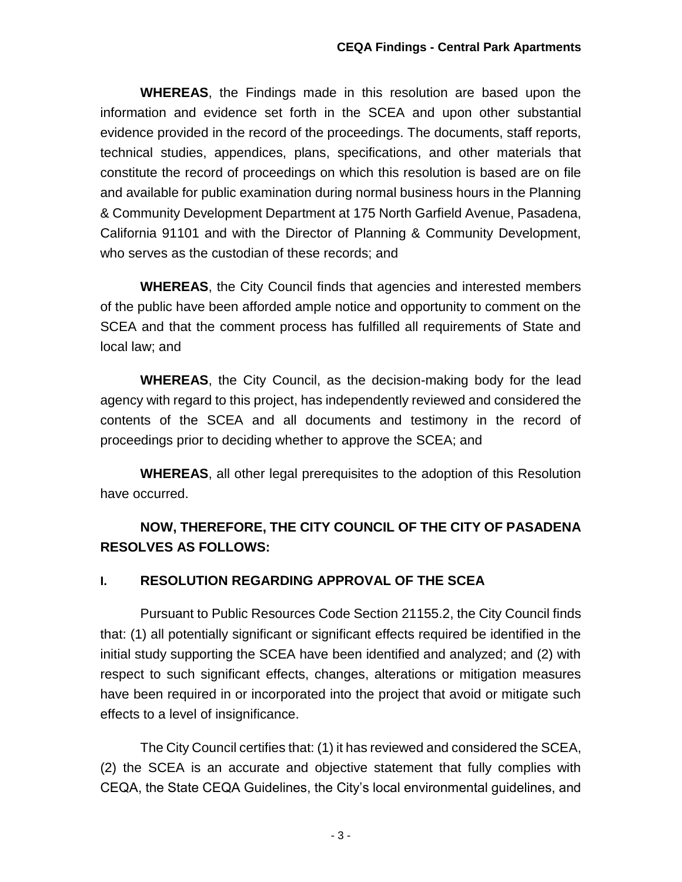**WHEREAS**, the Findings made in this resolution are based upon the information and evidence set forth in the SCEA and upon other substantial evidence provided in the record of the proceedings. The documents, staff reports, technical studies, appendices, plans, specifications, and other materials that constitute the record of proceedings on which this resolution is based are on file and available for public examination during normal business hours in the Planning & Community Development Department at 175 North Garfield Avenue, Pasadena, California 91101 and with the Director of Planning & Community Development, who serves as the custodian of these records; and

**WHEREAS**, the City Council finds that agencies and interested members of the public have been afforded ample notice and opportunity to comment on the SCEA and that the comment process has fulfilled all requirements of State and local law; and

**WHEREAS**, the City Council, as the decision-making body for the lead agency with regard to this project, has independently reviewed and considered the contents of the SCEA and all documents and testimony in the record of proceedings prior to deciding whether to approve the SCEA; and

**WHEREAS**, all other legal prerequisites to the adoption of this Resolution have occurred.

**NOW, THEREFORE, THE CITY COUNCIL OF THE CITY OF PASADENA RESOLVES AS FOLLOWS:**

## I. RESOLUTION REGARDING APPROVAL OF THE SCEA

Pursuant to Public Resources Code Section 21155.2, the City Council finds that: (1) all potentially significant or significant effects required be identified in the initial study supporting the SCEA have been identified and analyzed; and (2) with respect to such significant effects, changes, alterations or mitigation measures have been required in or incorporated into the project that avoid or mitigate such effects to a level of insignificance.

The City Council certifies that: (1) it has reviewed and considered the SCEA, (2) the SCEA is an accurate and objective statement that fully complies with CEQA, the State CEQA Guidelines, the City's local environmental guidelines, and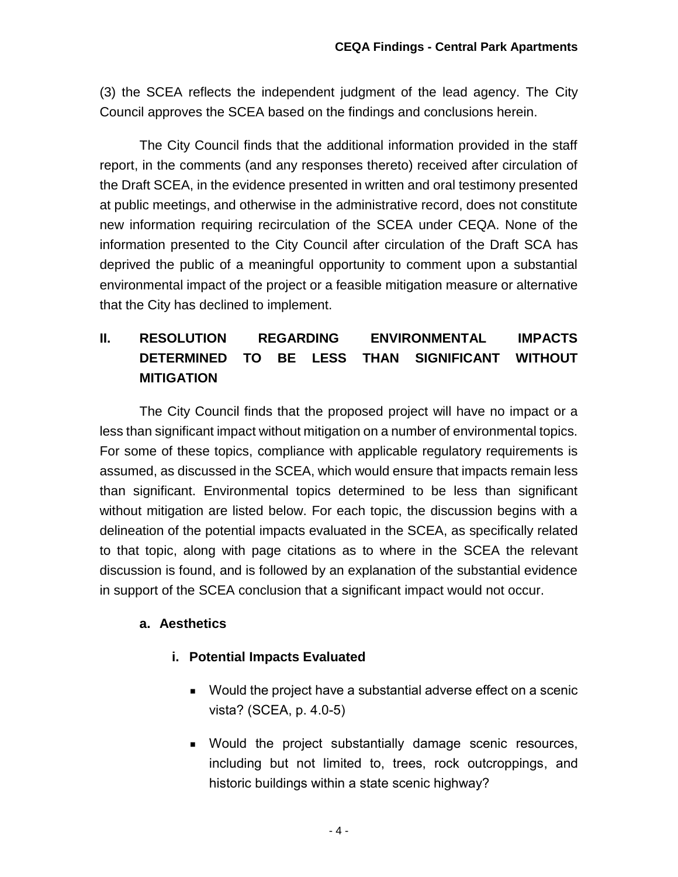(3) the SCEA reflects the independent judgment of the lead agency. The City Council approves the SCEA based on the findings and conclusions herein.

The City Council finds that the additional information provided in the staff report, in the comments (and any responses thereto) received after circulation of the Draft SCEA, in the evidence presented in written and oral testimony presented at public meetings, and otherwise in the administrative record, does not constitute new information requiring recirculation of the SCEA under CEQA. None of the information presented to the City Council after circulation of the Draft SCA has deprived the public of a meaningful opportunity to comment upon a substantial environmental impact of the project or a feasible mitigation measure or alternative that the City has declined to implement.

## II. RESOLUTION REGARDING ENVIRONMENTAL IMPACTS DETERMINED TO BE LESS THAN SIGNIFICANT WITHOUT MITIGATION

The City Council finds that the proposed project will have no impact or a less than significant impact without mitigation on a number of environmental topics. For some of these topics, compliance with applicable regulatory requirements is assumed, as discussed in the SCEA, which would ensure that impacts remain less than significant. Environmental topics determined to be less than significant without mitigation are listed below. For each topic, the discussion begins with a delineation of the potential impacts evaluated in the SCEA, as specifically related to that topic, along with page citations as to where in the SCEA the relevant discussion is found, and is followed by an explanation of the substantial evidence in support of the SCEA conclusion that a significant impact would not occur.

### a. Aesthetics

#### i. Potential Impacts Evaluated

- Would the project have a substantial adverse effect on a scenic vista? (SCEA, p. 4.0-5)
- Would the project substantially damage scenic resources, including but not limited to, trees, rock outcroppings, and historic buildings within a state scenic highway?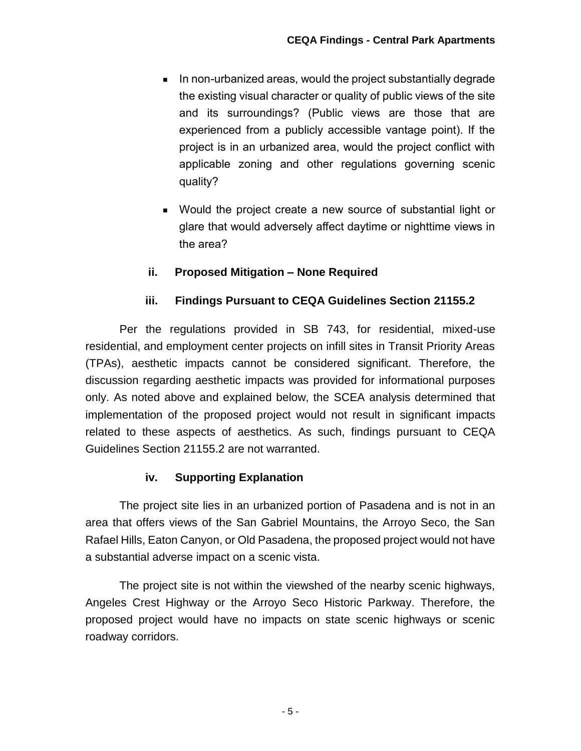- In non-urbanized areas, would the project substantially degrade the existing visual character or quality of public views of the site and its surroundings? (Public views are those that are experienced from a publicly accessible vantage point). If the project is in an urbanized area, would the project conflict with applicable zoning and other regulations governing scenic quality?
- Would the project create a new source of substantial light or glare that would adversely affect daytime or nighttime views in the area?

**ii. Proposed Mitigation – None Required**

**iii. Findings Pursuant to CEQA Guidelines Section 21155.2**

Per the regulations provided in SB 743, for residential, mixed-use residential, and employment center projects on infill sites in Transit Priority Areas (TPAs), aesthetic impacts cannot be considered significant. Therefore, the discussion regarding aesthetic impacts was provided for informational purposes only. As noted above and explained below, the SCEA analysis determined that implementation of the proposed project would not result in significant impacts related to these aspects of aesthetics. As such, findings pursuant to CEQA Guidelines Section 21155.2 are not warranted.

**iv. Supporting Explanation**

The project site lies in an urbanized portion of Pasadena and is not in an area that offers views of the San Gabriel Mountains, the Arroyo Seco, the San Rafael Hills, Eaton Canyon, or Old Pasadena, the proposed project would not have a substantial adverse impact on a scenic vista.

The project site is not within the viewshed of the nearby scenic highways, Angeles Crest Highway or the Arroyo Seco Historic Parkway. Therefore, the proposed project would have no impacts on state scenic highways or scenic roadway corridors.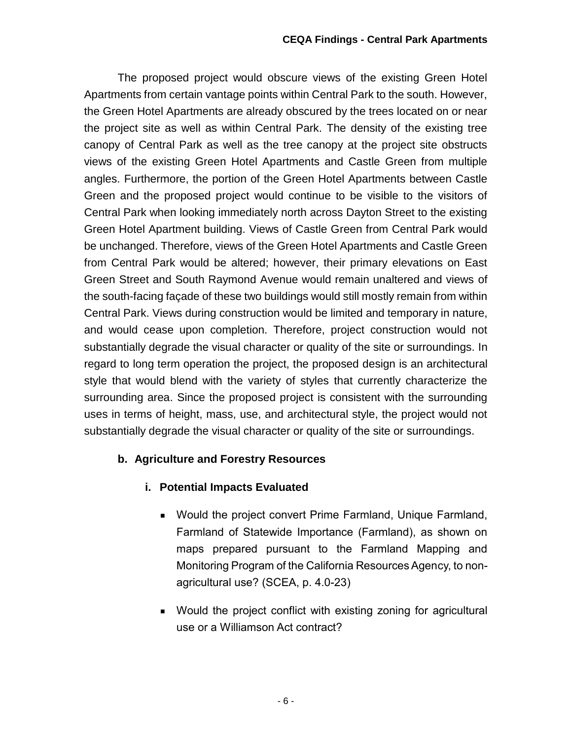The proposed project would obscure views of the existing Green Hotel Apartments from certain vantage points within Central Park to the south. However, the Green Hotel Apartments are already obscured by the trees located on or near the project site as well as within Central Park. The density of the existing tree canopy of Central Park as well as the tree canopy at the project site obstructs views of the existing Green Hotel Apartments and Castle Green from multiple angles. Furthermore, the portion of the Green Hotel Apartments between Castle Green and the proposed project would continue to be visible to the visitors of Central Park when looking immediately north across Dayton Street to the existing Green Hotel Apartment building. Views of Castle Green from Central Park would be unchanged. Therefore, views of the Green Hotel Apartments and Castle Green from Central Park would be altered; however, their primary elevations on East Green Street and South Raymond Avenue would remain unaltered and views of the south-facing façade of these two buildings would still mostly remain from within Central Park. Views during construction would be limited and temporary in nature, and would cease upon completion. Therefore, project construction would not substantially degrade the visual character or quality of the site or surroundings. In regard to long term operation the project, the proposed design is an architectural style that would blend with the variety of styles that currently characterize the surrounding area. Since the proposed project is consistent with the surrounding uses in terms of height, mass, use, and architectural style, the project would not substantially degrade the visual character or quality of the site or surroundings.

### b. Agriculture and Forestry Resources

#### i. Potential Impacts Evaluated

- Would the project convert Prime Farmland, Unique Farmland, Farmland of Statewide Importance (Farmland), as shown on maps prepared pursuant to the Farmland Mapping and Monitoring Program of the California Resources Agency, to non-agricultural use? (SCEA, p. 4.0-23)
- Would the project conflict with existing zoning for agricultural use or a Williamson Act contract?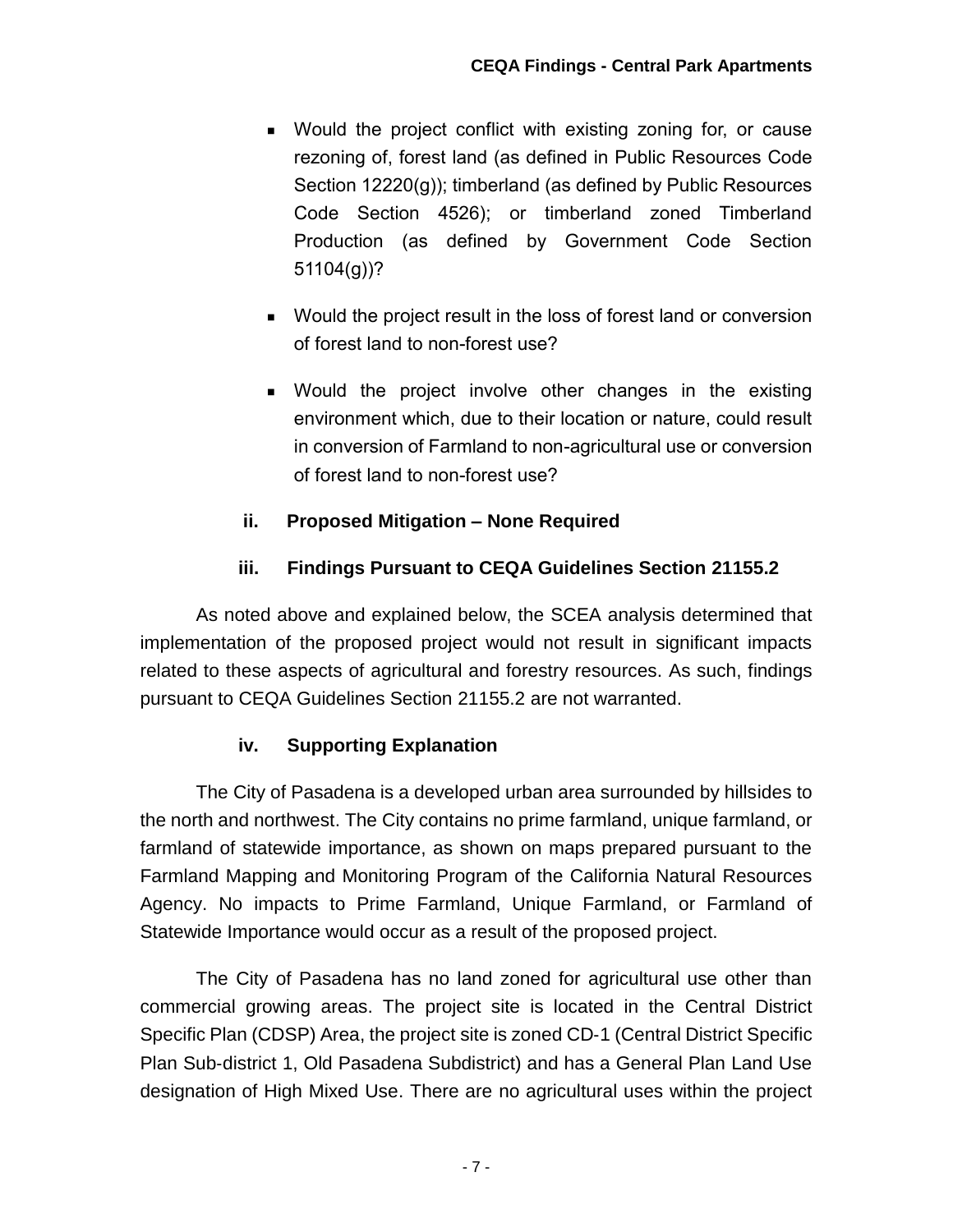- Would the project conflict with existing zoning for, or cause rezoning of, forest land (as defined in Public Resources Code Section 12220(g)); timberland (as defined by Public Resources Code Section 4526); or timberland zoned Timberland Production (as defined by Government Code Section 51104(g))?
- Would the project result in the loss of forest land or conversion of forest land to non-forest use?
- Would the project involve other changes in the existing environment which, due to their location or nature, could result in conversion of Farmland to non-agricultural use or conversion of forest land to non-forest use?

**ii. Proposed Mitigation – None Required**

**iii. Findings Pursuant to CEQA Guidelines Section 21155.2**

As noted above and explained below, the SCEA analysis determined that implementation of the proposed project would not result in significant impacts related to these aspects of agricultural and forestry resources. As such, findings pursuant to CEQA Guidelines Section 21155.2 are not warranted.

**iv. Supporting Explanation**

The City of Pasadena is a developed urban area surrounded by hillsides to the north and northwest. The City contains no prime farmland, unique farmland, or farmland of statewide importance, as shown on maps prepared pursuant to the Farmland Mapping and Monitoring Program of the California Natural Resources Agency. No impacts to Prime Farmland, Unique Farmland, or Farmland of Statewide Importance would occur as a result of the proposed project.

The City of Pasadena has no land zoned for agricultural use other than commercial growing areas. The project site is located in the Central District Specific Plan (CDSP) Area, the project site is zoned CD-1 (Central District Specific Plan Sub-district 1, Old Pasadena Subdistrict) and has a General Plan Land Use designation of High Mixed Use. There are no agricultural uses within the project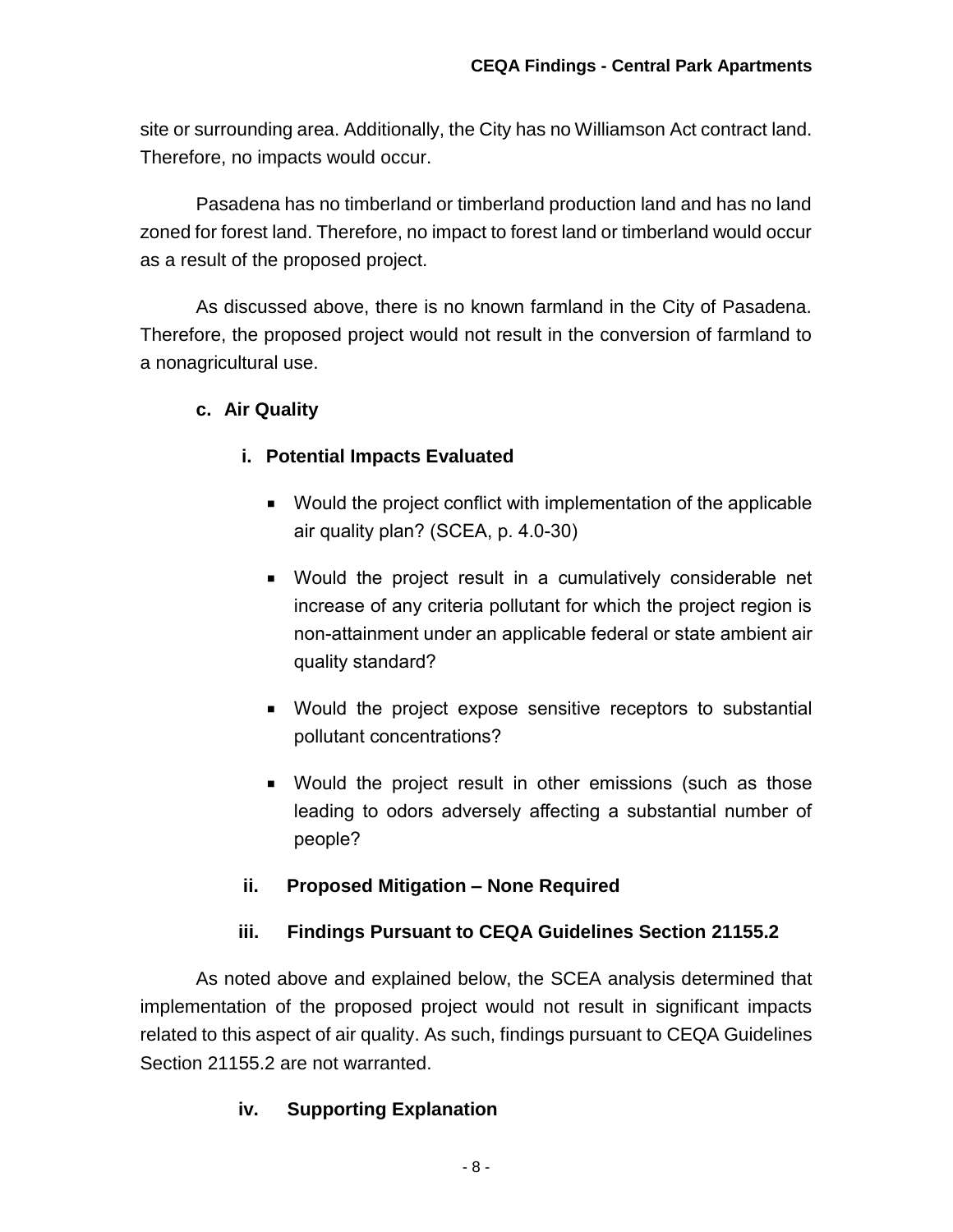site or surrounding area. Additionally, the City has no Williamson Act contract land. Therefore, no impacts would occur.

Pasadena has no timberland or timberland production land and has no land zoned for forest land. Therefore, no impact to forest land or timberland would occur as a result of the proposed project.

As discussed above, there is no known farmland in the City of Pasadena. Therefore, the proposed project would not result in the conversion of farmland to a nonagricultural use.

### c. Air Quality

#### i. Potential Impacts Evaluated

- Would the project conflict with implementation of the applicable air quality plan? (SCEA, p. 4.0-30)
- Would the project result in a cumulatively considerable net increase of any criteria pollutant for which the project region is non-attainment under an applicable federal or state ambient air quality standard?
- Would the project expose sensitive receptors to substantial pollutant concentrations?
- Would the project result in other emissions (such as those leading to odors adversely affecting a substantial number of people?

#### ii. Proposed Mitigation – None Required

#### iii. Findings Pursuant to CEQA Guidelines Section 21155.2

As noted above and explained below, the SCEA analysis determined that implementation of the proposed project would not result in significant impacts related to this aspect of air quality. As such, findings pursuant to CEQA Guidelines Section 21155.2 are not warranted.

#### iv. Supporting Explanation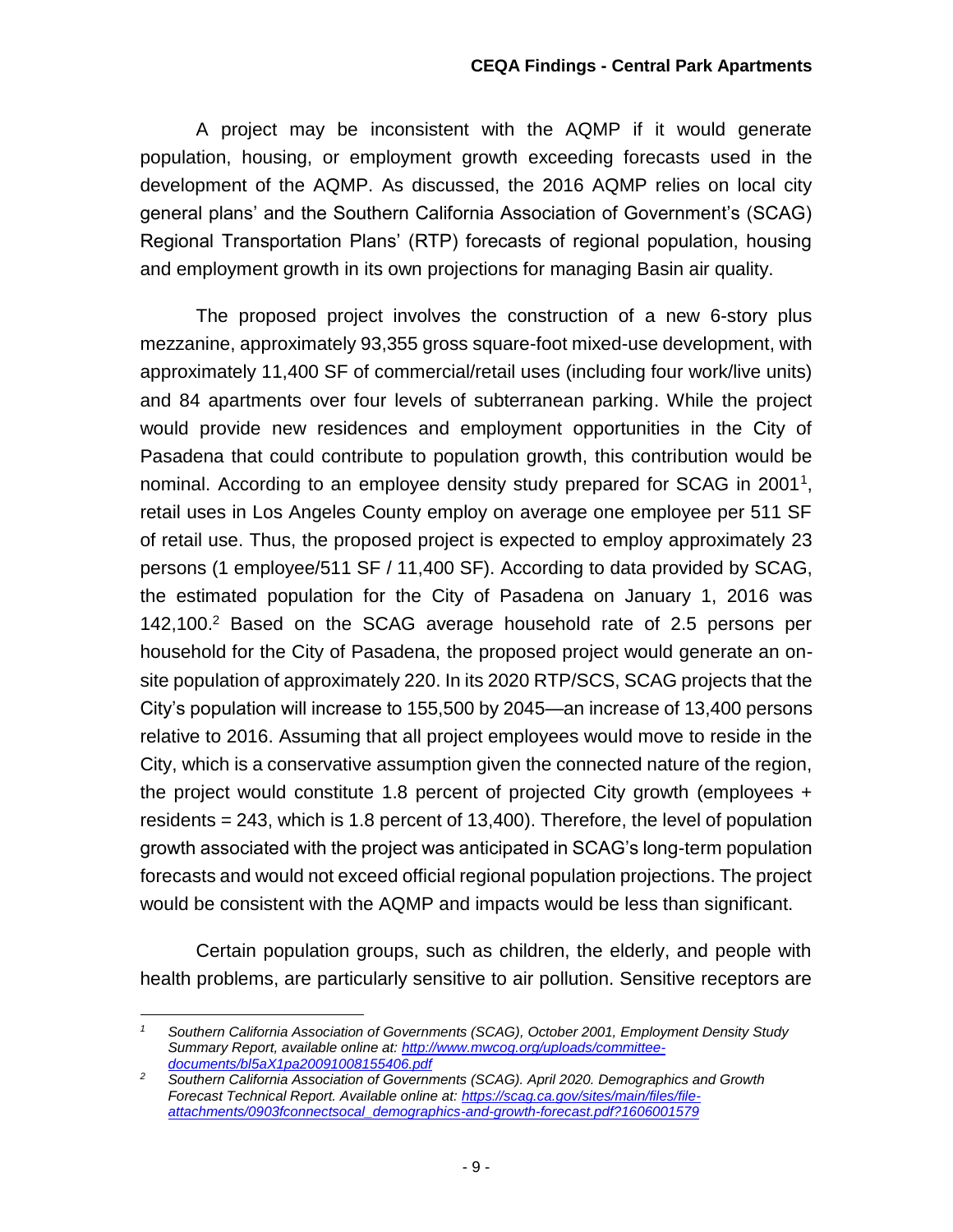A project may be inconsistent with the AQMP if it would generate population, housing, or employment growth exceeding forecasts used in the development of the AQMP. As discussed, the 2016 AQMP relies on local city general plans' and the Southern California Association of Government's (SCAG) Regional Transportation Plans' (RTP) forecasts of regional population, housing and employment growth in its own projections for managing Basin air quality.

The proposed project involves the construction of a new 6-story plus mezzanine, approximately 93,355 gross square-foot mixed-use development, with approximately 11,400 SF of commercial/retail uses (including four work/live units) and 84 apartments over four levels of subterranean parking. While the project would provide new residences and employment opportunities in the City of Pasadena that could contribute to population growth, this contribution would be nominal. According to an employee density study prepared for SCAG in 2001[1], retail uses in Los Angeles County employ on average one employee per 511 SF of retail use. Thus, the proposed project is expected to employ approximately 23 persons (1 employee/511 SF / 11,400 SF). According to data provided by SCAG, the estimated population for the City of Pasadena on January 1, 2016 was 142,100.[2] Based on the SCAG average household rate of 2.5 persons per household for the City of Pasadena, the proposed project would generate an on-site population of approximately 220. In its 2020 RTP/SCS, SCAG projects that the City's population will increase to 155,500 by 2045—an increase of 13,400 persons relative to 2016. Assuming that all project employees would move to reside in the City, which is a conservative assumption given the connected nature of the region, the project would constitute 1.8 percent of projected City growth (employees + residents = 243, which is 1.8 percent of 13,400). Therefore, the level of population growth associated with the project was anticipated in SCAG's long-term population forecasts and would not exceed official regional population projections. The project would be consistent with the AQMP and impacts would be less than significant.

Certain population groups, such as children, the elderly, and people with health problems, are particularly sensitive to air pollution. Sensitive receptors are

---

[1] *Southern California Association of Governments (SCAG), October 2001, Employment Density Study Summary Report, available online at: [http://www.mwcog.org/uploads/committee-documents/bl5aX1pa20091008155406.pdf](http://www.mwcog.org/uploads/committee-documents/bl5aX1pa20091008155406.pdf)*

[2] *Southern California Association of Governments (SCAG). April 2020. Demographics and Growth Forecast Technical Report. Available online at: [https://scag.ca.gov/sites/main/files/file-attachments/0903fconnectsocal_demographics-and-growth-forecast.pdf?1606001579](https://scag.ca.gov/sites/main/files/file-attachments/0903fconnectsocal_demographics-and-growth-forecast.pdf?1606001579)*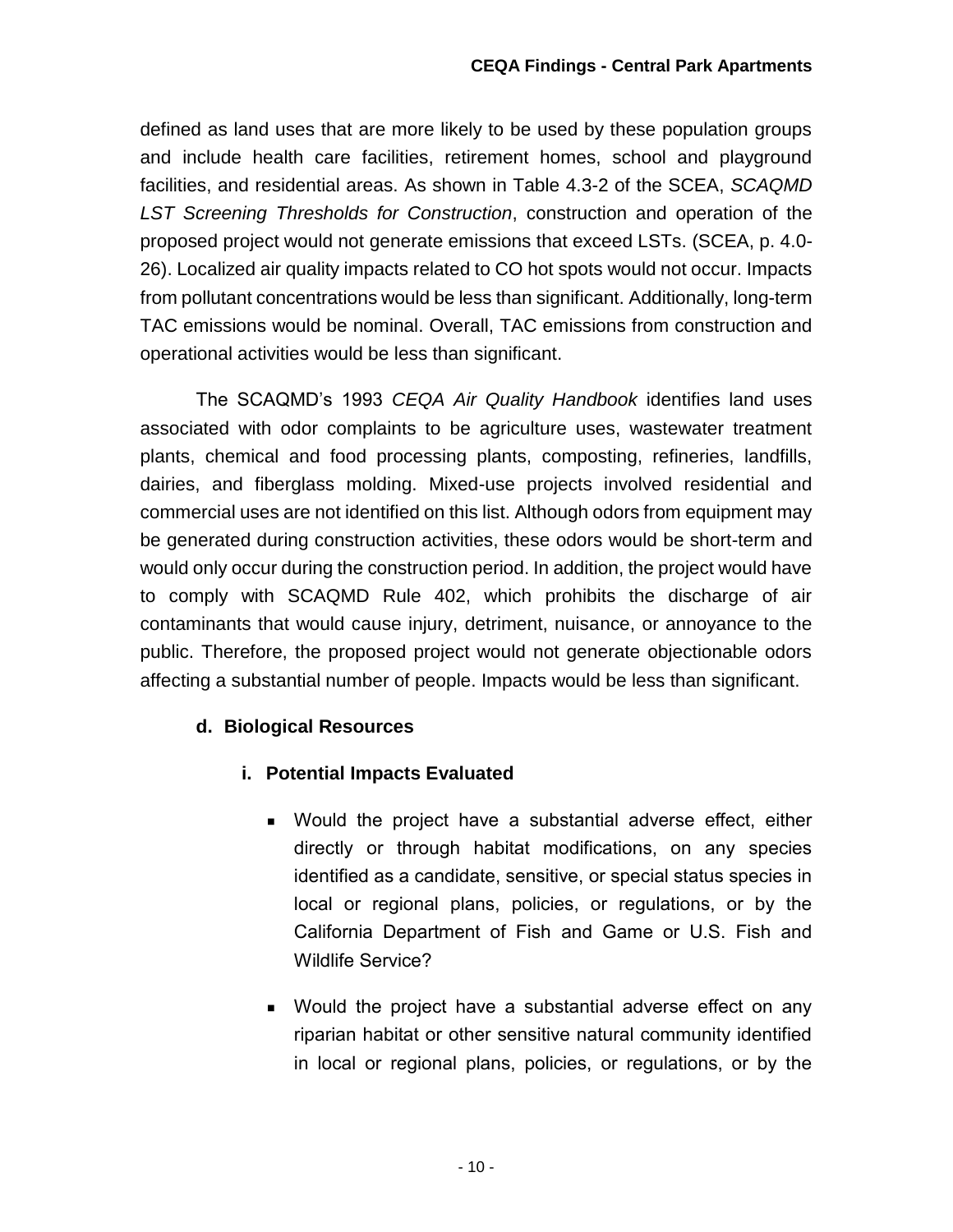defined as land uses that are more likely to be used by these population groups and include health care facilities, retirement homes, school and playground facilities, and residential areas. As shown in Table 4.3-2 of the SCEA, *SCAQMD LST Screening Thresholds for Construction*, construction and operation of the proposed project would not generate emissions that exceed LSTs. (SCEA, p. 4.0-26). Localized air quality impacts related to CO hot spots would not occur. Impacts from pollutant concentrations would be less than significant. Additionally, long-term TAC emissions would be nominal. Overall, TAC emissions from construction and operational activities would be less than significant.

The SCAQMD's 1993 *CEQA Air Quality Handbook* identifies land uses associated with odor complaints to be agriculture uses, wastewater treatment plants, chemical and food processing plants, composting, refineries, landfills, dairies, and fiberglass molding. Mixed-use projects involved residential and commercial uses are not identified on this list. Although odors from equipment may be generated during construction activities, these odors would be short-term and would only occur during the construction period. In addition, the project would have to comply with SCAQMD Rule 402, which prohibits the discharge of air contaminants that would cause injury, detriment, nuisance, or annoyance to the public. Therefore, the proposed project would not generate objectionable odors affecting a substantial number of people. Impacts would be less than significant.

### d. Biological Resources

#### i. Potential Impacts Evaluated

- Would the project have a substantial adverse effect, either directly or through habitat modifications, on any species identified as a candidate, sensitive, or special status species in local or regional plans, policies, or regulations, or by the California Department of Fish and Game or U.S. Fish and Wildlife Service?

- Would the project have a substantial adverse effect on any riparian habitat or other sensitive natural community identified in local or regional plans, policies, or regulations, or by the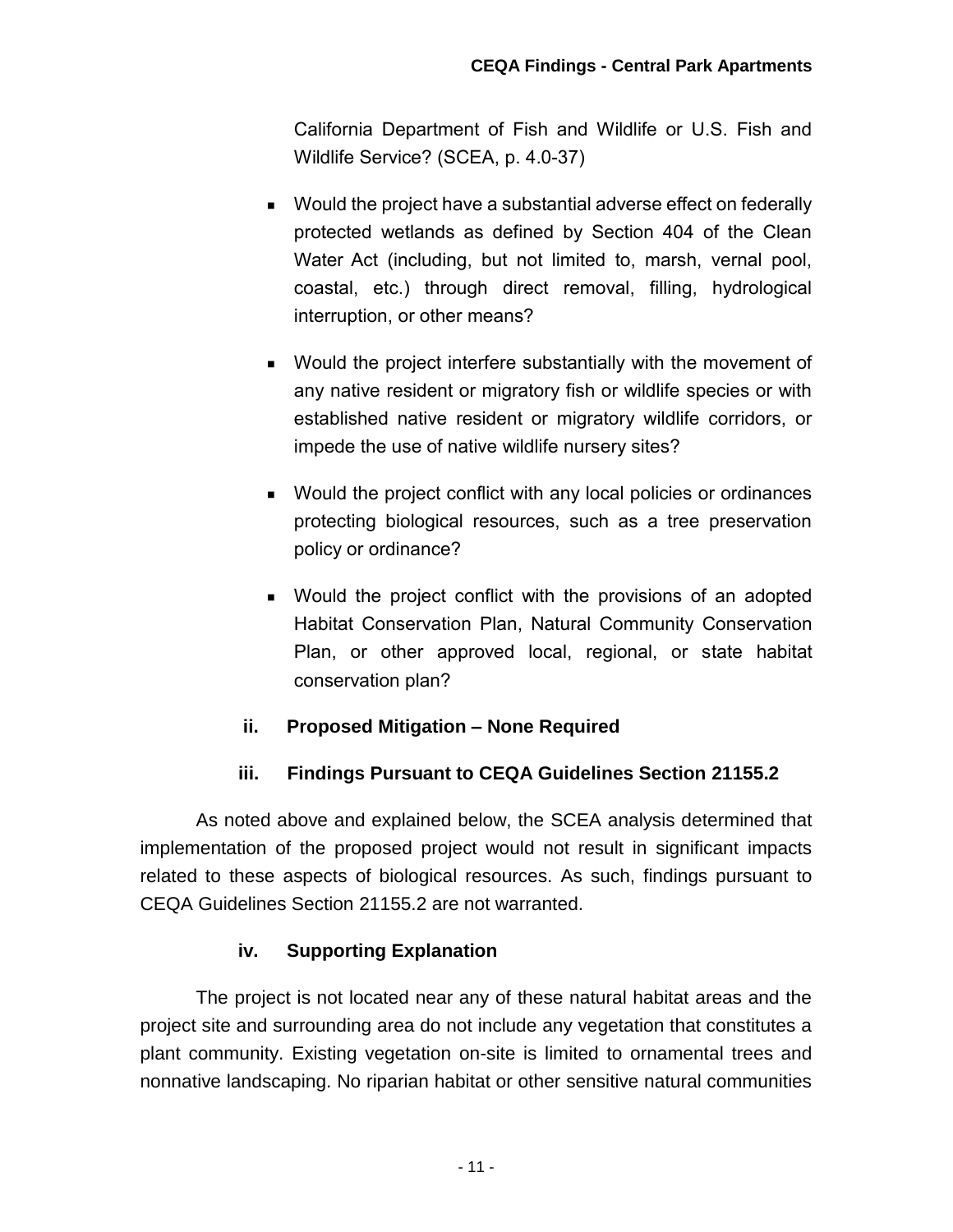California Department of Fish and Wildlife or U.S. Fish and Wildlife Service? (SCEA, p. 4.0-37)

- Would the project have a substantial adverse effect on federally protected wetlands as defined by Section 404 of the Clean Water Act (including, but not limited to, marsh, vernal pool, coastal, etc.) through direct removal, filling, hydrological interruption, or other means?
- Would the project interfere substantially with the movement of any native resident or migratory fish or wildlife species or with established native resident or migratory wildlife corridors, or impede the use of native wildlife nursery sites?
- Would the project conflict with any local policies or ordinances protecting biological resources, such as a tree preservation policy or ordinance?
- Would the project conflict with the provisions of an adopted Habitat Conservation Plan, Natural Community Conservation Plan, or other approved local, regional, or state habitat conservation plan?

**ii. Proposed Mitigation – None Required**

**iii. Findings Pursuant to CEQA Guidelines Section 21155.2**

As noted above and explained below, the SCEA analysis determined that implementation of the proposed project would not result in significant impacts related to these aspects of biological resources. As such, findings pursuant to CEQA Guidelines Section 21155.2 are not warranted.

**iv. Supporting Explanation**

The project is not located near any of these natural habitat areas and the project site and surrounding area do not include any vegetation that constitutes a plant community. Existing vegetation on-site is limited to ornamental trees and nonnative landscaping. No riparian habitat or other sensitive natural communities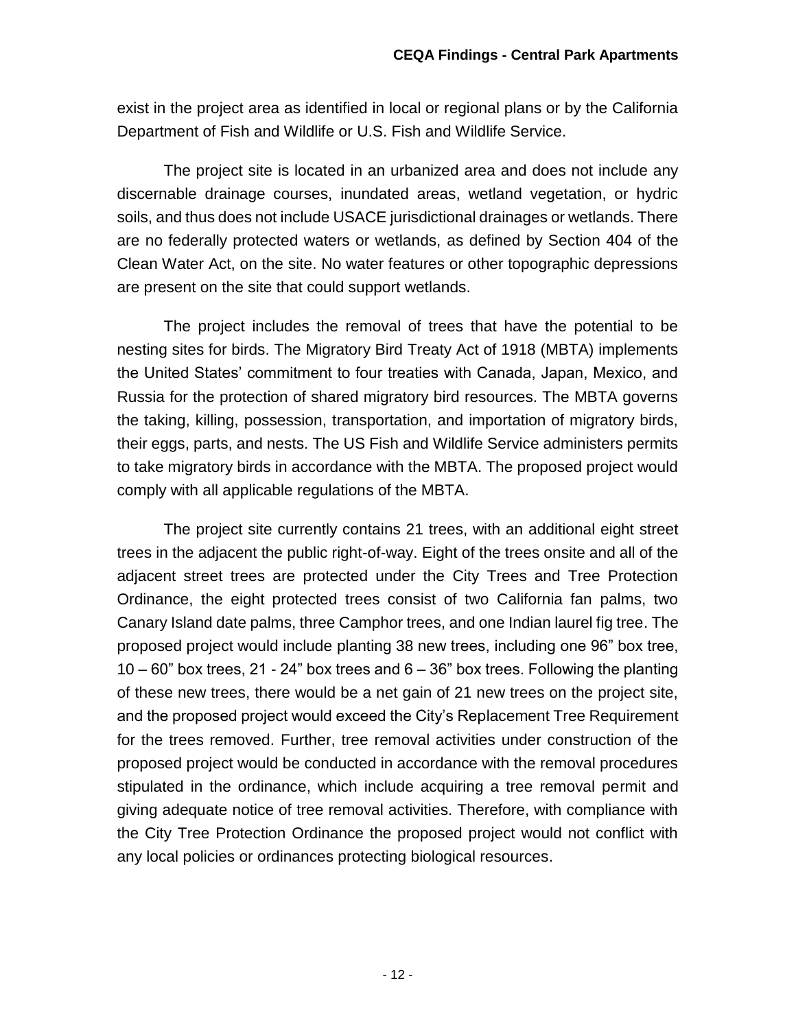exist in the project area as identified in local or regional plans or by the California Department of Fish and Wildlife or U.S. Fish and Wildlife Service.

The project site is located in an urbanized area and does not include any discernable drainage courses, inundated areas, wetland vegetation, or hydric soils, and thus does not include USACE jurisdictional drainages or wetlands. There are no federally protected waters or wetlands, as defined by Section 404 of the Clean Water Act, on the site. No water features or other topographic depressions are present on the site that could support wetlands.

The project includes the removal of trees that have the potential to be nesting sites for birds. The Migratory Bird Treaty Act of 1918 (MBTA) implements the United States' commitment to four treaties with Canada, Japan, Mexico, and Russia for the protection of shared migratory bird resources. The MBTA governs the taking, killing, possession, transportation, and importation of migratory birds, their eggs, parts, and nests. The US Fish and Wildlife Service administers permits to take migratory birds in accordance with the MBTA. The proposed project would comply with all applicable regulations of the MBTA.

The project site currently contains 21 trees, with an additional eight street trees in the adjacent the public right-of-way. Eight of the trees onsite and all of the adjacent street trees are protected under the City Trees and Tree Protection Ordinance, the eight protected trees consist of two California fan palms, two Canary Island date palms, three Camphor trees, and one Indian laurel fig tree. The proposed project would include planting 38 new trees, including one 96" box tree, 10 – 60" box trees, 21 - 24" box trees and 6 – 36" box trees. Following the planting of these new trees, there would be a net gain of 21 new trees on the project site, and the proposed project would exceed the City's Replacement Tree Requirement for the trees removed. Further, tree removal activities under construction of the proposed project would be conducted in accordance with the removal procedures stipulated in the ordinance, which include acquiring a tree removal permit and giving adequate notice of tree removal activities. Therefore, with compliance with the City Tree Protection Ordinance the proposed project would not conflict with any local policies or ordinances protecting biological resources.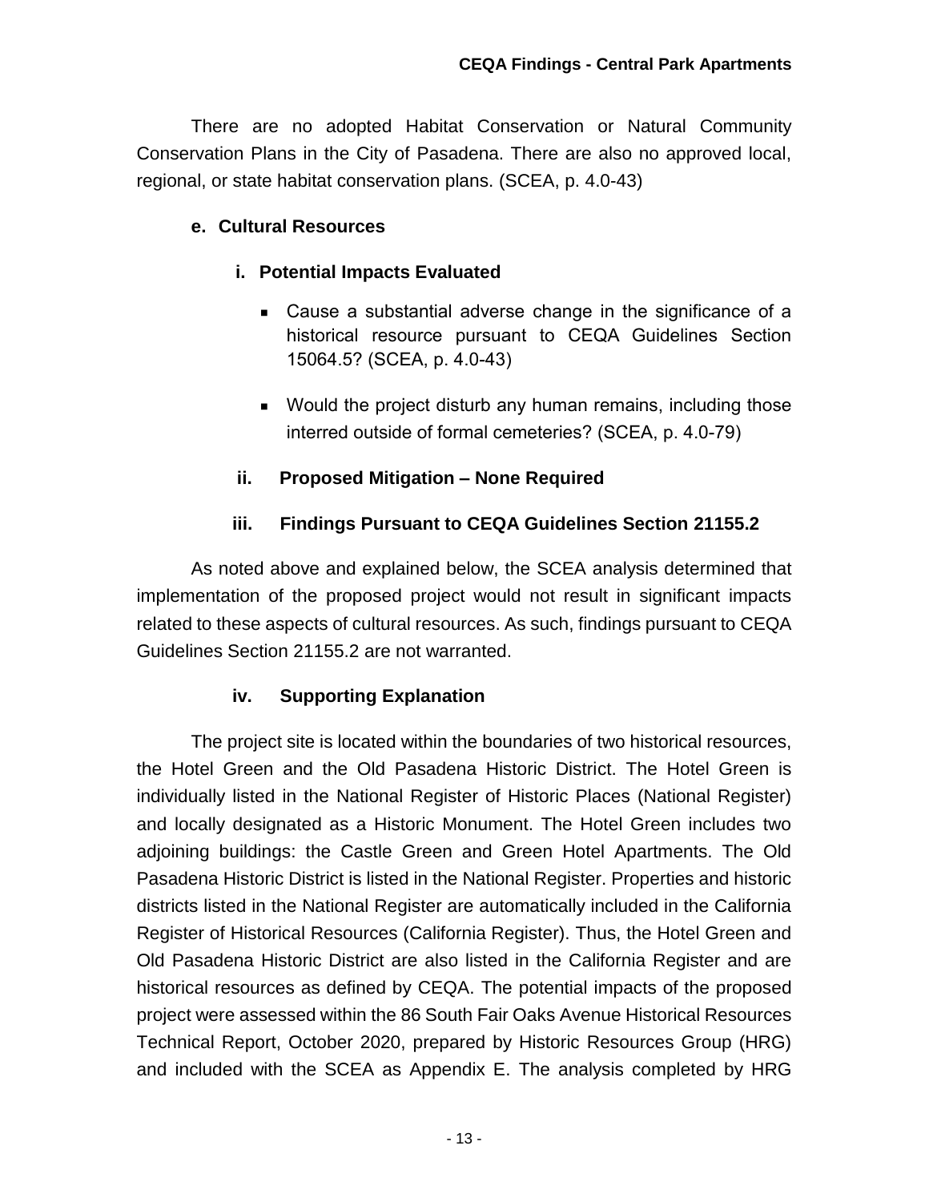There are no adopted Habitat Conservation or Natural Community Conservation Plans in the City of Pasadena. There are also no approved local, regional, or state habitat conservation plans. (SCEA, p. 4.0-43)

### e. Cultural Resources

#### i. Potential Impacts Evaluated

- Cause a substantial adverse change in the significance of a historical resource pursuant to CEQA Guidelines Section 15064.5? (SCEA, p. 4.0-43)
- Would the project disturb any human remains, including those interred outside of formal cemeteries? (SCEA, p. 4.0-79)

#### ii. Proposed Mitigation – None Required

#### iii. Findings Pursuant to CEQA Guidelines Section 21155.2

As noted above and explained below, the SCEA analysis determined that implementation of the proposed project would not result in significant impacts related to these aspects of cultural resources. As such, findings pursuant to CEQA Guidelines Section 21155.2 are not warranted.

#### iv. Supporting Explanation

The project site is located within the boundaries of two historical resources, the Hotel Green and the Old Pasadena Historic District. The Hotel Green is individually listed in the National Register of Historic Places (National Register) and locally designated as a Historic Monument. The Hotel Green includes two adjoining buildings: the Castle Green and Green Hotel Apartments. The Old Pasadena Historic District is listed in the National Register. Properties and historic districts listed in the National Register are automatically included in the California Register of Historical Resources (California Register). Thus, the Hotel Green and Old Pasadena Historic District are also listed in the California Register and are historical resources as defined by CEQA. The potential impacts of the proposed project were assessed within the 86 South Fair Oaks Avenue Historical Resources Technical Report, October 2020, prepared by Historic Resources Group (HRG) and included with the SCEA as Appendix E. The analysis completed by HRG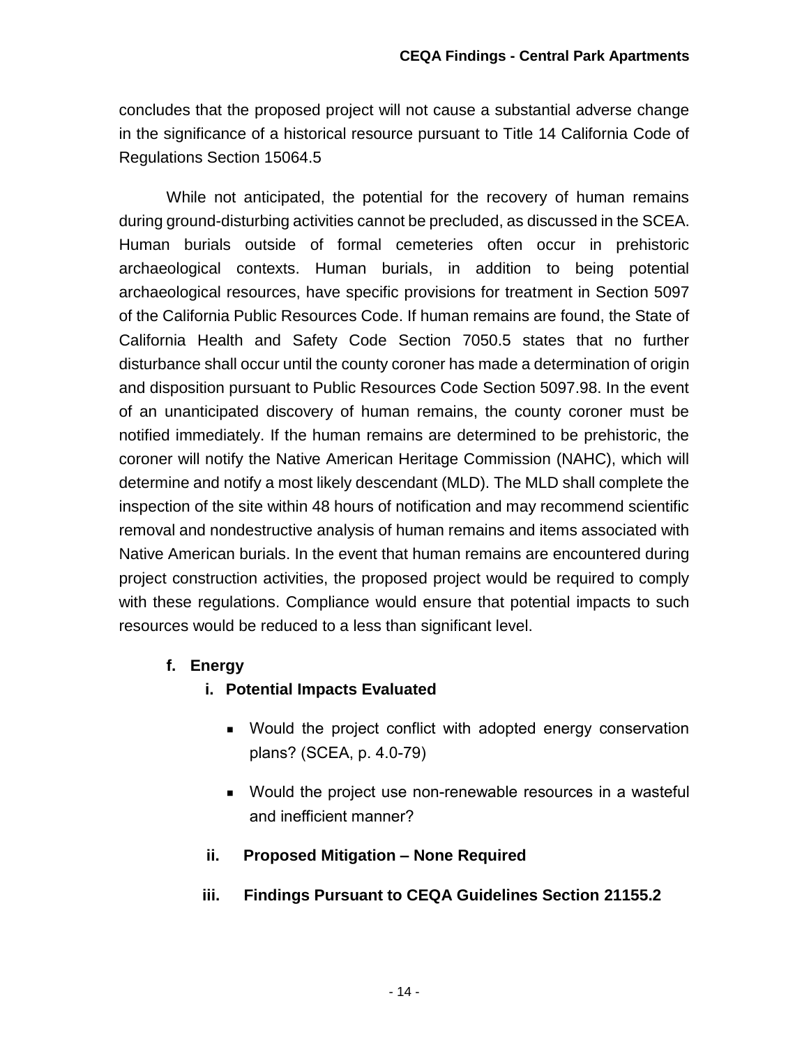concludes that the proposed project will not cause a substantial adverse change in the significance of a historical resource pursuant to Title 14 California Code of Regulations Section 15064.5

While not anticipated, the potential for the recovery of human remains during ground-disturbing activities cannot be precluded, as discussed in the SCEA. Human burials outside of formal cemeteries often occur in prehistoric archaeological contexts. Human burials, in addition to being potential archaeological resources, have specific provisions for treatment in Section 5097 of the California Public Resources Code. If human remains are found, the State of California Health and Safety Code Section 7050.5 states that no further disturbance shall occur until the county coroner has made a determination of origin and disposition pursuant to Public Resources Code Section 5097.98. In the event of an unanticipated discovery of human remains, the county coroner must be notified immediately. If the human remains are determined to be prehistoric, the coroner will notify the Native American Heritage Commission (NAHC), which will determine and notify a most likely descendant (MLD). The MLD shall complete the inspection of the site within 48 hours of notification and may recommend scientific removal and nondestructive analysis of human remains and items associated with Native American burials. In the event that human remains are encountered during project construction activities, the proposed project would be required to comply with these regulations. Compliance would ensure that potential impacts to such resources would be reduced to a less than significant level.

### f. Energy

#### i. Potential Impacts Evaluated

- Would the project conflict with adopted energy conservation plans? (SCEA, p. 4.0-79)
- Would the project use non-renewable resources in a wasteful and inefficient manner?

#### ii. Proposed Mitigation – None Required

#### iii. Findings Pursuant to CEQA Guidelines Section 21155.2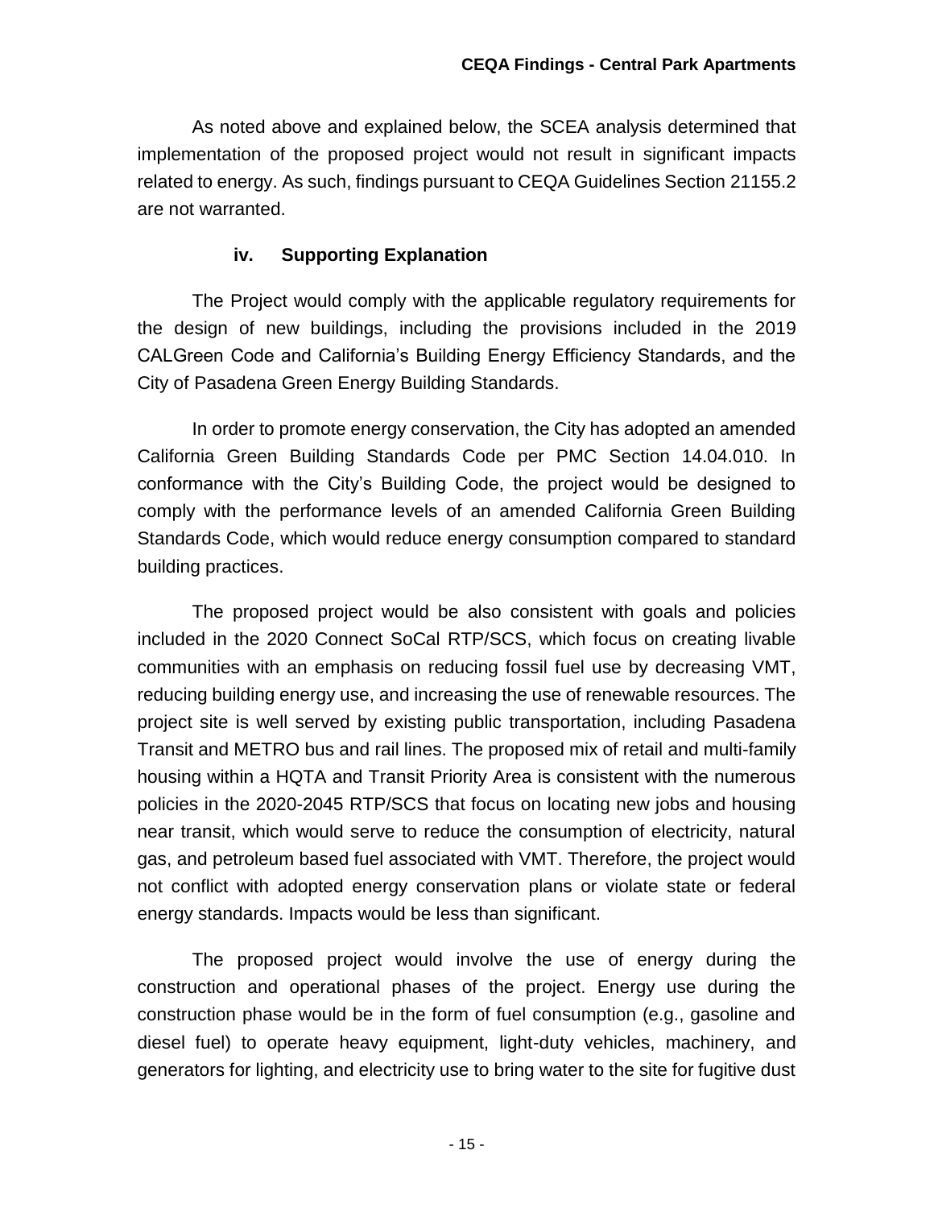As noted above and explained below, the SCEA analysis determined that implementation of the proposed project would not result in significant impacts related to energy. As such, findings pursuant to CEQA Guidelines Section 21155.2 are not warranted.

#### iv. Supporting Explanation

The Project would comply with the applicable regulatory requirements for the design of new buildings, including the provisions included in the 2019 CALGreen Code and California's Building Energy Efficiency Standards, and the City of Pasadena Green Energy Building Standards.

In order to promote energy conservation, the City has adopted an amended California Green Building Standards Code per PMC Section 14.04.010. In conformance with the City's Building Code, the project would be designed to comply with the performance levels of an amended California Green Building Standards Code, which would reduce energy consumption compared to standard building practices.

The proposed project would be also consistent with goals and policies included in the 2020 Connect SoCal RTP/SCS, which focus on creating livable communities with an emphasis on reducing fossil fuel use by decreasing VMT, reducing building energy use, and increasing the use of renewable resources. The project site is well served by existing public transportation, including Pasadena Transit and METRO bus and rail lines. The proposed mix of retail and multi-family housing within a HQTA and Transit Priority Area is consistent with the numerous policies in the 2020-2045 RTP/SCS that focus on locating new jobs and housing near transit, which would serve to reduce the consumption of electricity, natural gas, and petroleum based fuel associated with VMT. Therefore, the project would not conflict with adopted energy conservation plans or violate state or federal energy standards. Impacts would be less than significant.

The proposed project would involve the use of energy during the construction and operational phases of the project. Energy use during the construction phase would be in the form of fuel consumption (e.g., gasoline and diesel fuel) to operate heavy equipment, light-duty vehicles, machinery, and generators for lighting, and electricity use to bring water to the site for fugitive dust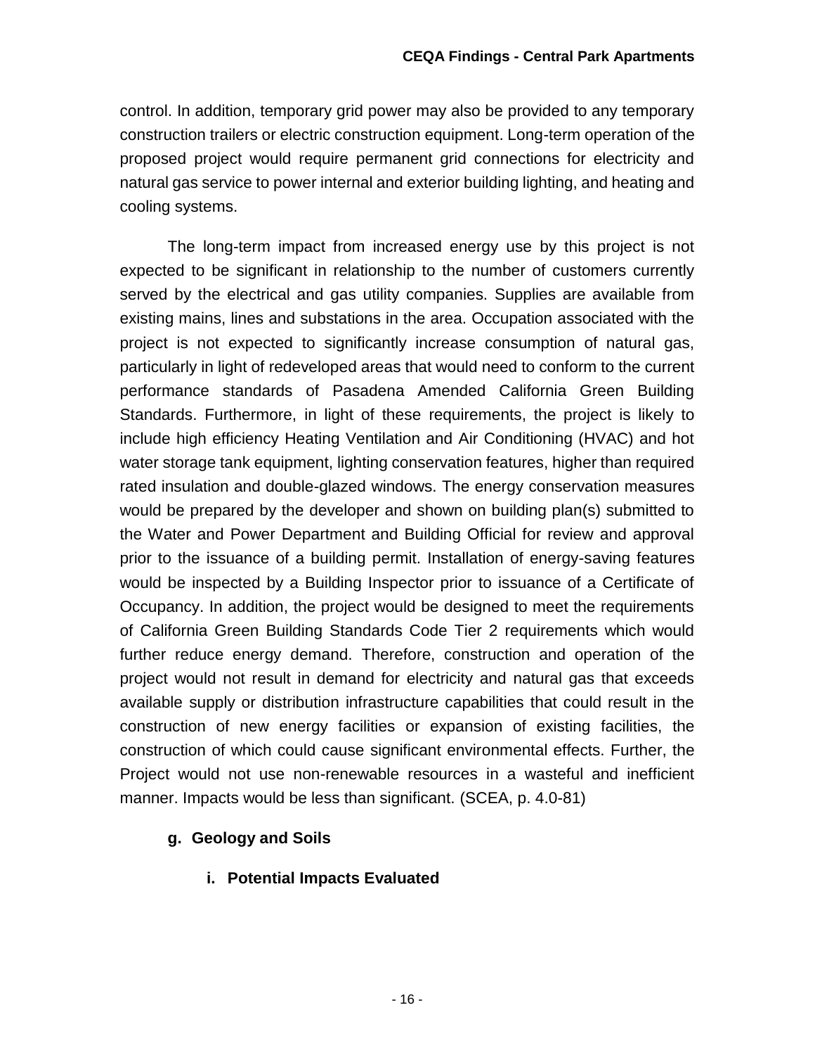control. In addition, temporary grid power may also be provided to any temporary construction trailers or electric construction equipment. Long-term operation of the proposed project would require permanent grid connections for electricity and natural gas service to power internal and exterior building lighting, and heating and cooling systems.

The long-term impact from increased energy use by this project is not expected to be significant in relationship to the number of customers currently served by the electrical and gas utility companies. Supplies are available from existing mains, lines and substations in the area. Occupation associated with the project is not expected to significantly increase consumption of natural gas, particularly in light of redeveloped areas that would need to conform to the current performance standards of Pasadena Amended California Green Building Standards. Furthermore, in light of these requirements, the project is likely to include high efficiency Heating Ventilation and Air Conditioning (HVAC) and hot water storage tank equipment, lighting conservation features, higher than required rated insulation and double-glazed windows. The energy conservation measures would be prepared by the developer and shown on building plan(s) submitted to the Water and Power Department and Building Official for review and approval prior to the issuance of a building permit. Installation of energy-saving features would be inspected by a Building Inspector prior to issuance of a Certificate of Occupancy. In addition, the project would be designed to meet the requirements of California Green Building Standards Code Tier 2 requirements which would further reduce energy demand. Therefore, construction and operation of the project would not result in demand for electricity and natural gas that exceeds available supply or distribution infrastructure capabilities that could result in the construction of new energy facilities or expansion of existing facilities, the construction of which could cause significant environmental effects. Further, the Project would not use non-renewable resources in a wasteful and inefficient manner. Impacts would be less than significant. (SCEA, p. 4.0-81)

### g. Geology and Soils

#### i. Potential Impacts Evaluated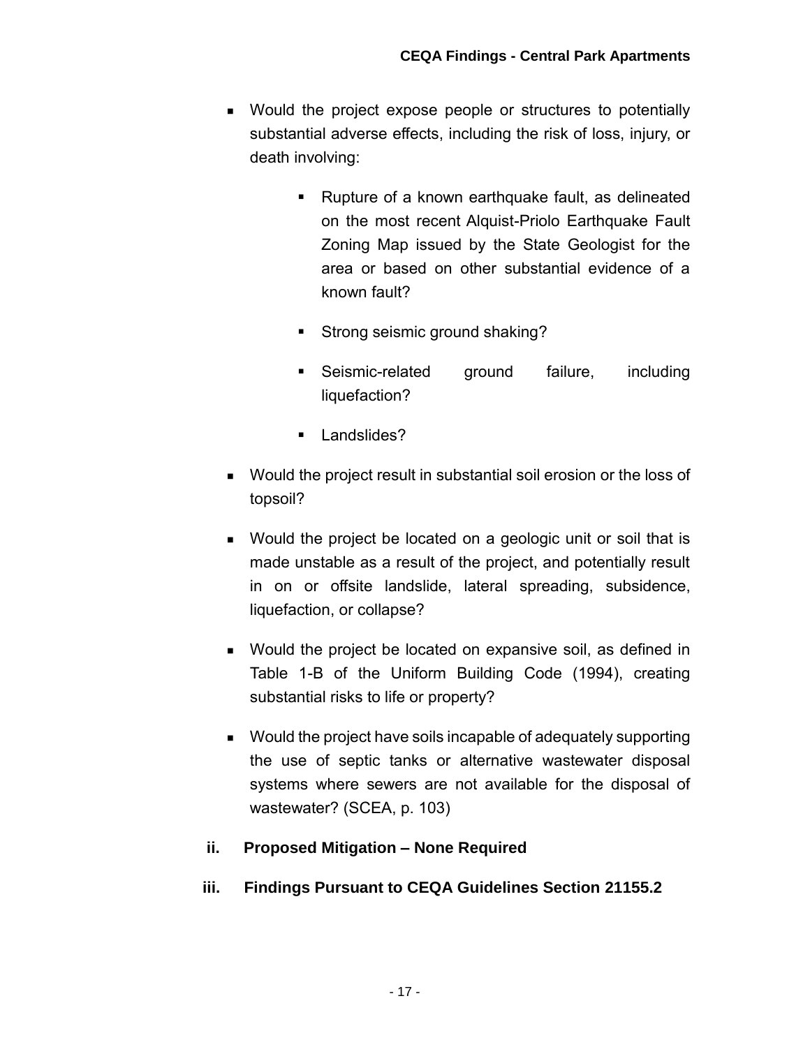- Would the project expose people or structures to potentially substantial adverse effects, including the risk of loss, injury, or death involving:
  - Rupture of a known earthquake fault, as delineated on the most recent Alquist-Priolo Earthquake Fault Zoning Map issued by the State Geologist for the area or based on other substantial evidence of a known fault?
  - Strong seismic ground shaking?
  - Seismic-related ground failure, including liquefaction?
  - Landslides?
- Would the project result in substantial soil erosion or the loss of topsoil?
- Would the project be located on a geologic unit or soil that is made unstable as a result of the project, and potentially result in on or offsite landslide, lateral spreading, subsidence, liquefaction, or collapse?
- Would the project be located on expansive soil, as defined in Table 1-B of the Uniform Building Code (1994), creating substantial risks to life or property?
- Would the project have soils incapable of adequately supporting the use of septic tanks or alternative wastewater disposal systems where sewers are not available for the disposal of wastewater? (SCEA, p. 103)

**ii. Proposed Mitigation – None Required**

**iii. Findings Pursuant to CEQA Guidelines Section 21155.2**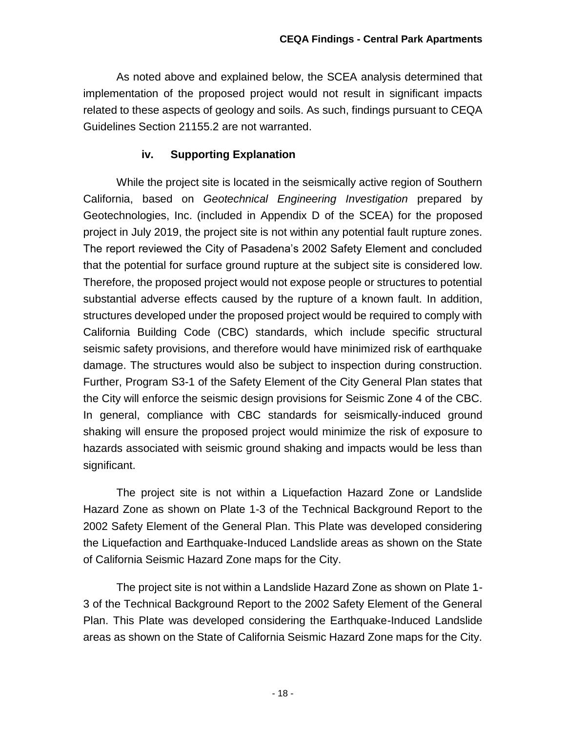As noted above and explained below, the SCEA analysis determined that implementation of the proposed project would not result in significant impacts related to these aspects of geology and soils. As such, findings pursuant to CEQA Guidelines Section 21155.2 are not warranted.

### iv. Supporting Explanation

While the project site is located in the seismically active region of Southern California, based on *Geotechnical Engineering Investigation* prepared by Geotechnologies, Inc. (included in Appendix D of the SCEA) for the proposed project in July 2019, the project site is not within any potential fault rupture zones. The report reviewed the City of Pasadena's 2002 Safety Element and concluded that the potential for surface ground rupture at the subject site is considered low. Therefore, the proposed project would not expose people or structures to potential substantial adverse effects caused by the rupture of a known fault. In addition, structures developed under the proposed project would be required to comply with California Building Code (CBC) standards, which include specific structural seismic safety provisions, and therefore would have minimized risk of earthquake damage. The structures would also be subject to inspection during construction. Further, Program S3-1 of the Safety Element of the City General Plan states that the City will enforce the seismic design provisions for Seismic Zone 4 of the CBC. In general, compliance with CBC standards for seismically-induced ground shaking will ensure the proposed project would minimize the risk of exposure to hazards associated with seismic ground shaking and impacts would be less than significant.

The project site is not within a Liquefaction Hazard Zone or Landslide Hazard Zone as shown on Plate 1-3 of the Technical Background Report to the 2002 Safety Element of the General Plan. This Plate was developed considering the Liquefaction and Earthquake-Induced Landslide areas as shown on the State of California Seismic Hazard Zone maps for the City.

The project site is not within a Landslide Hazard Zone as shown on Plate 1-3 of the Technical Background Report to the 2002 Safety Element of the General Plan. This Plate was developed considering the Earthquake-Induced Landslide areas as shown on the State of California Seismic Hazard Zone maps for the City.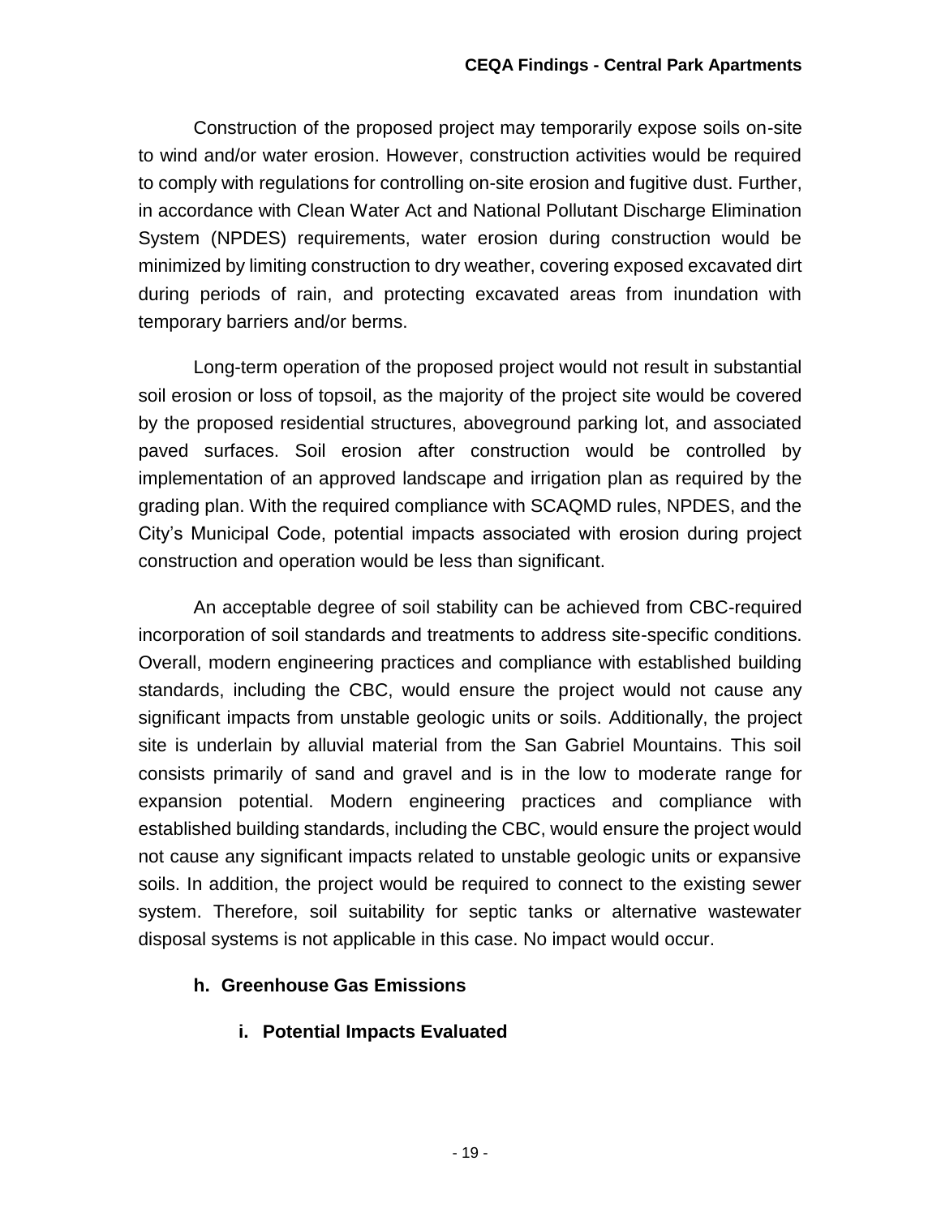Construction of the proposed project may temporarily expose soils on-site to wind and/or water erosion. However, construction activities would be required to comply with regulations for controlling on-site erosion and fugitive dust. Further, in accordance with Clean Water Act and National Pollutant Discharge Elimination System (NPDES) requirements, water erosion during construction would be minimized by limiting construction to dry weather, covering exposed excavated dirt during periods of rain, and protecting excavated areas from inundation with temporary barriers and/or berms.

Long-term operation of the proposed project would not result in substantial soil erosion or loss of topsoil, as the majority of the project site would be covered by the proposed residential structures, aboveground parking lot, and associated paved surfaces. Soil erosion after construction would be controlled by implementation of an approved landscape and irrigation plan as required by the grading plan. With the required compliance with SCAQMD rules, NPDES, and the City's Municipal Code, potential impacts associated with erosion during project construction and operation would be less than significant.

An acceptable degree of soil stability can be achieved from CBC-required incorporation of soil standards and treatments to address site-specific conditions. Overall, modern engineering practices and compliance with established building standards, including the CBC, would ensure the project would not cause any significant impacts from unstable geologic units or soils. Additionally, the project site is underlain by alluvial material from the San Gabriel Mountains. This soil consists primarily of sand and gravel and is in the low to moderate range for expansion potential. Modern engineering practices and compliance with established building standards, including the CBC, would ensure the project would not cause any significant impacts related to unstable geologic units or expansive soils. In addition, the project would be required to connect to the existing sewer system. Therefore, soil suitability for septic tanks or alternative wastewater disposal systems is not applicable in this case. No impact would occur.

### h. Greenhouse Gas Emissions

#### i. Potential Impacts Evaluated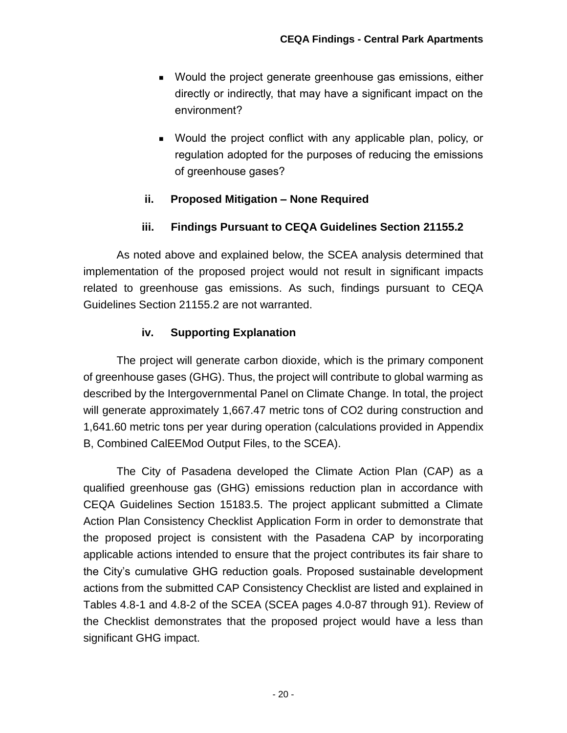- Would the project generate greenhouse gas emissions, either directly or indirectly, that may have a significant impact on the environment?
- Would the project conflict with any applicable plan, policy, or regulation adopted for the purposes of reducing the emissions of greenhouse gases?

### ii. Proposed Mitigation – None Required

### iii. Findings Pursuant to CEQA Guidelines Section 21155.2

As noted above and explained below, the SCEA analysis determined that implementation of the proposed project would not result in significant impacts related to greenhouse gas emissions. As such, findings pursuant to CEQA Guidelines Section 21155.2 are not warranted.

### iv. Supporting Explanation

The project will generate carbon dioxide, which is the primary component of greenhouse gases (GHG). Thus, the project will contribute to global warming as described by the Intergovernmental Panel on Climate Change. In total, the project will generate approximately 1,667.47 metric tons of $CO_2$ during construction and 1,641.60 metric tons per year during operation (calculations provided in Appendix B, Combined CalEEMod Output Files, to the SCEA).

The City of Pasadena developed the Climate Action Plan (CAP) as a qualified greenhouse gas (GHG) emissions reduction plan in accordance with CEQA Guidelines Section 15183.5. The project applicant submitted a Climate Action Plan Consistency Checklist Application Form in order to demonstrate that the proposed project is consistent with the Pasadena CAP by incorporating applicable actions intended to ensure that the project contributes its fair share to the City's cumulative GHG reduction goals. Proposed sustainable development actions from the submitted CAP Consistency Checklist are listed and explained in Tables 4.8-1 and 4.8-2 of the SCEA (SCEA pages 4.0-87 through 91). Review of the Checklist demonstrates that the proposed project would have a less than significant GHG impact.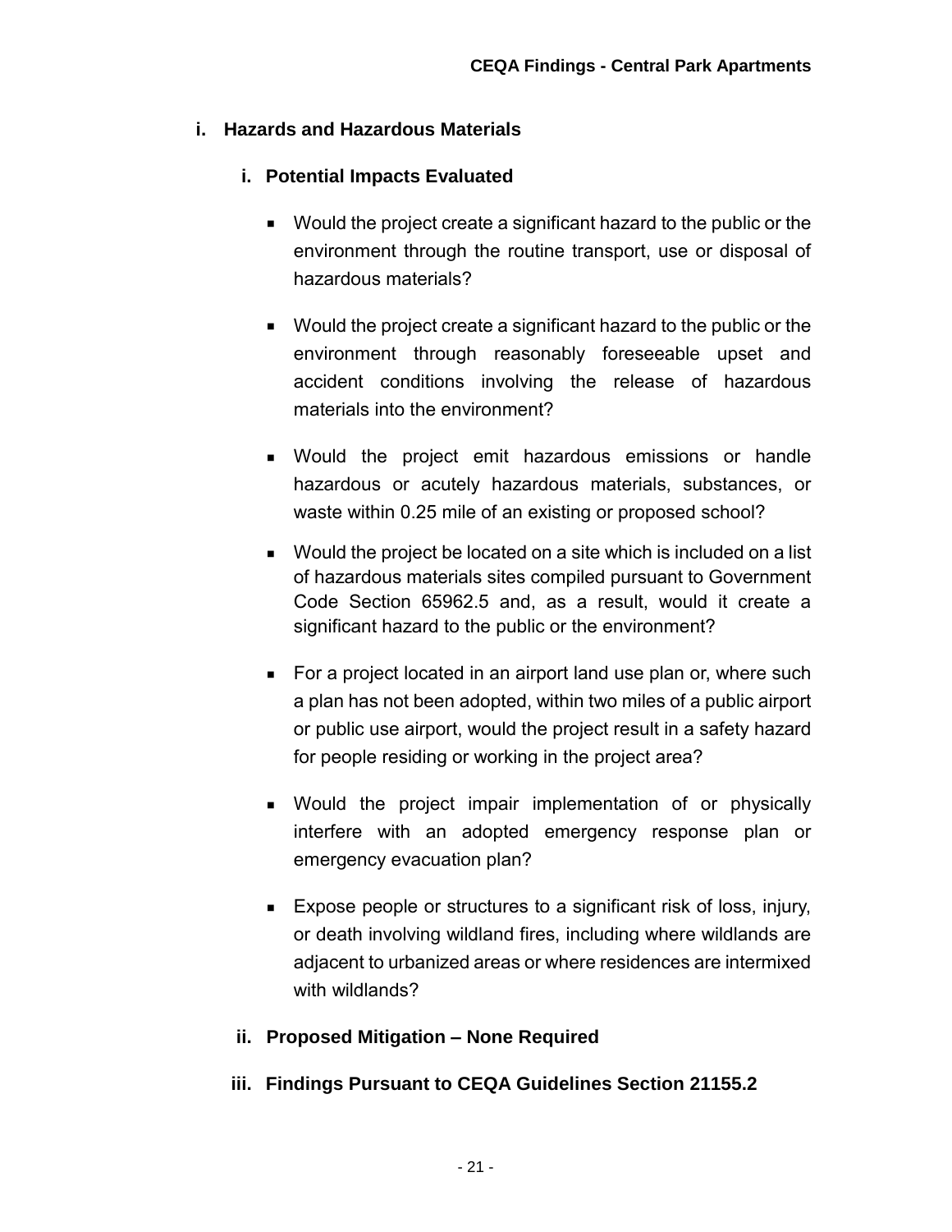## i. Hazards and Hazardous Materials

### i. Potential Impacts Evaluated

- Would the project create a significant hazard to the public or the environment through the routine transport, use or disposal of hazardous materials?
- Would the project create a significant hazard to the public or the environment through reasonably foreseeable upset and accident conditions involving the release of hazardous materials into the environment?
- Would the project emit hazardous emissions or handle hazardous or acutely hazardous materials, substances, or waste within 0.25 mile of an existing or proposed school?
- Would the project be located on a site which is included on a list of hazardous materials sites compiled pursuant to Government Code Section 65962.5 and, as a result, would it create a significant hazard to the public or the environment?
- For a project located in an airport land use plan or, where such a plan has not been adopted, within two miles of a public airport or public use airport, would the project result in a safety hazard for people residing or working in the project area?
- Would the project impair implementation of or physically interfere with an adopted emergency response plan or emergency evacuation plan?
- Expose people or structures to a significant risk of loss, injury, or death involving wildland fires, including where wildlands are adjacent to urbanized areas or where residences are intermixed with wildlands?

### ii. Proposed Mitigation – None Required

### iii. Findings Pursuant to CEQA Guidelines Section 21155.2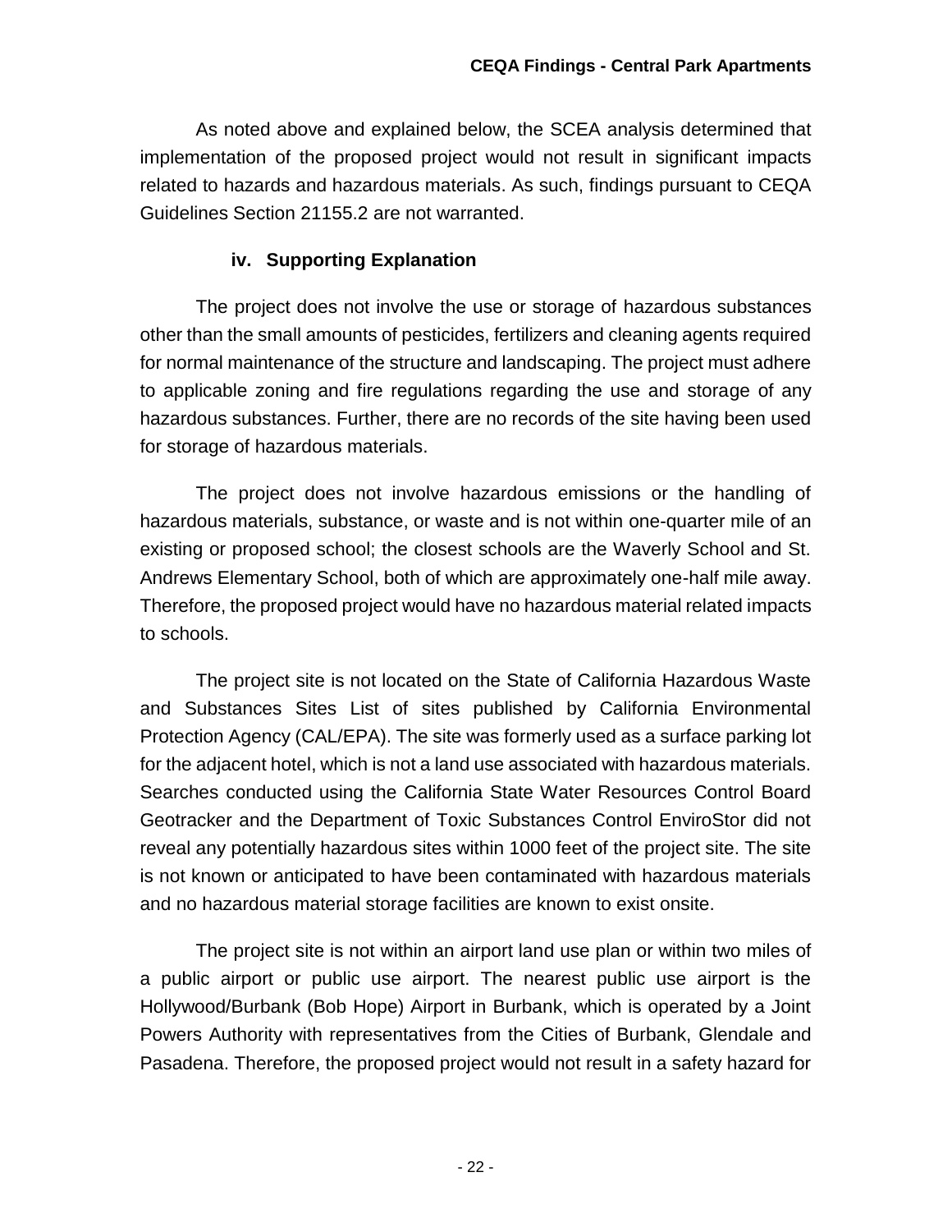As noted above and explained below, the SCEA analysis determined that implementation of the proposed project would not result in significant impacts related to hazards and hazardous materials. As such, findings pursuant to CEQA Guidelines Section 21155.2 are not warranted.

#### iv. Supporting Explanation

The project does not involve the use or storage of hazardous substances other than the small amounts of pesticides, fertilizers and cleaning agents required for normal maintenance of the structure and landscaping. The project must adhere to applicable zoning and fire regulations regarding the use and storage of any hazardous substances. Further, there are no records of the site having been used for storage of hazardous materials.

The project does not involve hazardous emissions or the handling of hazardous materials, substance, or waste and is not within one-quarter mile of an existing or proposed school; the closest schools are the Waverly School and St. Andrews Elementary School, both of which are approximately one-half mile away. Therefore, the proposed project would have no hazardous material related impacts to schools.

The project site is not located on the State of California Hazardous Waste and Substances Sites List of sites published by California Environmental Protection Agency (CAL/EPA). The site was formerly used as a surface parking lot for the adjacent hotel, which is not a land use associated with hazardous materials. Searches conducted using the California State Water Resources Control Board Geotracker and the Department of Toxic Substances Control EnviroStor did not reveal any potentially hazardous sites within 1000 feet of the project site. The site is not known or anticipated to have been contaminated with hazardous materials and no hazardous material storage facilities are known to exist onsite.

The project site is not within an airport land use plan or within two miles of a public airport or public use airport. The nearest public use airport is the Hollywood/Burbank (Bob Hope) Airport in Burbank, which is operated by a Joint Powers Authority with representatives from the Cities of Burbank, Glendale and Pasadena. Therefore, the proposed project would not result in a safety hazard for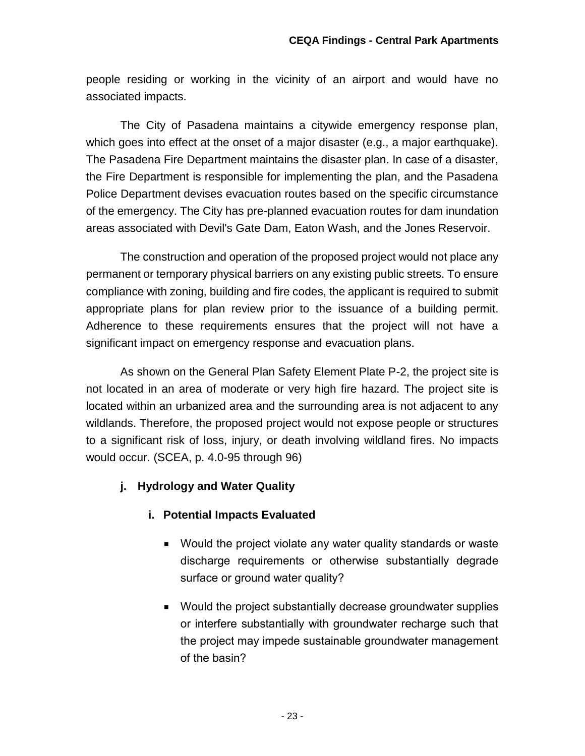people residing or working in the vicinity of an airport and would have no associated impacts.

The City of Pasadena maintains a citywide emergency response plan, which goes into effect at the onset of a major disaster (e.g., a major earthquake). The Pasadena Fire Department maintains the disaster plan. In case of a disaster, the Fire Department is responsible for implementing the plan, and the Pasadena Police Department devises evacuation routes based on the specific circumstance of the emergency. The City has pre-planned evacuation routes for dam inundation areas associated with Devil's Gate Dam, Eaton Wash, and the Jones Reservoir.

The construction and operation of the proposed project would not place any permanent or temporary physical barriers on any existing public streets. To ensure compliance with zoning, building and fire codes, the applicant is required to submit appropriate plans for plan review prior to the issuance of a building permit. Adherence to these requirements ensures that the project will not have a significant impact on emergency response and evacuation plans.

As shown on the General Plan Safety Element Plate P-2, the project site is not located in an area of moderate or very high fire hazard. The project site is located within an urbanized area and the surrounding area is not adjacent to any wildlands. Therefore, the proposed project would not expose people or structures to a significant risk of loss, injury, or death involving wildland fires. No impacts would occur. (SCEA, p. 4.0-95 through 96)

### j. Hydrology and Water Quality

#### i. Potential Impacts Evaluated

- Would the project violate any water quality standards or waste discharge requirements or otherwise substantially degrade surface or ground water quality?
- Would the project substantially decrease groundwater supplies or interfere substantially with groundwater recharge such that the project may impede sustainable groundwater management of the basin?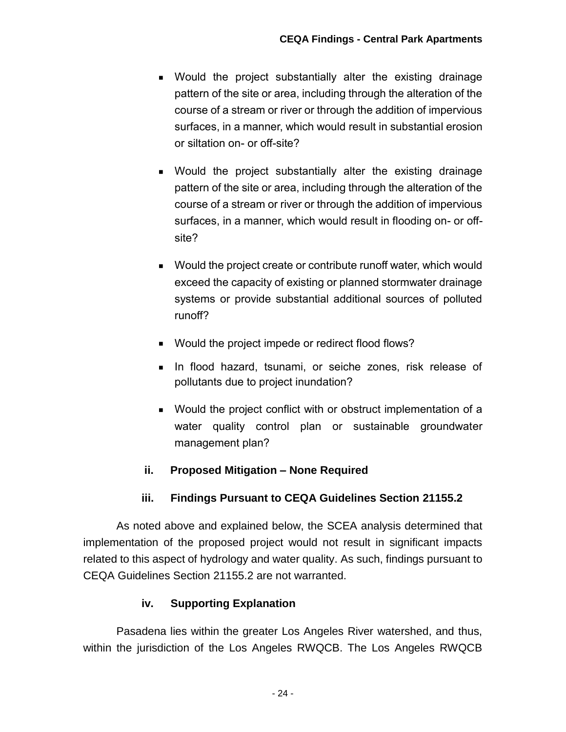- Would the project substantially alter the existing drainage pattern of the site or area, including through the alteration of the course of a stream or river or through the addition of impervious surfaces, in a manner, which would result in substantial erosion or siltation on- or off-site?
- Would the project substantially alter the existing drainage pattern of the site or area, including through the alteration of the course of a stream or river or through the addition of impervious surfaces, in a manner, which would result in flooding on- or off-site?
- Would the project create or contribute runoff water, which would exceed the capacity of existing or planned stormwater drainage systems or provide substantial additional sources of polluted runoff?
- Would the project impede or redirect flood flows?
- In flood hazard, tsunami, or seiche zones, risk release of pollutants due to project inundation?
- Would the project conflict with or obstruct implementation of a water quality control plan or sustainable groundwater management plan?

### ii. Proposed Mitigation – None Required

### iii. Findings Pursuant to CEQA Guidelines Section 21155.2

As noted above and explained below, the SCEA analysis determined that implementation of the proposed project would not result in significant impacts related to this aspect of hydrology and water quality. As such, findings pursuant to CEQA Guidelines Section 21155.2 are not warranted.

### iv. Supporting Explanation

Pasadena lies within the greater Los Angeles River watershed, and thus, within the jurisdiction of the Los Angeles RWQCB. The Los Angeles RWQCB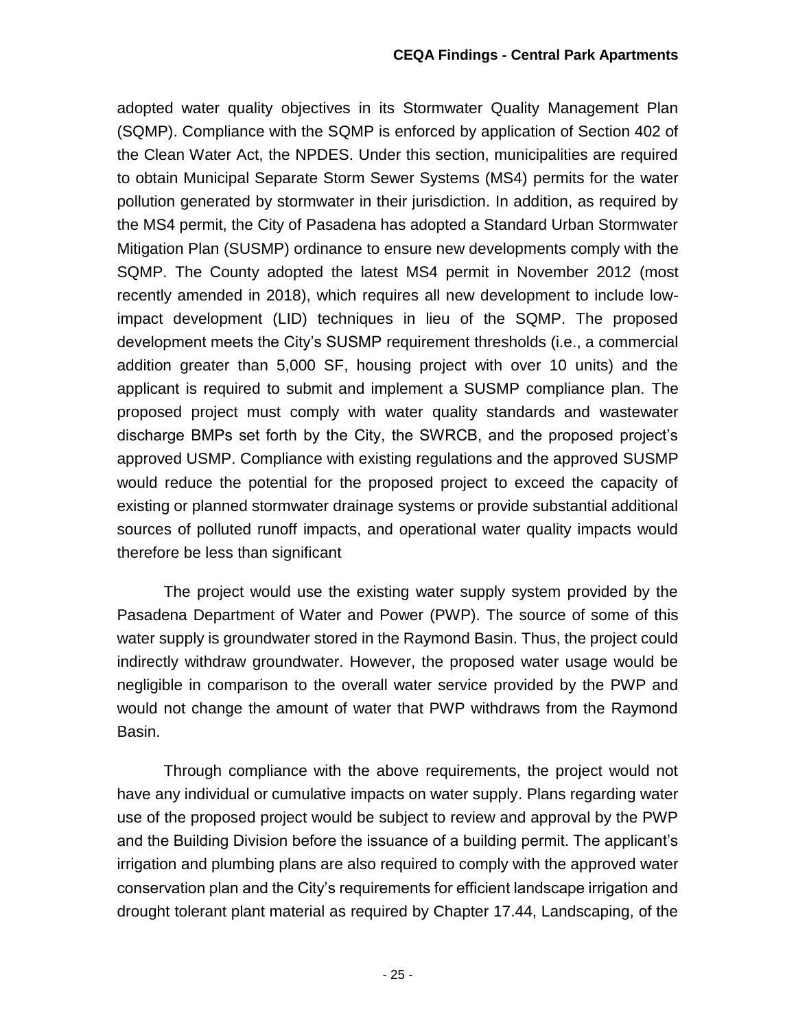adopted water quality objectives in its Stormwater Quality Management Plan (SQMP). Compliance with the SQMP is enforced by application of Section 402 of the Clean Water Act, the NPDES. Under this section, municipalities are required to obtain Municipal Separate Storm Sewer Systems (MS4) permits for the water pollution generated by stormwater in their jurisdiction. In addition, as required by the MS4 permit, the City of Pasadena has adopted a Standard Urban Stormwater Mitigation Plan (SUSMP) ordinance to ensure new developments comply with the SQMP. The County adopted the latest MS4 permit in November 2012 (most recently amended in 2018), which requires all new development to include low-impact development (LID) techniques in lieu of the SQMP. The proposed development meets the City's SUSMP requirement thresholds (i.e., a commercial addition greater than 5,000 SF, housing project with over 10 units) and the applicant is required to submit and implement a SUSMP compliance plan. The proposed project must comply with water quality standards and wastewater discharge BMPs set forth by the City, the SWRCB, and the proposed project's approved USMP. Compliance with existing regulations and the approved SUSMP would reduce the potential for the proposed project to exceed the capacity of existing or planned stormwater drainage systems or provide substantial additional sources of polluted runoff impacts, and operational water quality impacts would therefore be less than significant

The project would use the existing water supply system provided by the Pasadena Department of Water and Power (PWP). The source of some of this water supply is groundwater stored in the Raymond Basin. Thus, the project could indirectly withdraw groundwater. However, the proposed water usage would be negligible in comparison to the overall water service provided by the PWP and would not change the amount of water that PWP withdraws from the Raymond Basin.

Through compliance with the above requirements, the project would not have any individual or cumulative impacts on water supply. Plans regarding water use of the proposed project would be subject to review and approval by the PWP and the Building Division before the issuance of a building permit. The applicant's irrigation and plumbing plans are also required to comply with the approved water conservation plan and the City's requirements for efficient landscape irrigation and drought tolerant plant material as required by Chapter 17.44, Landscaping, of the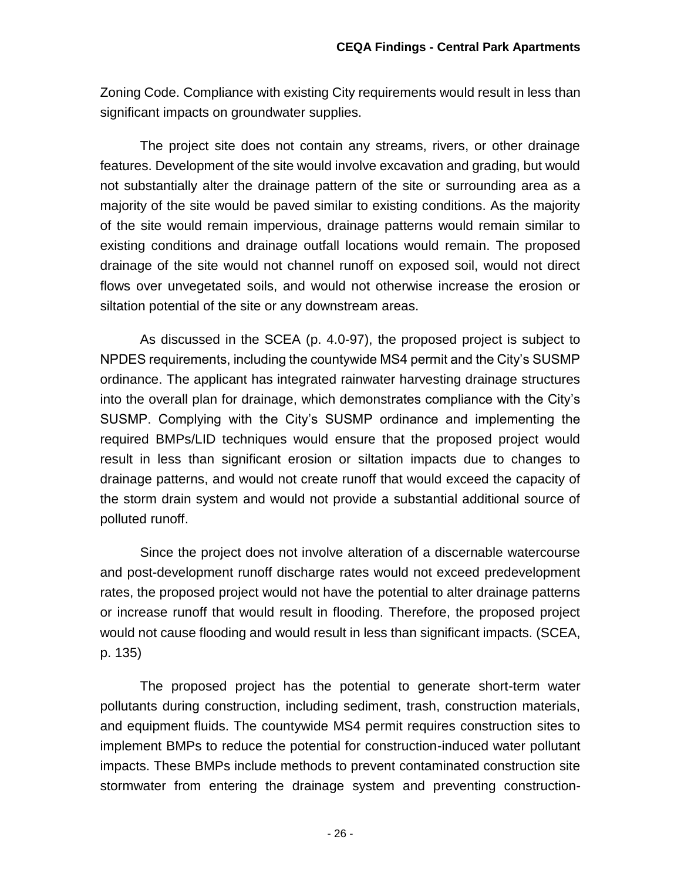Zoning Code. Compliance with existing City requirements would result in less than significant impacts on groundwater supplies.

The project site does not contain any streams, rivers, or other drainage features. Development of the site would involve excavation and grading, but would not substantially alter the drainage pattern of the site or surrounding area as a majority of the site would be paved similar to existing conditions. As the majority of the site would remain impervious, drainage patterns would remain similar to existing conditions and drainage outfall locations would remain. The proposed drainage of the site would not channel runoff on exposed soil, would not direct flows over unvegetated soils, and would not otherwise increase the erosion or siltation potential of the site or any downstream areas.

As discussed in the SCEA (p. 4.0-97), the proposed project is subject to NPDES requirements, including the countywide MS4 permit and the City's SUSMP ordinance. The applicant has integrated rainwater harvesting drainage structures into the overall plan for drainage, which demonstrates compliance with the City's SUSMP. Complying with the City's SUSMP ordinance and implementing the required BMPs/LID techniques would ensure that the proposed project would result in less than significant erosion or siltation impacts due to changes to drainage patterns, and would not create runoff that would exceed the capacity of the storm drain system and would not provide a substantial additional source of polluted runoff.

Since the project does not involve alteration of a discernable watercourse and post-development runoff discharge rates would not exceed predevelopment rates, the proposed project would not have the potential to alter drainage patterns or increase runoff that would result in flooding. Therefore, the proposed project would not cause flooding and would result in less than significant impacts. (SCEA, p. 135)

The proposed project has the potential to generate short-term water pollutants during construction, including sediment, trash, construction materials, and equipment fluids. The countywide MS4 permit requires construction sites to implement BMPs to reduce the potential for construction-induced water pollutant impacts. These BMPs include methods to prevent contaminated construction site stormwater from entering the drainage system and preventing construction-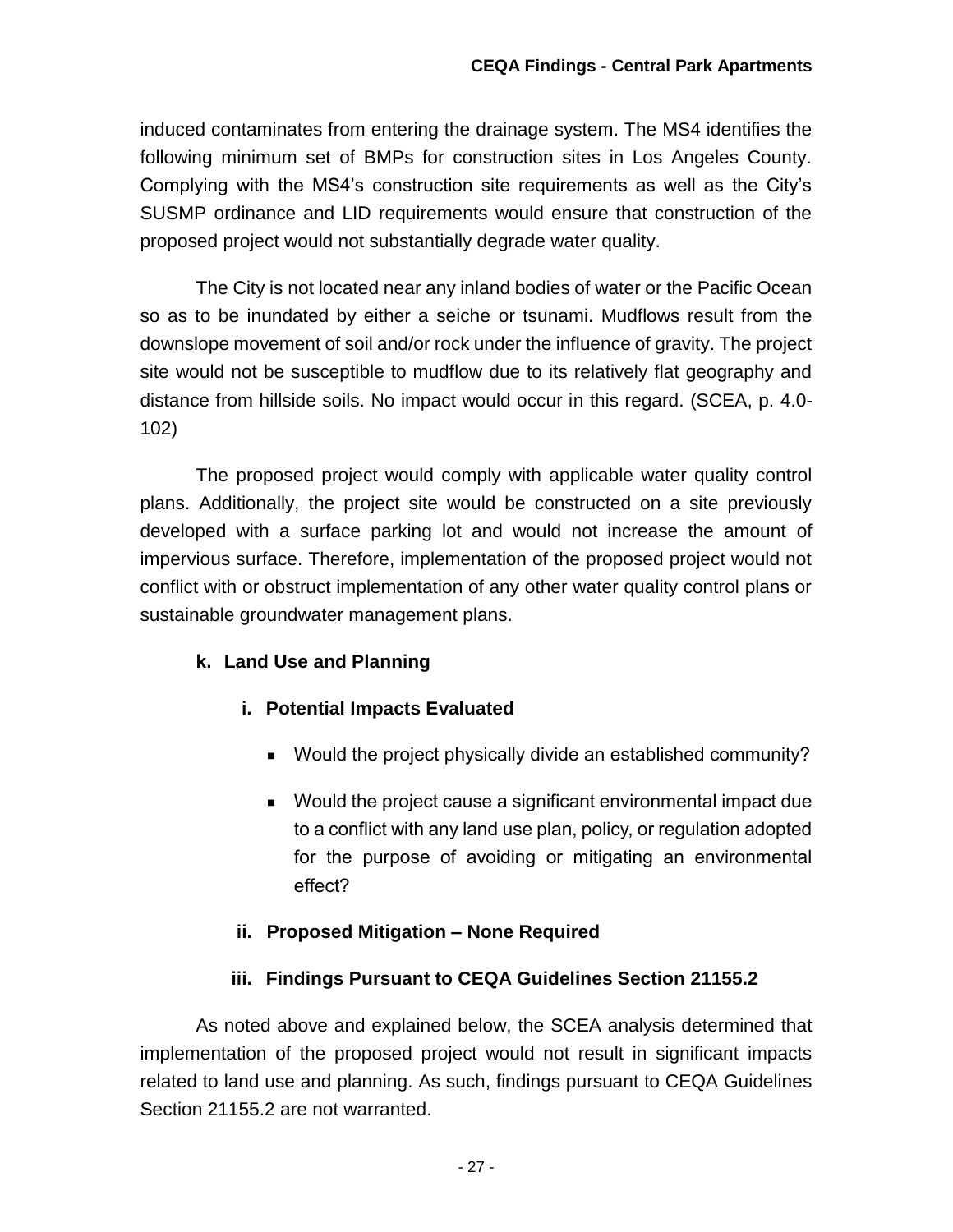induced contaminates from entering the drainage system. The MS4 identifies the following minimum set of BMPs for construction sites in Los Angeles County. Complying with the MS4's construction site requirements as well as the City's SUSMP ordinance and LID requirements would ensure that construction of the proposed project would not substantially degrade water quality.

The City is not located near any inland bodies of water or the Pacific Ocean so as to be inundated by either a seiche or tsunami. Mudflows result from the downslope movement of soil and/or rock under the influence of gravity. The project site would not be susceptible to mudflow due to its relatively flat geography and distance from hillside soils. No impact would occur in this regard. (SCEA, p. 4.0-102)

The proposed project would comply with applicable water quality control plans. Additionally, the project site would be constructed on a site previously developed with a surface parking lot and would not increase the amount of impervious surface. Therefore, implementation of the proposed project would not conflict with or obstruct implementation of any other water quality control plans or sustainable groundwater management plans.

### k. Land Use and Planning

#### i. Potential Impacts Evaluated

- Would the project physically divide an established community?
- Would the project cause a significant environmental impact due to a conflict with any land use plan, policy, or regulation adopted for the purpose of avoiding or mitigating an environmental effect?

#### ii. Proposed Mitigation – None Required

#### iii. Findings Pursuant to CEQA Guidelines Section 21155.2

As noted above and explained below, the SCEA analysis determined that implementation of the proposed project would not result in significant impacts related to land use and planning. As such, findings pursuant to CEQA Guidelines Section 21155.2 are not warranted.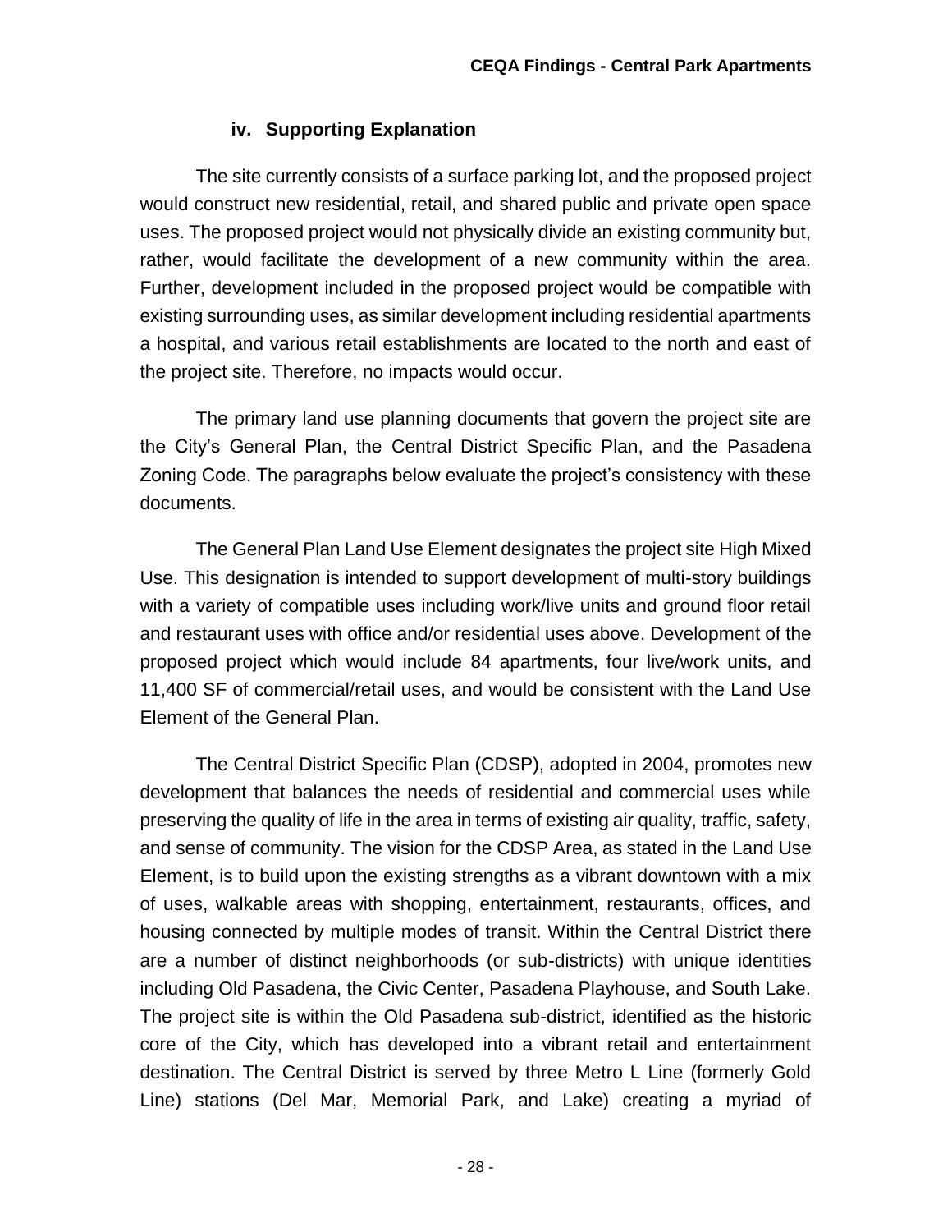#### iv. Supporting Explanation

The site currently consists of a surface parking lot, and the proposed project would construct new residential, retail, and shared public and private open space uses. The proposed project would not physically divide an existing community but, rather, would facilitate the development of a new community within the area. Further, development included in the proposed project would be compatible with existing surrounding uses, as similar development including residential apartments a hospital, and various retail establishments are located to the north and east of the project site. Therefore, no impacts would occur.

The primary land use planning documents that govern the project site are the City's General Plan, the Central District Specific Plan, and the Pasadena Zoning Code. The paragraphs below evaluate the project's consistency with these documents.

The General Plan Land Use Element designates the project site High Mixed Use. This designation is intended to support development of multi-story buildings with a variety of compatible uses including work/live units and ground floor retail and restaurant uses with office and/or residential uses above. Development of the proposed project which would include 84 apartments, four live/work units, and 11,400 SF of commercial/retail uses, and would be consistent with the Land Use Element of the General Plan.

The Central District Specific Plan (CDSP), adopted in 2004, promotes new development that balances the needs of residential and commercial uses while preserving the quality of life in the area in terms of existing air quality, traffic, safety, and sense of community. The vision for the CDSP Area, as stated in the Land Use Element, is to build upon the existing strengths as a vibrant downtown with a mix of uses, walkable areas with shopping, entertainment, restaurants, offices, and housing connected by multiple modes of transit. Within the Central District there are a number of distinct neighborhoods (or sub-districts) with unique identities including Old Pasadena, the Civic Center, Pasadena Playhouse, and South Lake. The project site is within the Old Pasadena sub-district, identified as the historic core of the City, which has developed into a vibrant retail and entertainment destination. The Central District is served by three Metro L Line (formerly Gold Line) stations (Del Mar, Memorial Park, and Lake) creating a myriad of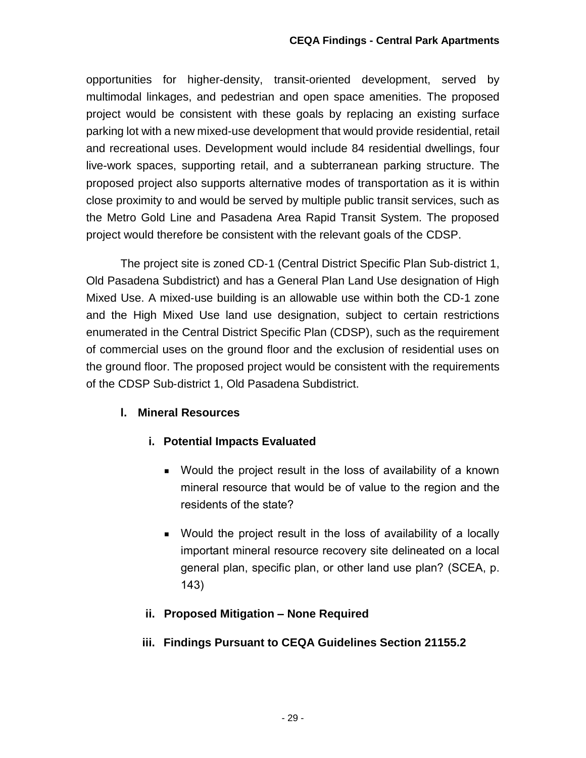opportunities for higher-density, transit-oriented development, served by multimodal linkages, and pedestrian and open space amenities. The proposed project would be consistent with these goals by replacing an existing surface parking lot with a new mixed-use development that would provide residential, retail and recreational uses. Development would include 84 residential dwellings, four live-work spaces, supporting retail, and a subterranean parking structure. The proposed project also supports alternative modes of transportation as it is within close proximity to and would be served by multiple public transit services, such as the Metro Gold Line and Pasadena Area Rapid Transit System. The proposed project would therefore be consistent with the relevant goals of the CDSP.

The project site is zoned CD-1 (Central District Specific Plan Sub-district 1, Old Pasadena Subdistrict) and has a General Plan Land Use designation of High Mixed Use. A mixed-use building is an allowable use within both the CD-1 zone and the High Mixed Use land use designation, subject to certain restrictions enumerated in the Central District Specific Plan (CDSP), such as the requirement of commercial uses on the ground floor and the exclusion of residential uses on the ground floor. The proposed project would be consistent with the requirements of the CDSP Sub-district 1, Old Pasadena Subdistrict.

### l. Mineral Resources

#### i. Potential Impacts Evaluated

- Would the project result in the loss of availability of a known mineral resource that would be of value to the region and the residents of the state?
- Would the project result in the loss of availability of a locally important mineral resource recovery site delineated on a local general plan, specific plan, or other land use plan? (SCEA, p. 143)

#### ii. Proposed Mitigation – None Required

#### iii. Findings Pursuant to CEQA Guidelines Section 21155.2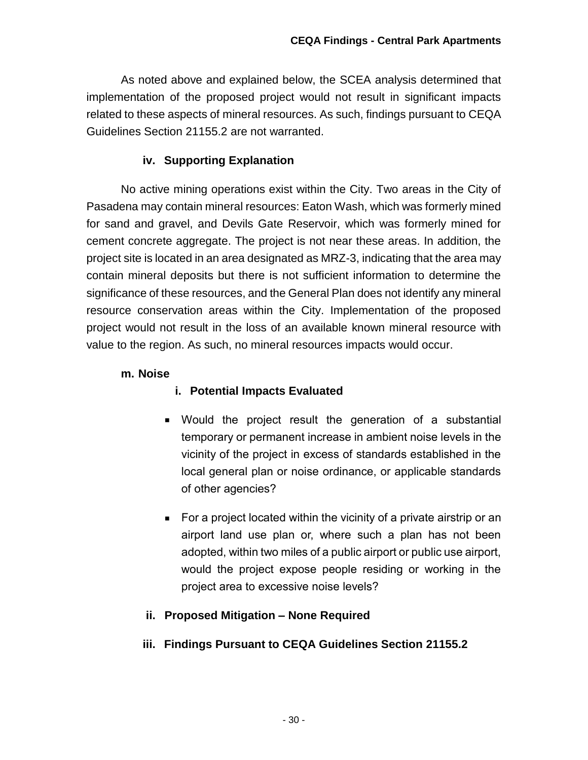As noted above and explained below, the SCEA analysis determined that implementation of the proposed project would not result in significant impacts related to these aspects of mineral resources. As such, findings pursuant to CEQA Guidelines Section 21155.2 are not warranted.

### iv. Supporting Explanation

No active mining operations exist within the City. Two areas in the City of Pasadena may contain mineral resources: Eaton Wash, which was formerly mined for sand and gravel, and Devils Gate Reservoir, which was formerly mined for cement concrete aggregate. The project is not near these areas. In addition, the project site is located in an area designated as MRZ-3, indicating that the area may contain mineral deposits but there is not sufficient information to determine the significance of these resources, and the General Plan does not identify any mineral resource conservation areas within the City. Implementation of the proposed project would not result in the loss of an available known mineral resource with value to the region. As such, no mineral resources impacts would occur.

## m. Noise

### i. Potential Impacts Evaluated

- Would the project result the generation of a substantial temporary or permanent increase in ambient noise levels in the vicinity of the project in excess of standards established in the local general plan or noise ordinance, or applicable standards of other agencies?
- For a project located within the vicinity of a private airstrip or an airport land use plan or, where such a plan has not been adopted, within two miles of a public airport or public use airport, would the project expose people residing or working in the project area to excessive noise levels?

### ii. Proposed Mitigation – None Required

### iii. Findings Pursuant to CEQA Guidelines Section 21155.2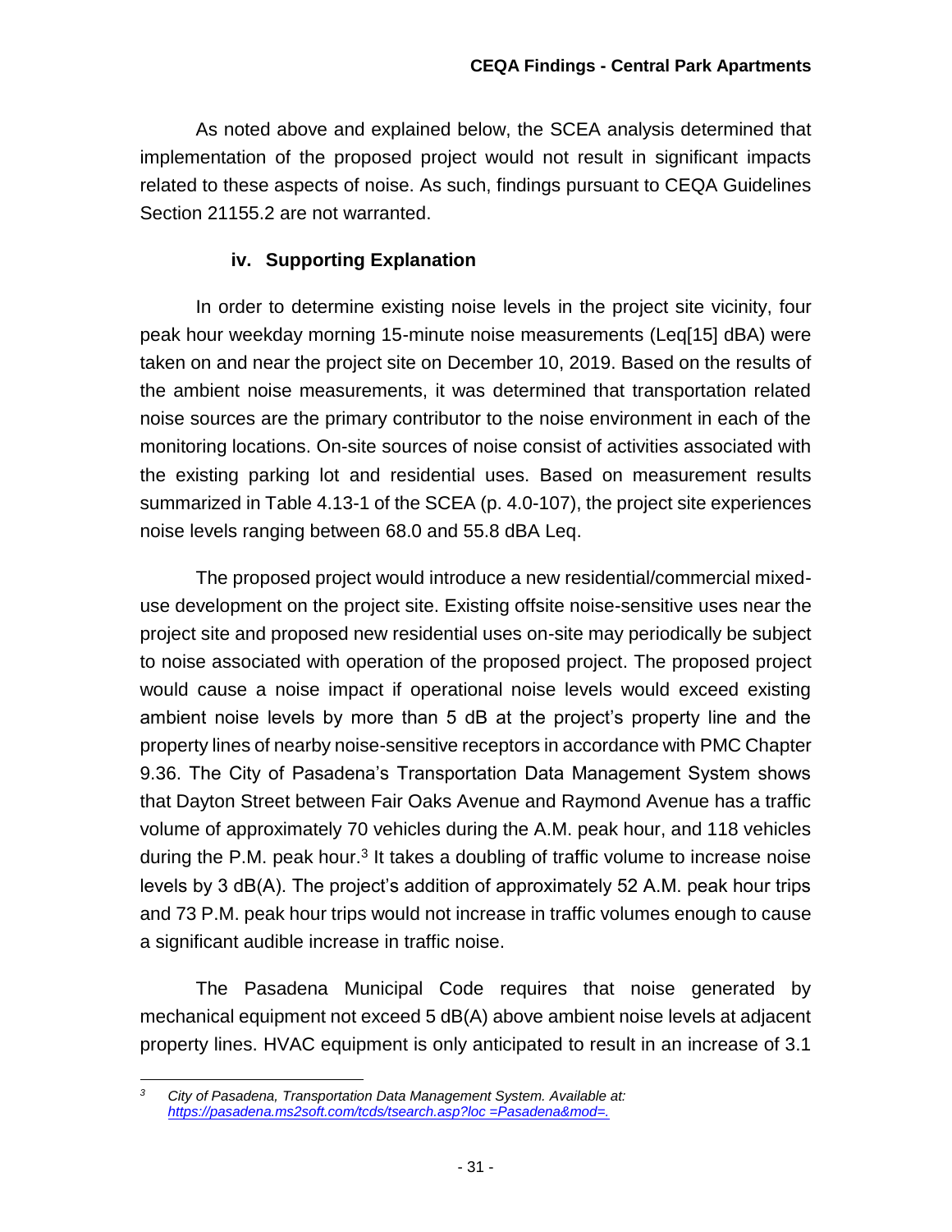As noted above and explained below, the SCEA analysis determined that implementation of the proposed project would not result in significant impacts related to these aspects of noise. As such, findings pursuant to CEQA Guidelines Section 21155.2 are not warranted.

### iv. Supporting Explanation

In order to determine existing noise levels in the project site vicinity, four peak hour weekday morning 15-minute noise measurements (Leq[15] dBA) were taken on and near the project site on December 10, 2019. Based on the results of the ambient noise measurements, it was determined that transportation related noise sources are the primary contributor to the noise environment in each of the monitoring locations. On-site sources of noise consist of activities associated with the existing parking lot and residential uses. Based on measurement results summarized in Table 4.13-1 of the SCEA (p. 4.0-107), the project site experiences noise levels ranging between 68.0 and 55.8 dBA Leq.

The proposed project would introduce a new residential/commercial mixed-use development on the project site. Existing offsite noise-sensitive uses near the project site and proposed new residential uses on-site may periodically be subject to noise associated with operation of the proposed project. The proposed project would cause a noise impact if operational noise levels would exceed existing ambient noise levels by more than 5 dB at the project's property line and the property lines of nearby noise-sensitive receptors in accordance with PMC Chapter 9.36. The City of Pasadena's Transportation Data Management System shows that Dayton Street between Fair Oaks Avenue and Raymond Avenue has a traffic volume of approximately 70 vehicles during the A.M. peak hour, and 118 vehicles during the P.M. peak hour.[3] It takes a doubling of traffic volume to increase noise levels by 3 dB(A). The project's addition of approximately 52 A.M. peak hour trips and 73 P.M. peak hour trips would not increase in traffic volumes enough to cause a significant audible increase in traffic noise.

The Pasadena Municipal Code requires that noise generated by mechanical equipment not exceed 5 dB(A) above ambient noise levels at adjacent property lines. HVAC equipment is only anticipated to result in an increase of 3.1

---

[3] *City of Pasadena, Transportation Data Management System. Available at: https://pasadena.ms2soft.com/tcds/tsearch.asp?loc =Pasadena&mod=.*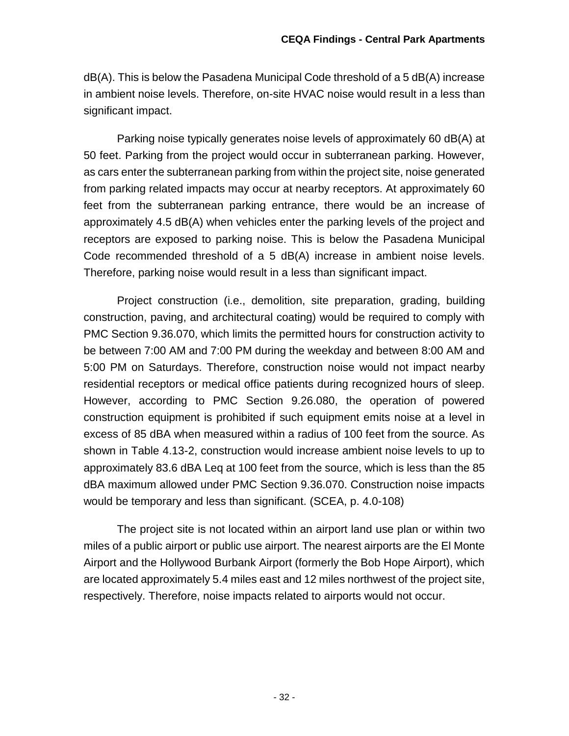dB(A). This is below the Pasadena Municipal Code threshold of a 5 dB(A) increase in ambient noise levels. Therefore, on-site HVAC noise would result in a less than significant impact.

Parking noise typically generates noise levels of approximately 60 dB(A) at 50 feet. Parking from the project would occur in subterranean parking. However, as cars enter the subterranean parking from within the project site, noise generated from parking related impacts may occur at nearby receptors. At approximately 60 feet from the subterranean parking entrance, there would be an increase of approximately 4.5 dB(A) when vehicles enter the parking levels of the project and receptors are exposed to parking noise. This is below the Pasadena Municipal Code recommended threshold of a 5 dB(A) increase in ambient noise levels. Therefore, parking noise would result in a less than significant impact.

Project construction (i.e., demolition, site preparation, grading, building construction, paving, and architectural coating) would be required to comply with PMC Section 9.36.070, which limits the permitted hours for construction activity to be between 7:00 AM and 7:00 PM during the weekday and between 8:00 AM and 5:00 PM on Saturdays. Therefore, construction noise would not impact nearby residential receptors or medical office patients during recognized hours of sleep. However, according to PMC Section 9.26.080, the operation of powered construction equipment is prohibited if such equipment emits noise at a level in excess of 85 dBA when measured within a radius of 100 feet from the source. As shown in Table 4.13-2, construction would increase ambient noise levels to up to approximately 83.6 dBA Leq at 100 feet from the source, which is less than the 85 dBA maximum allowed under PMC Section 9.36.070. Construction noise impacts would be temporary and less than significant. (SCEA, p. 4.0-108)

The project site is not located within an airport land use plan or within two miles of a public airport or public use airport. The nearest airports are the El Monte Airport and the Hollywood Burbank Airport (formerly the Bob Hope Airport), which are located approximately 5.4 miles east and 12 miles northwest of the project site, respectively. Therefore, noise impacts related to airports would not occur.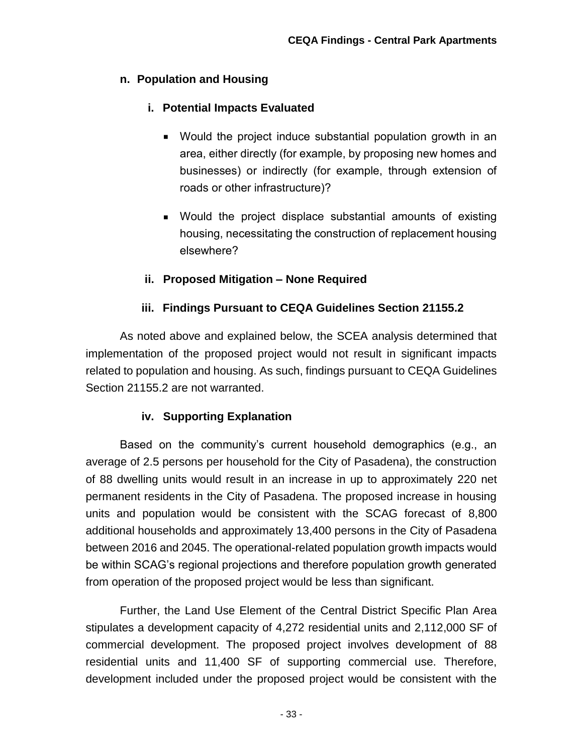### n. Population and Housing

#### i. Potential Impacts Evaluated

- Would the project induce substantial population growth in an area, either directly (for example, by proposing new homes and businesses) or indirectly (for example, through extension of roads or other infrastructure)?
- Would the project displace substantial amounts of existing housing, necessitating the construction of replacement housing elsewhere?

#### ii. Proposed Mitigation – None Required

#### iii. Findings Pursuant to CEQA Guidelines Section 21155.2

As noted above and explained below, the SCEA analysis determined that implementation of the proposed project would not result in significant impacts related to population and housing. As such, findings pursuant to CEQA Guidelines Section 21155.2 are not warranted.

#### iv. Supporting Explanation

Based on the community's current household demographics (e.g., an average of 2.5 persons per household for the City of Pasadena), the construction of 88 dwelling units would result in an increase in up to approximately 220 net permanent residents in the City of Pasadena. The proposed increase in housing units and population would be consistent with the SCAG forecast of 8,800 additional households and approximately 13,400 persons in the City of Pasadena between 2016 and 2045. The operational-related population growth impacts would be within SCAG's regional projections and therefore population growth generated from operation of the proposed project would be less than significant.

Further, the Land Use Element of the Central District Specific Plan Area stipulates a development capacity of 4,272 residential units and 2,112,000 SF of commercial development. The proposed project involves development of 88 residential units and 11,400 SF of supporting commercial use. Therefore, development included under the proposed project would be consistent with the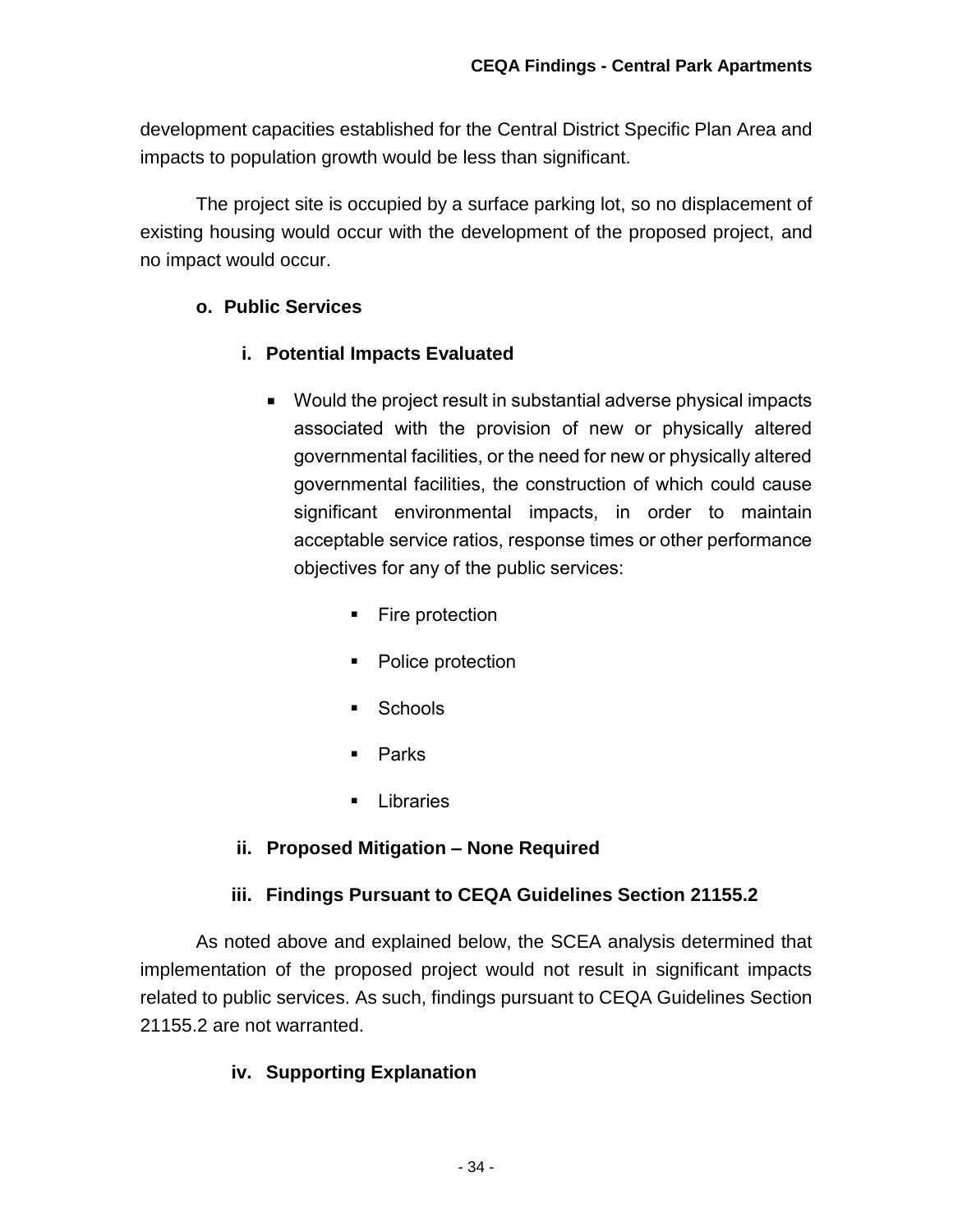development capacities established for the Central District Specific Plan Area and impacts to population growth would be less than significant.

The project site is occupied by a surface parking lot, so no displacement of existing housing would occur with the development of the proposed project, and no impact would occur.

### o. Public Services

#### i. Potential Impacts Evaluated

- Would the project result in substantial adverse physical impacts associated with the provision of new or physically altered governmental facilities, or the need for new or physically altered governmental facilities, the construction of which could cause significant environmental impacts, in order to maintain acceptable service ratios, response times or other performance objectives for any of the public services:
  - Fire protection
  - Police protection
  - Schools
  - Parks
  - Libraries

#### ii. Proposed Mitigation – None Required

#### iii. Findings Pursuant to CEQA Guidelines Section 21155.2

As noted above and explained below, the SCEA analysis determined that implementation of the proposed project would not result in significant impacts related to public services. As such, findings pursuant to CEQA Guidelines Section 21155.2 are not warranted.

#### iv. Supporting Explanation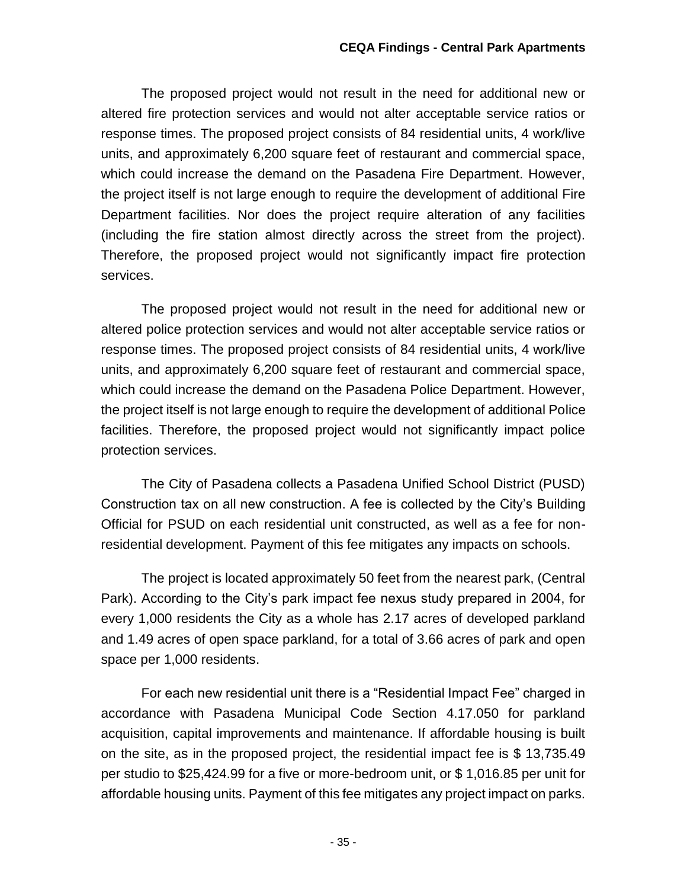The proposed project would not result in the need for additional new or altered fire protection services and would not alter acceptable service ratios or response times. The proposed project consists of 84 residential units, 4 work/live units, and approximately 6,200 square feet of restaurant and commercial space, which could increase the demand on the Pasadena Fire Department. However, the project itself is not large enough to require the development of additional Fire Department facilities. Nor does the project require alteration of any facilities (including the fire station almost directly across the street from the project). Therefore, the proposed project would not significantly impact fire protection services.

The proposed project would not result in the need for additional new or altered police protection services and would not alter acceptable service ratios or response times. The proposed project consists of 84 residential units, 4 work/live units, and approximately 6,200 square feet of restaurant and commercial space, which could increase the demand on the Pasadena Police Department. However, the project itself is not large enough to require the development of additional Police facilities. Therefore, the proposed project would not significantly impact police protection services.

The City of Pasadena collects a Pasadena Unified School District (PUSD) Construction tax on all new construction. A fee is collected by the City's Building Official for PSUD on each residential unit constructed, as well as a fee for non-residential development. Payment of this fee mitigates any impacts on schools.

The project is located approximately 50 feet from the nearest park, (Central Park). According to the City's park impact fee nexus study prepared in 2004, for every 1,000 residents the City as a whole has 2.17 acres of developed parkland and 1.49 acres of open space parkland, for a total of 3.66 acres of park and open space per 1,000 residents.

For each new residential unit there is a "Residential Impact Fee" charged in accordance with Pasadena Municipal Code Section 4.17.050 for parkland acquisition, capital improvements and maintenance. If affordable housing is built on the site, as in the proposed project, the residential impact fee is $ 13,735.49 per studio to $25,424.99 for a five or more-bedroom unit, or $ 1,016.85 per unit for affordable housing units. Payment of this fee mitigates any project impact on parks.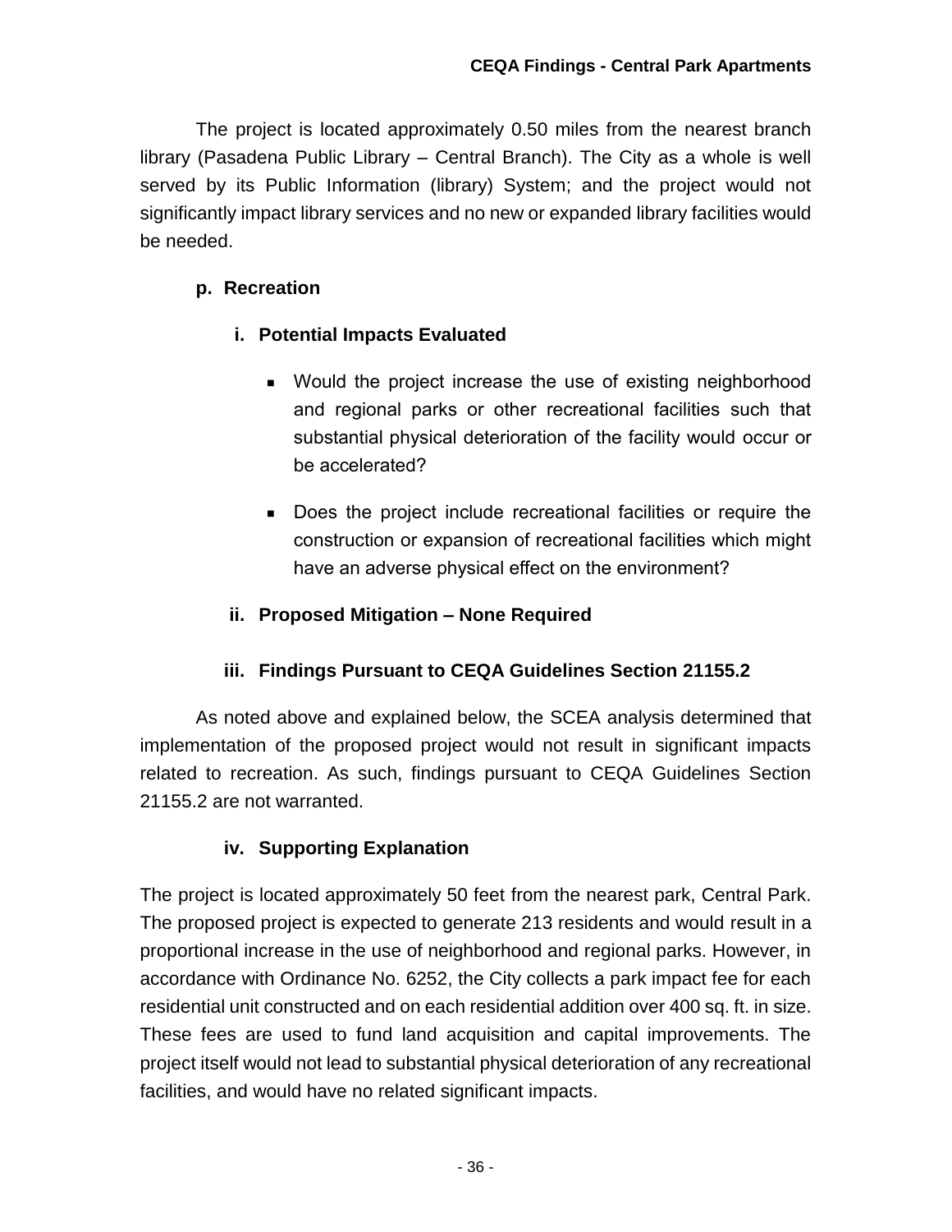The project is located approximately 0.50 miles from the nearest branch library (Pasadena Public Library – Central Branch). The City as a whole is well served by its Public Information (library) System; and the project would not significantly impact library services and no new or expanded library facilities would be needed.

### p. Recreation

#### i. Potential Impacts Evaluated

- Would the project increase the use of existing neighborhood and regional parks or other recreational facilities such that substantial physical deterioration of the facility would occur or be accelerated?
- Does the project include recreational facilities or require the construction or expansion of recreational facilities which might have an adverse physical effect on the environment?

#### ii. Proposed Mitigation – None Required

#### iii. Findings Pursuant to CEQA Guidelines Section 21155.2

As noted above and explained below, the SCEA analysis determined that implementation of the proposed project would not result in significant impacts related to recreation. As such, findings pursuant to CEQA Guidelines Section 21155.2 are not warranted.

#### iv. Supporting Explanation

The project is located approximately 50 feet from the nearest park, Central Park. The proposed project is expected to generate 213 residents and would result in a proportional increase in the use of neighborhood and regional parks. However, in accordance with Ordinance No. 6252, the City collects a park impact fee for each residential unit constructed and on each residential addition over 400 sq. ft. in size. These fees are used to fund land acquisition and capital improvements. The project itself would not lead to substantial physical deterioration of any recreational facilities, and would have no related significant impacts.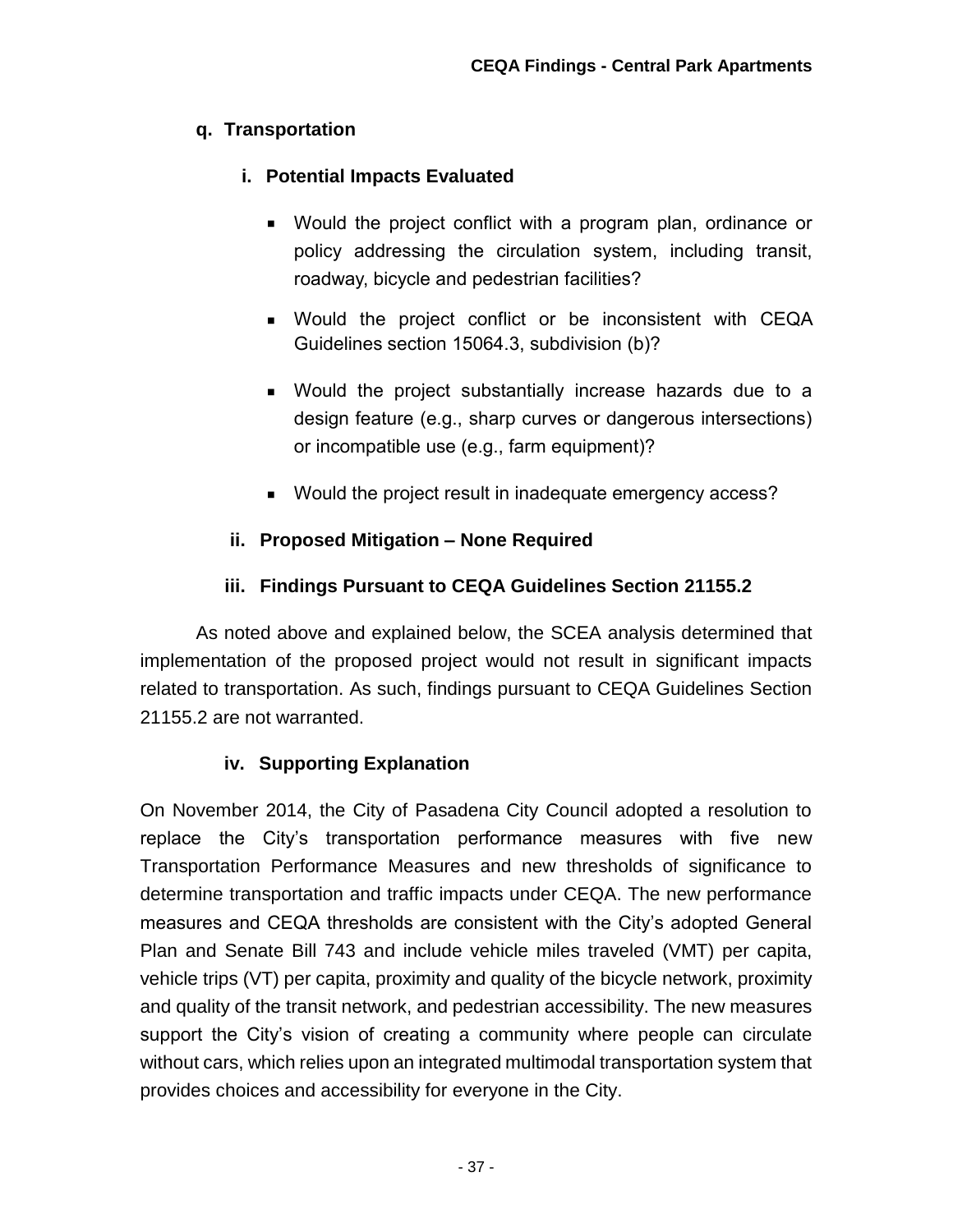## q. Transportation

### i. Potential Impacts Evaluated

- Would the project conflict with a program plan, ordinance or policy addressing the circulation system, including transit, roadway, bicycle and pedestrian facilities?
- Would the project conflict or be inconsistent with CEQA Guidelines section 15064.3, subdivision (b)?
- Would the project substantially increase hazards due to a design feature (e.g., sharp curves or dangerous intersections) or incompatible use (e.g., farm equipment)?
- Would the project result in inadequate emergency access?

### ii. Proposed Mitigation – None Required

### iii. Findings Pursuant to CEQA Guidelines Section 21155.2

As noted above and explained below, the SCEA analysis determined that implementation of the proposed project would not result in significant impacts related to transportation. As such, findings pursuant to CEQA Guidelines Section 21155.2 are not warranted.

### iv. Supporting Explanation

On November 2014, the City of Pasadena City Council adopted a resolution to replace the City's transportation performance measures with five new Transportation Performance Measures and new thresholds of significance to determine transportation and traffic impacts under CEQA. The new performance measures and CEQA thresholds are consistent with the City's adopted General Plan and Senate Bill 743 and include vehicle miles traveled (VMT) per capita, vehicle trips (VT) per capita, proximity and quality of the bicycle network, proximity and quality of the transit network, and pedestrian accessibility. The new measures support the City's vision of creating a community where people can circulate without cars, which relies upon an integrated multimodal transportation system that provides choices and accessibility for everyone in the City.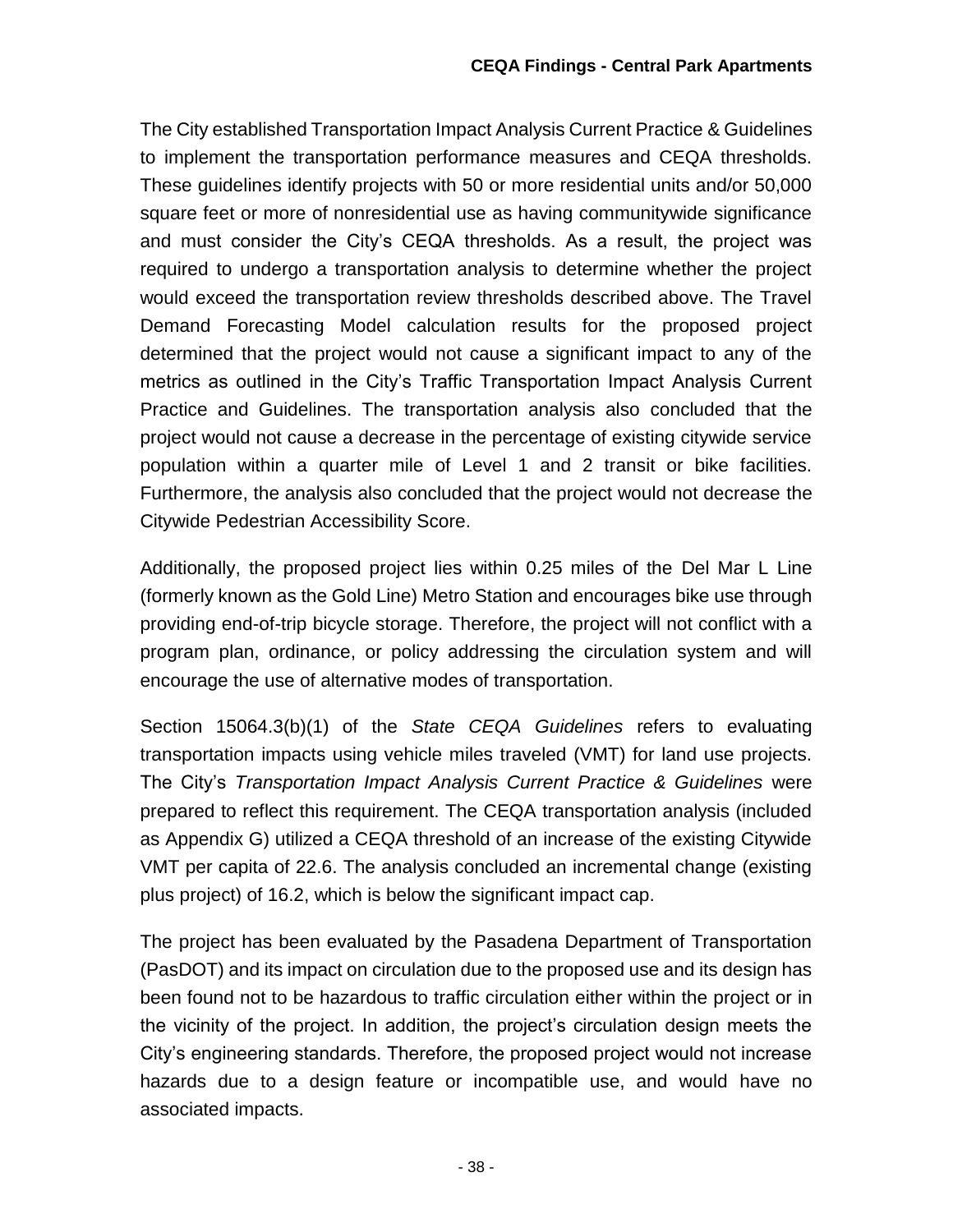The City established Transportation Impact Analysis Current Practice & Guidelines to implement the transportation performance measures and CEQA thresholds. These guidelines identify projects with 50 or more residential units and/or 50,000 square feet or more of nonresidential use as having communitywide significance and must consider the City's CEQA thresholds. As a result, the project was required to undergo a transportation analysis to determine whether the project would exceed the transportation review thresholds described above. The Travel Demand Forecasting Model calculation results for the proposed project determined that the project would not cause a significant impact to any of the metrics as outlined in the City's Traffic Transportation Impact Analysis Current Practice and Guidelines. The transportation analysis also concluded that the project would not cause a decrease in the percentage of existing citywide service population within a quarter mile of Level 1 and 2 transit or bike facilities. Furthermore, the analysis also concluded that the project would not decrease the Citywide Pedestrian Accessibility Score.

Additionally, the proposed project lies within 0.25 miles of the Del Mar L Line (formerly known as the Gold Line) Metro Station and encourages bike use through providing end-of-trip bicycle storage. Therefore, the project will not conflict with a program plan, ordinance, or policy addressing the circulation system and will encourage the use of alternative modes of transportation.

Section 15064.3(b)(1) of the *State CEQA Guidelines* refers to evaluating transportation impacts using vehicle miles traveled (VMT) for land use projects. The City's *Transportation Impact Analysis Current Practice & Guidelines* were prepared to reflect this requirement. The CEQA transportation analysis (included as Appendix G) utilized a CEQA threshold of an increase of the existing Citywide VMT per capita of 22.6. The analysis concluded an incremental change (existing plus project) of 16.2, which is below the significant impact cap.

The project has been evaluated by the Pasadena Department of Transportation (PasDOT) and its impact on circulation due to the proposed use and its design has been found not to be hazardous to traffic circulation either within the project or in the vicinity of the project. In addition, the project's circulation design meets the City's engineering standards. Therefore, the proposed project would not increase hazards due to a design feature or incompatible use, and would have no associated impacts.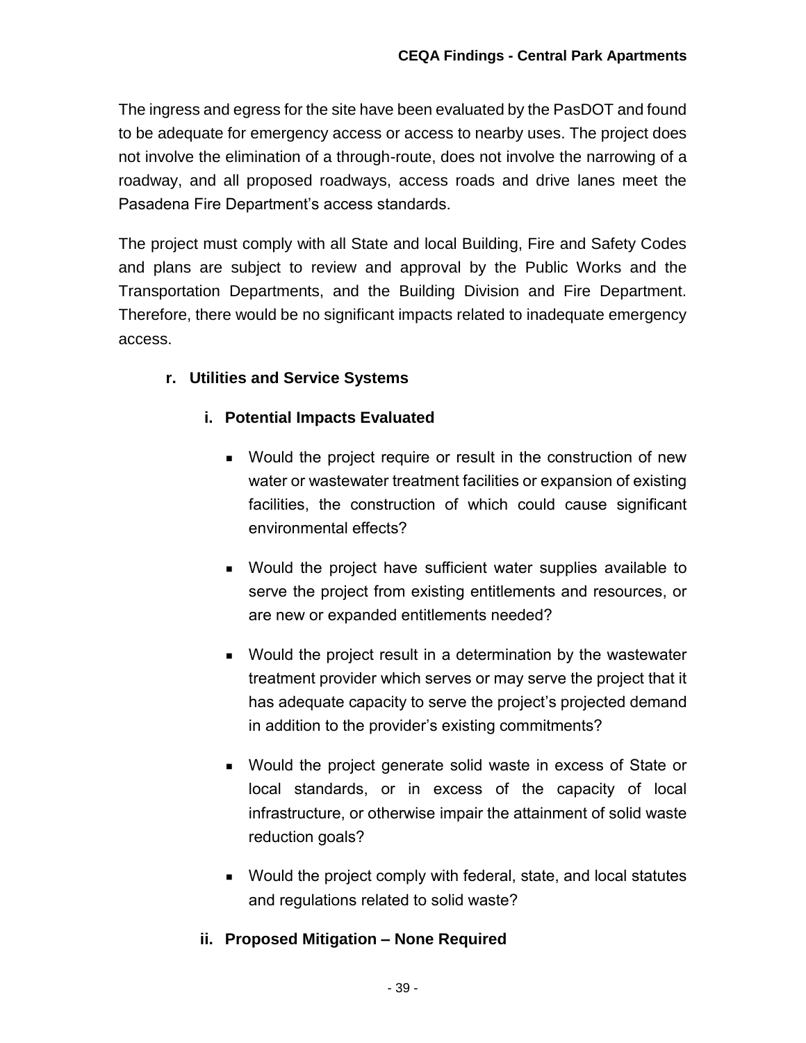The ingress and egress for the site have been evaluated by the PasDOT and found to be adequate for emergency access or access to nearby uses. The project does not involve the elimination of a through-route, does not involve the narrowing of a roadway, and all proposed roadways, access roads and drive lanes meet the Pasadena Fire Department's access standards.

The project must comply with all State and local Building, Fire and Safety Codes and plans are subject to review and approval by the Public Works and the Transportation Departments, and the Building Division and Fire Department. Therefore, there would be no significant impacts related to inadequate emergency access.

### r. Utilities and Service Systems

#### i. Potential Impacts Evaluated

- Would the project require or result in the construction of new water or wastewater treatment facilities or expansion of existing facilities, the construction of which could cause significant environmental effects?
- Would the project have sufficient water supplies available to serve the project from existing entitlements and resources, or are new or expanded entitlements needed?
- Would the project result in a determination by the wastewater treatment provider which serves or may serve the project that it has adequate capacity to serve the project's projected demand in addition to the provider's existing commitments?
- Would the project generate solid waste in excess of State or local standards, or in excess of the capacity of local infrastructure, or otherwise impair the attainment of solid waste reduction goals?
- Would the project comply with federal, state, and local statutes and regulations related to solid waste?

#### ii. Proposed Mitigation – None Required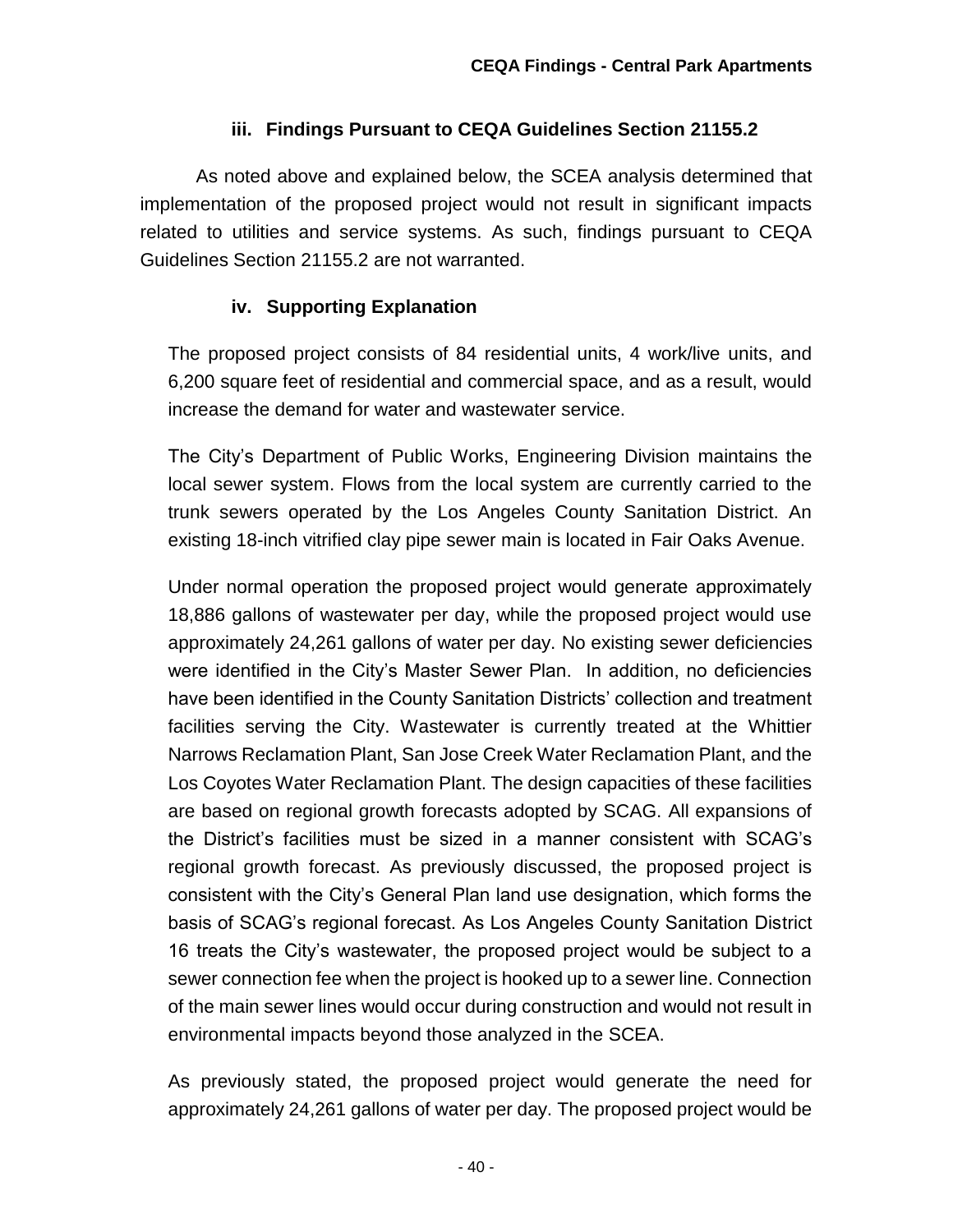### iii. Findings Pursuant to CEQA Guidelines Section 21155.2

As noted above and explained below, the SCEA analysis determined that implementation of the proposed project would not result in significant impacts related to utilities and service systems. As such, findings pursuant to CEQA Guidelines Section 21155.2 are not warranted.

### iv. Supporting Explanation

The proposed project consists of 84 residential units, 4 work/live units, and 6,200 square feet of residential and commercial space, and as a result, would increase the demand for water and wastewater service.

The City's Department of Public Works, Engineering Division maintains the local sewer system. Flows from the local system are currently carried to the trunk sewers operated by the Los Angeles County Sanitation District. An existing 18-inch vitrified clay pipe sewer main is located in Fair Oaks Avenue.

Under normal operation the proposed project would generate approximately 18,886 gallons of wastewater per day, while the proposed project would use approximately 24,261 gallons of water per day. No existing sewer deficiencies were identified in the City's Master Sewer Plan. In addition, no deficiencies have been identified in the County Sanitation Districts' collection and treatment facilities serving the City. Wastewater is currently treated at the Whittier Narrows Reclamation Plant, San Jose Creek Water Reclamation Plant, and the Los Coyotes Water Reclamation Plant. The design capacities of these facilities are based on regional growth forecasts adopted by SCAG. All expansions of the District's facilities must be sized in a manner consistent with SCAG's regional growth forecast. As previously discussed, the proposed project is consistent with the City's General Plan land use designation, which forms the basis of SCAG's regional forecast. As Los Angeles County Sanitation District 16 treats the City's wastewater, the proposed project would be subject to a sewer connection fee when the project is hooked up to a sewer line. Connection of the main sewer lines would occur during construction and would not result in environmental impacts beyond those analyzed in the SCEA.

As previously stated, the proposed project would generate the need for approximately 24,261 gallons of water per day. The proposed project would be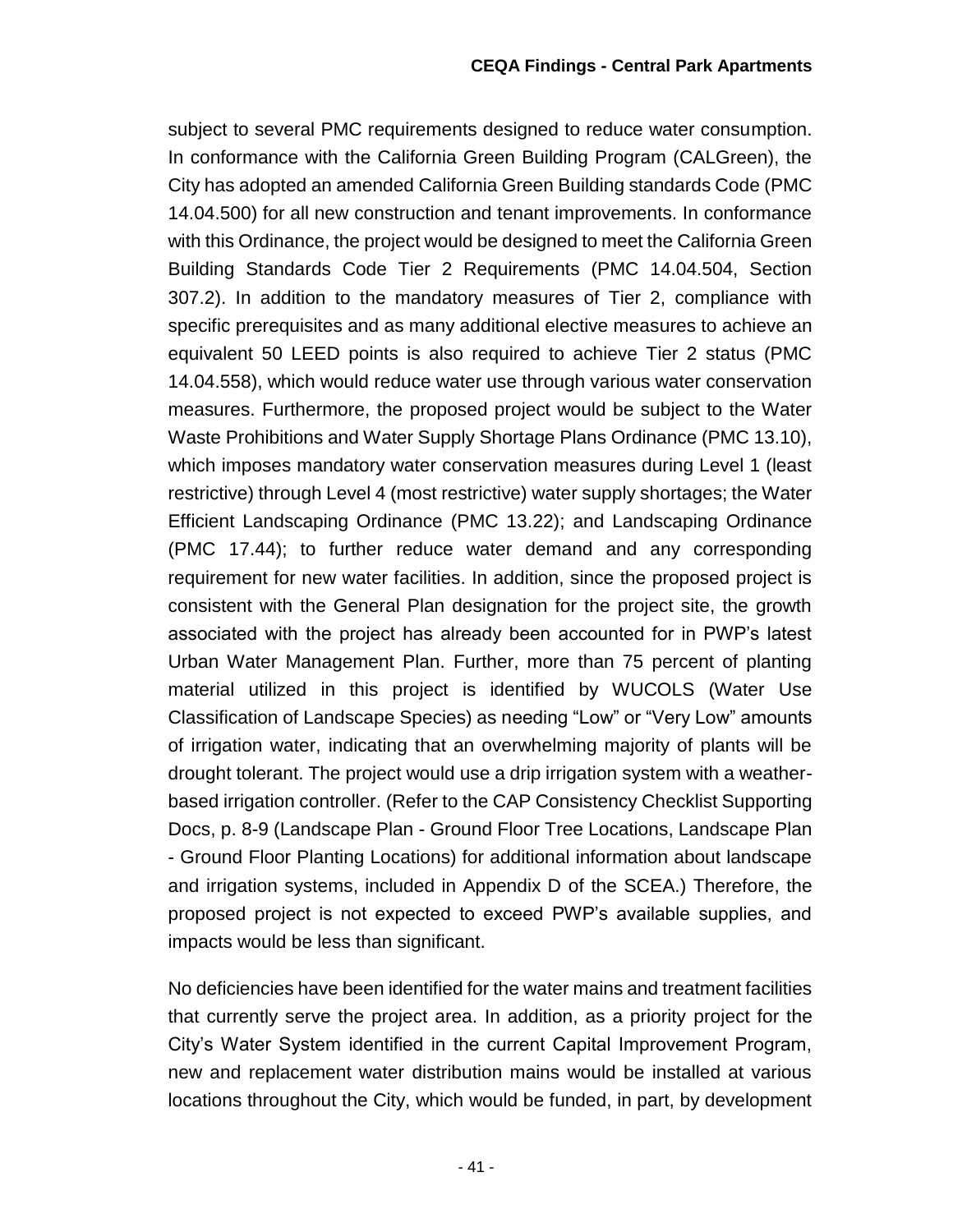subject to several PMC requirements designed to reduce water consumption. In conformance with the California Green Building Program (CALGreen), the City has adopted an amended California Green Building standards Code (PMC 14.04.500) for all new construction and tenant improvements. In conformance with this Ordinance, the project would be designed to meet the California Green Building Standards Code Tier 2 Requirements (PMC 14.04.504, Section 307.2). In addition to the mandatory measures of Tier 2, compliance with specific prerequisites and as many additional elective measures to achieve an equivalent 50 LEED points is also required to achieve Tier 2 status (PMC 14.04.558), which would reduce water use through various water conservation measures. Furthermore, the proposed project would be subject to the Water Waste Prohibitions and Water Supply Shortage Plans Ordinance (PMC 13.10), which imposes mandatory water conservation measures during Level 1 (least restrictive) through Level 4 (most restrictive) water supply shortages; the Water Efficient Landscaping Ordinance (PMC 13.22); and Landscaping Ordinance (PMC 17.44); to further reduce water demand and any corresponding requirement for new water facilities. In addition, since the proposed project is consistent with the General Plan designation for the project site, the growth associated with the project has already been accounted for in PWP's latest Urban Water Management Plan. Further, more than 75 percent of planting material utilized in this project is identified by WUCOLS (Water Use Classification of Landscape Species) as needing "Low" or "Very Low" amounts of irrigation water, indicating that an overwhelming majority of plants will be drought tolerant. The project would use a drip irrigation system with a weather-based irrigation controller. (Refer to the CAP Consistency Checklist Supporting Docs, p. 8-9 (Landscape Plan - Ground Floor Tree Locations, Landscape Plan - Ground Floor Planting Locations) for additional information about landscape and irrigation systems, included in Appendix D of the SCEA.) Therefore, the proposed project is not expected to exceed PWP's available supplies, and impacts would be less than significant.

No deficiencies have been identified for the water mains and treatment facilities that currently serve the project area. In addition, as a priority project for the City's Water System identified in the current Capital Improvement Program, new and replacement water distribution mains would be installed at various locations throughout the City, which would be funded, in part, by development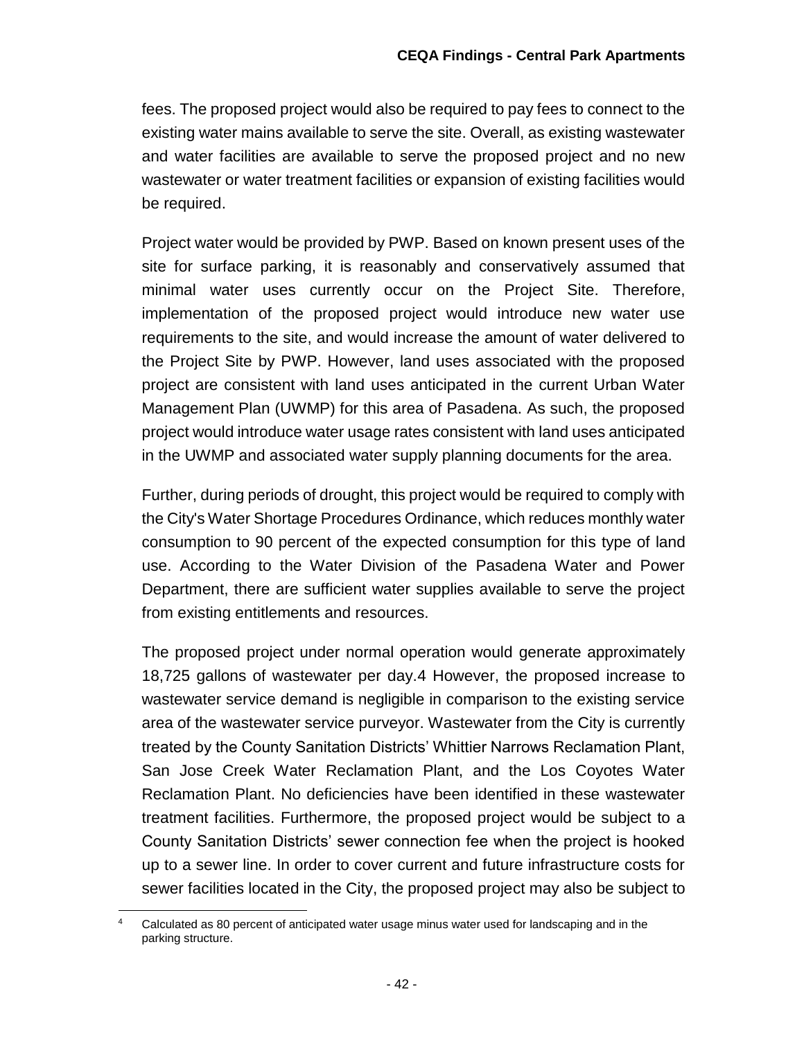fees. The proposed project would also be required to pay fees to connect to the existing water mains available to serve the site. Overall, as existing wastewater and water facilities are available to serve the proposed project and no new wastewater or water treatment facilities or expansion of existing facilities would be required.

Project water would be provided by PWP. Based on known present uses of the site for surface parking, it is reasonably and conservatively assumed that minimal water uses currently occur on the Project Site. Therefore, implementation of the proposed project would introduce new water use requirements to the site, and would increase the amount of water delivered to the Project Site by PWP. However, land uses associated with the proposed project are consistent with land uses anticipated in the current Urban Water Management Plan (UWMP) for this area of Pasadena. As such, the proposed project would introduce water usage rates consistent with land uses anticipated in the UWMP and associated water supply planning documents for the area.

Further, during periods of drought, this project would be required to comply with the City's Water Shortage Procedures Ordinance, which reduces monthly water consumption to 90 percent of the expected consumption for this type of land use. According to the Water Division of the Pasadena Water and Power Department, there are sufficient water supplies available to serve the project from existing entitlements and resources.

The proposed project under normal operation would generate approximately 18,725 gallons of wastewater per day.[4] However, the proposed increase to wastewater service demand is negligible in comparison to the existing service area of the wastewater service purveyor. Wastewater from the City is currently treated by the County Sanitation Districts' Whittier Narrows Reclamation Plant, San Jose Creek Water Reclamation Plant, and the Los Coyotes Water Reclamation Plant. No deficiencies have been identified in these wastewater treatment facilities. Furthermore, the proposed project would be subject to a County Sanitation Districts' sewer connection fee when the project is hooked up to a sewer line. In order to cover current and future infrastructure costs for sewer facilities located in the City, the proposed project may also be subject to

---

[4] Calculated as 80 percent of anticipated water usage minus water used for landscaping and in the parking structure.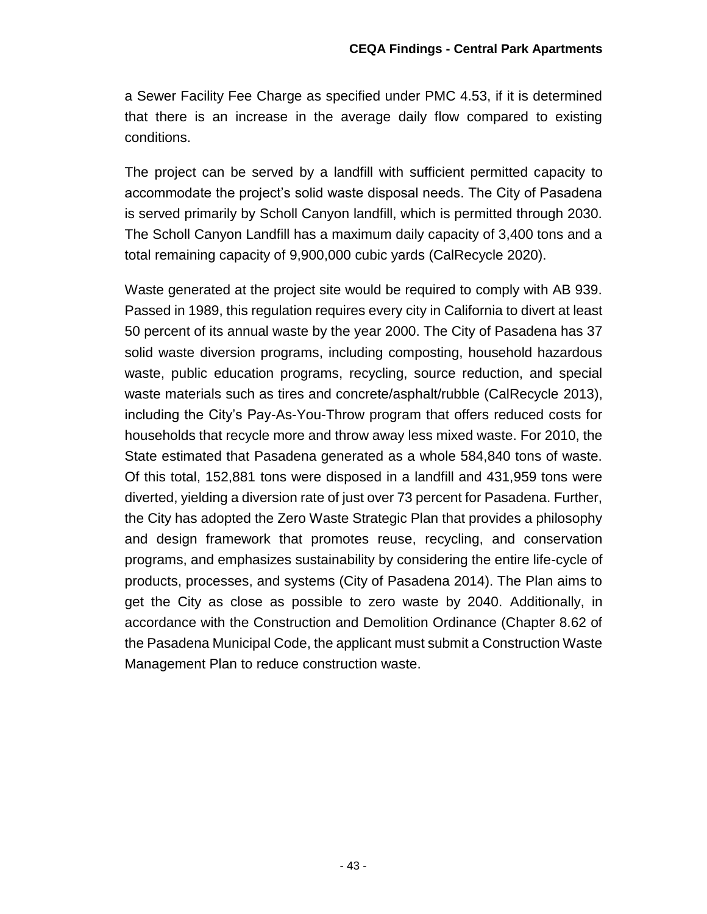a Sewer Facility Fee Charge as specified under PMC 4.53, if it is determined that there is an increase in the average daily flow compared to existing conditions.

The project can be served by a landfill with sufficient permitted capacity to accommodate the project's solid waste disposal needs. The City of Pasadena is served primarily by Scholl Canyon landfill, which is permitted through 2030. The Scholl Canyon Landfill has a maximum daily capacity of 3,400 tons and a total remaining capacity of 9,900,000 cubic yards (CalRecycle 2020).

Waste generated at the project site would be required to comply with AB 939. Passed in 1989, this regulation requires every city in California to divert at least 50 percent of its annual waste by the year 2000. The City of Pasadena has 37 solid waste diversion programs, including composting, household hazardous waste, public education programs, recycling, source reduction, and special waste materials such as tires and concrete/asphalt/rubble (CalRecycle 2013), including the City's Pay-As-You-Throw program that offers reduced costs for households that recycle more and throw away less mixed waste. For 2010, the State estimated that Pasadena generated as a whole 584,840 tons of waste. Of this total, 152,881 tons were disposed in a landfill and 431,959 tons were diverted, yielding a diversion rate of just over 73 percent for Pasadena. Further, the City has adopted the Zero Waste Strategic Plan that provides a philosophy and design framework that promotes reuse, recycling, and conservation programs, and emphasizes sustainability by considering the entire life-cycle of products, processes, and systems (City of Pasadena 2014). The Plan aims to get the City as close as possible to zero waste by 2040. Additionally, in accordance with the Construction and Demolition Ordinance (Chapter 8.62 of the Pasadena Municipal Code, the applicant must submit a Construction Waste Management Plan to reduce construction waste.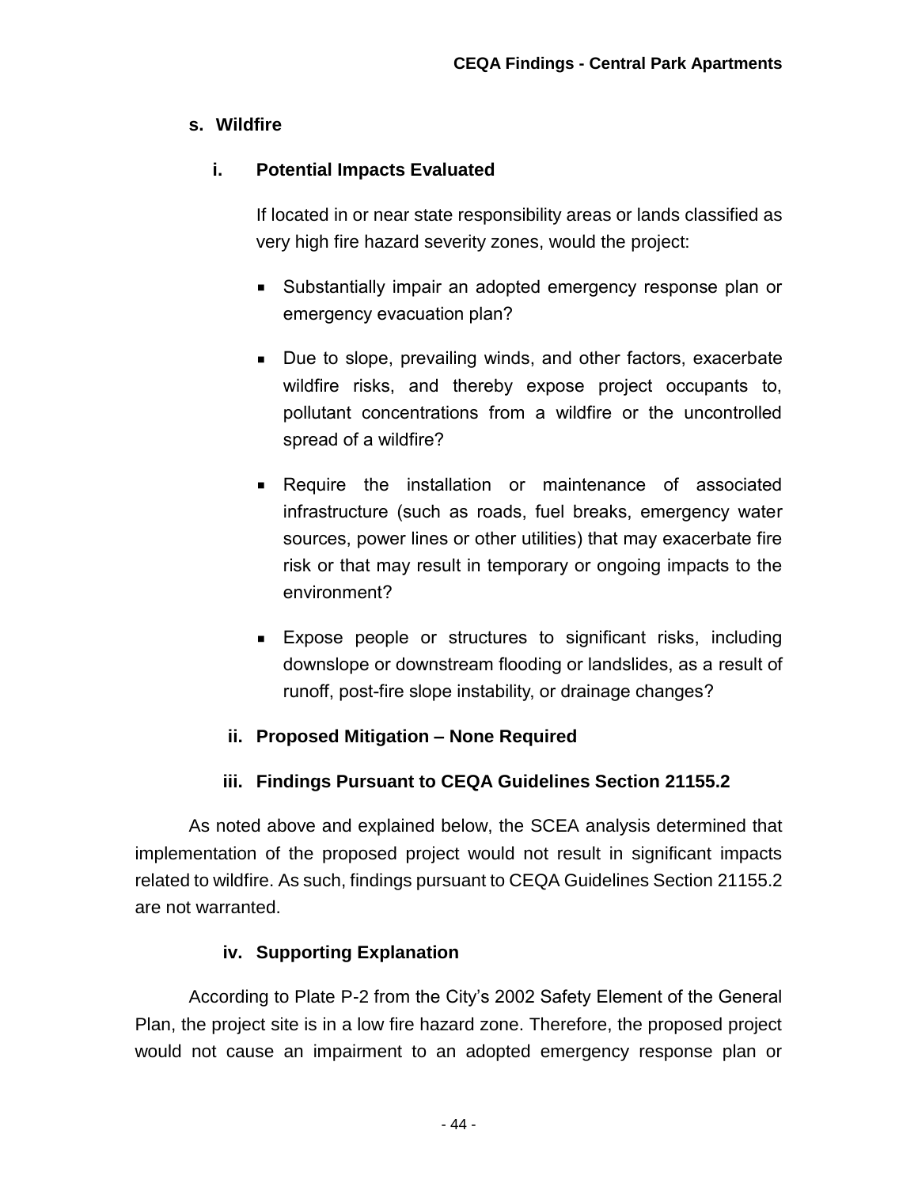### s. Wildfire

#### i. Potential Impacts Evaluated

If located in or near state responsibility areas or lands classified as very high fire hazard severity zones, would the project:

- Substantially impair an adopted emergency response plan or emergency evacuation plan?
- Due to slope, prevailing winds, and other factors, exacerbate wildfire risks, and thereby expose project occupants to, pollutant concentrations from a wildfire or the uncontrolled spread of a wildfire?
- Require the installation or maintenance of associated infrastructure (such as roads, fuel breaks, emergency water sources, power lines or other utilities) that may exacerbate fire risk or that may result in temporary or ongoing impacts to the environment?
- Expose people or structures to significant risks, including downslope or downstream flooding or landslides, as a result of runoff, post-fire slope instability, or drainage changes?

#### ii. Proposed Mitigation – None Required

#### iii. Findings Pursuant to CEQA Guidelines Section 21155.2

As noted above and explained below, the SCEA analysis determined that implementation of the proposed project would not result in significant impacts related to wildfire. As such, findings pursuant to CEQA Guidelines Section 21155.2 are not warranted.

#### iv. Supporting Explanation

According to Plate P-2 from the City's 2002 Safety Element of the General Plan, the project site is in a low fire hazard zone. Therefore, the proposed project would not cause an impairment to an adopted emergency response plan or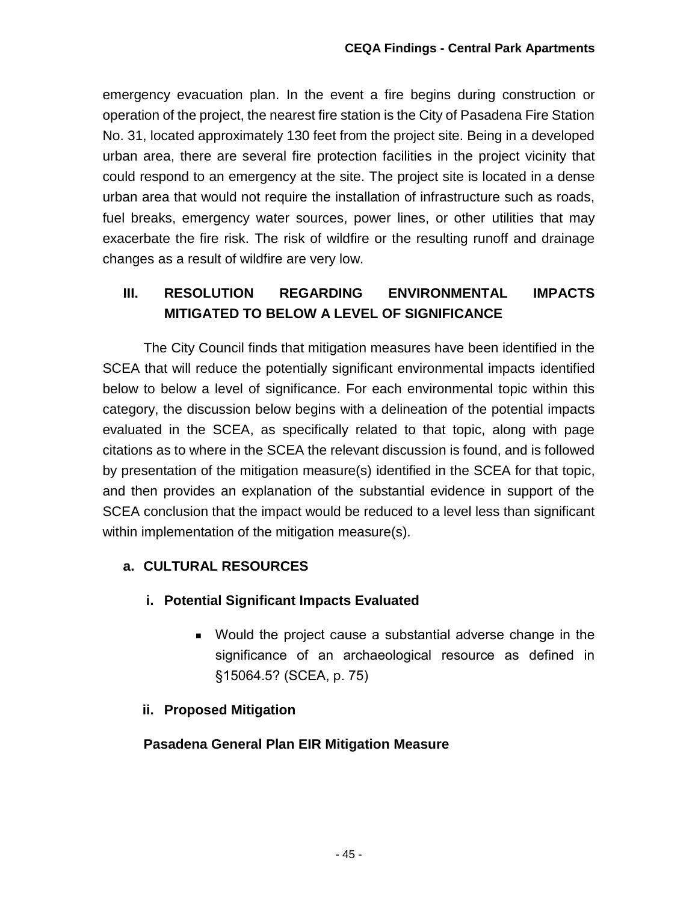emergency evacuation plan. In the event a fire begins during construction or operation of the project, the nearest fire station is the City of Pasadena Fire Station No. 31, located approximately 130 feet from the project site. Being in a developed urban area, there are several fire protection facilities in the project vicinity that could respond to an emergency at the site. The project site is located in a dense urban area that would not require the installation of infrastructure such as roads, fuel breaks, emergency water sources, power lines, or other utilities that may exacerbate the fire risk. The risk of wildfire or the resulting runoff and drainage changes as a result of wildfire are very low.

## III. RESOLUTION REGARDING ENVIRONMENTAL IMPACTS MITIGATED TO BELOW A LEVEL OF SIGNIFICANCE

The City Council finds that mitigation measures have been identified in the SCEA that will reduce the potentially significant environmental impacts identified below to below a level of significance. For each environmental topic within this category, the discussion below begins with a delineation of the potential impacts evaluated in the SCEA, as specifically related to that topic, along with page citations as to where in the SCEA the relevant discussion is found, and is followed by presentation of the mitigation measure(s) identified in the SCEA for that topic, and then provides an explanation of the substantial evidence in support of the SCEA conclusion that the impact would be reduced to a level less than significant within implementation of the mitigation measure(s).

### a. CULTURAL RESOURCES

#### i. Potential Significant Impacts Evaluated

- Would the project cause a substantial adverse change in the significance of an archaeological resource as defined in §15064.5? (SCEA, p. 75)

#### ii. Proposed Mitigation

**Pasadena General Plan EIR Mitigation Measure**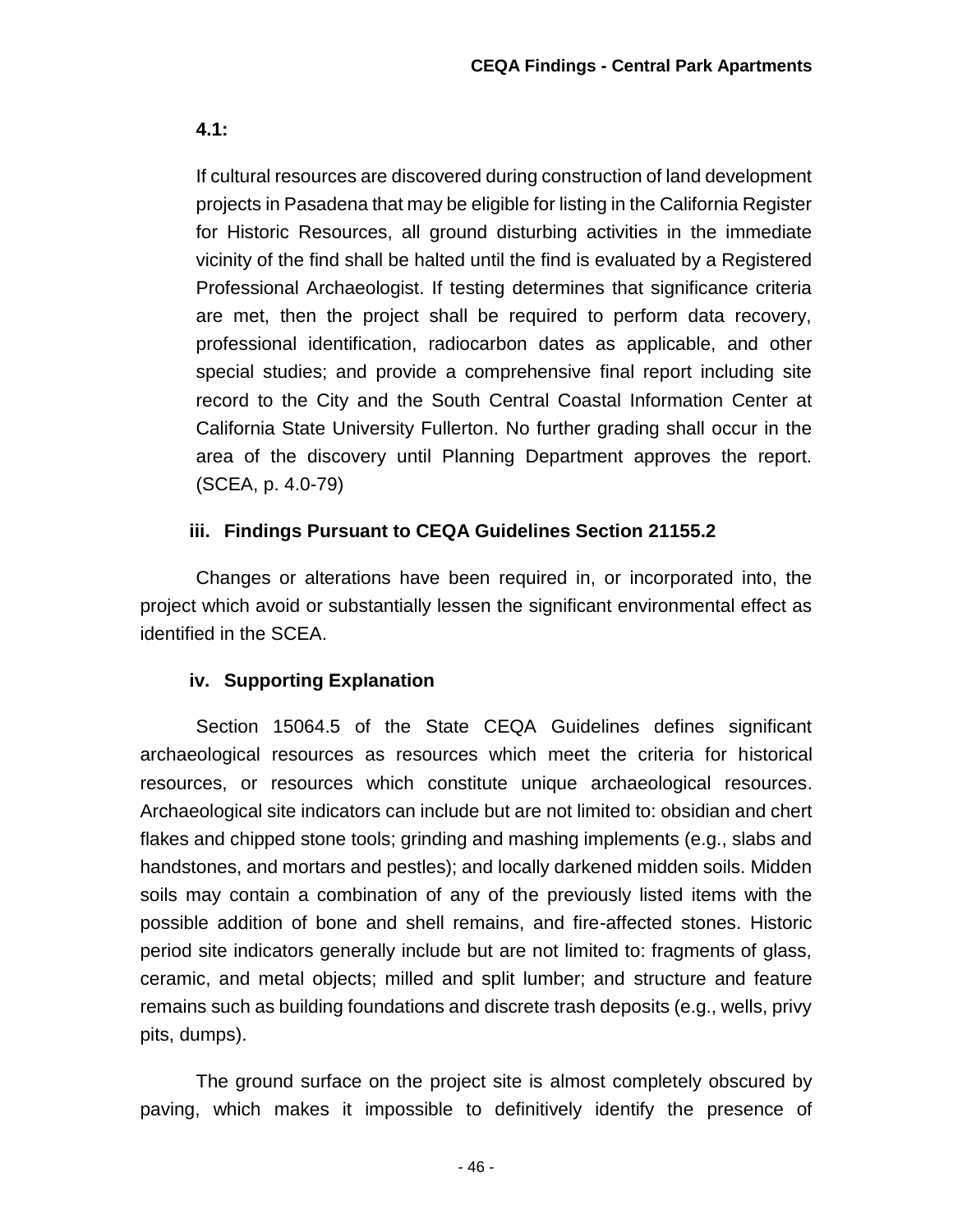**4.1:**

If cultural resources are discovered during construction of land development projects in Pasadena that may be eligible for listing in the California Register for Historic Resources, all ground disturbing activities in the immediate vicinity of the find shall be halted until the find is evaluated by a Registered Professional Archaeologist. If testing determines that significance criteria are met, then the project shall be required to perform data recovery, professional identification, radiocarbon dates as applicable, and other special studies; and provide a comprehensive final report including site record to the City and the South Central Coastal Information Center at California State University Fullerton. No further grading shall occur in the area of the discovery until Planning Department approves the report. (SCEA, p. 4.0-79)

**iii. Findings Pursuant to CEQA Guidelines Section 21155.2**

Changes or alterations have been required in, or incorporated into, the project which avoid or substantially lessen the significant environmental effect as identified in the SCEA.

**iv. Supporting Explanation**

Section 15064.5 of the State CEQA Guidelines defines significant archaeological resources as resources which meet the criteria for historical resources, or resources which constitute unique archaeological resources. Archaeological site indicators can include but are not limited to: obsidian and chert flakes and chipped stone tools; grinding and mashing implements (e.g., slabs and handstones, and mortars and pestles); and locally darkened midden soils. Midden soils may contain a combination of any of the previously listed items with the possible addition of bone and shell remains, and fire-affected stones. Historic period site indicators generally include but are not limited to: fragments of glass, ceramic, and metal objects; milled and split lumber; and structure and feature remains such as building foundations and discrete trash deposits (e.g., wells, privy pits, dumps).

The ground surface on the project site is almost completely obscured by paving, which makes it impossible to definitively identify the presence of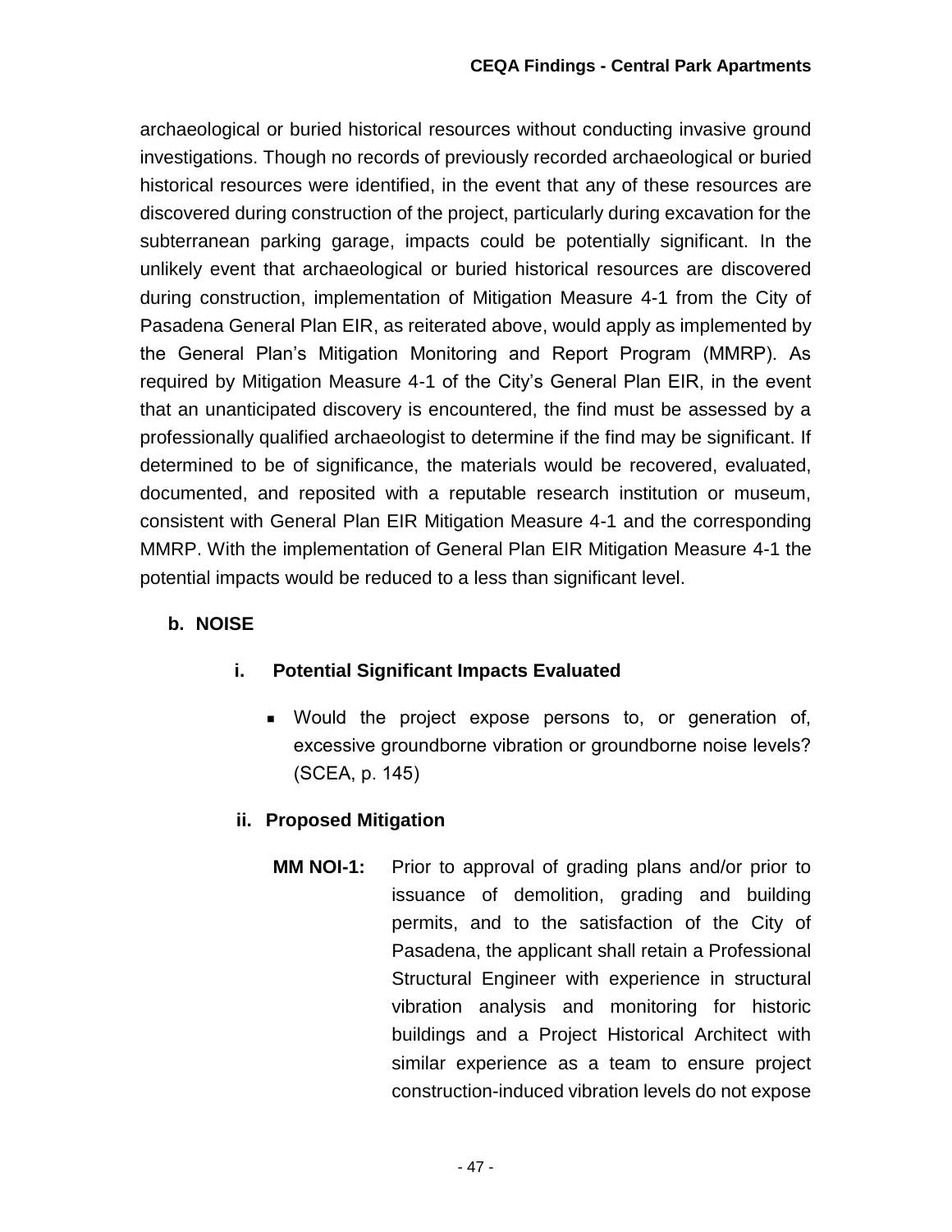archaeological or buried historical resources without conducting invasive ground investigations. Though no records of previously recorded archaeological or buried historical resources were identified, in the event that any of these resources are discovered during construction of the project, particularly during excavation for the subterranean parking garage, impacts could be potentially significant. In the unlikely event that archaeological or buried historical resources are discovered during construction, implementation of Mitigation Measure 4-1 from the City of Pasadena General Plan EIR, as reiterated above, would apply as implemented by the General Plan's Mitigation Monitoring and Report Program (MMRP). As required by Mitigation Measure 4-1 of the City's General Plan EIR, in the event that an unanticipated discovery is encountered, the find must be assessed by a professionally qualified archaeologist to determine if the find may be significant. If determined to be of significance, the materials would be recovered, evaluated, documented, and reposited with a reputable research institution or museum, consistent with General Plan EIR Mitigation Measure 4-1 and the corresponding MMRP. With the implementation of General Plan EIR Mitigation Measure 4-1 the potential impacts would be reduced to a less than significant level.

### b. NOISE

#### i. Potential Significant Impacts Evaluated

- Would the project expose persons to, or generation of, excessive groundborne vibration or groundborne noise levels? (SCEA, p. 145)

#### ii. Proposed Mitigation

**MM NOI-1:** Prior to approval of grading plans and/or prior to issuance of demolition, grading and building permits, and to the satisfaction of the City of Pasadena, the applicant shall retain a Professional Structural Engineer with experience in structural vibration analysis and monitoring for historic buildings and a Project Historical Architect with similar experience as a team to ensure project construction-induced vibration levels do not expose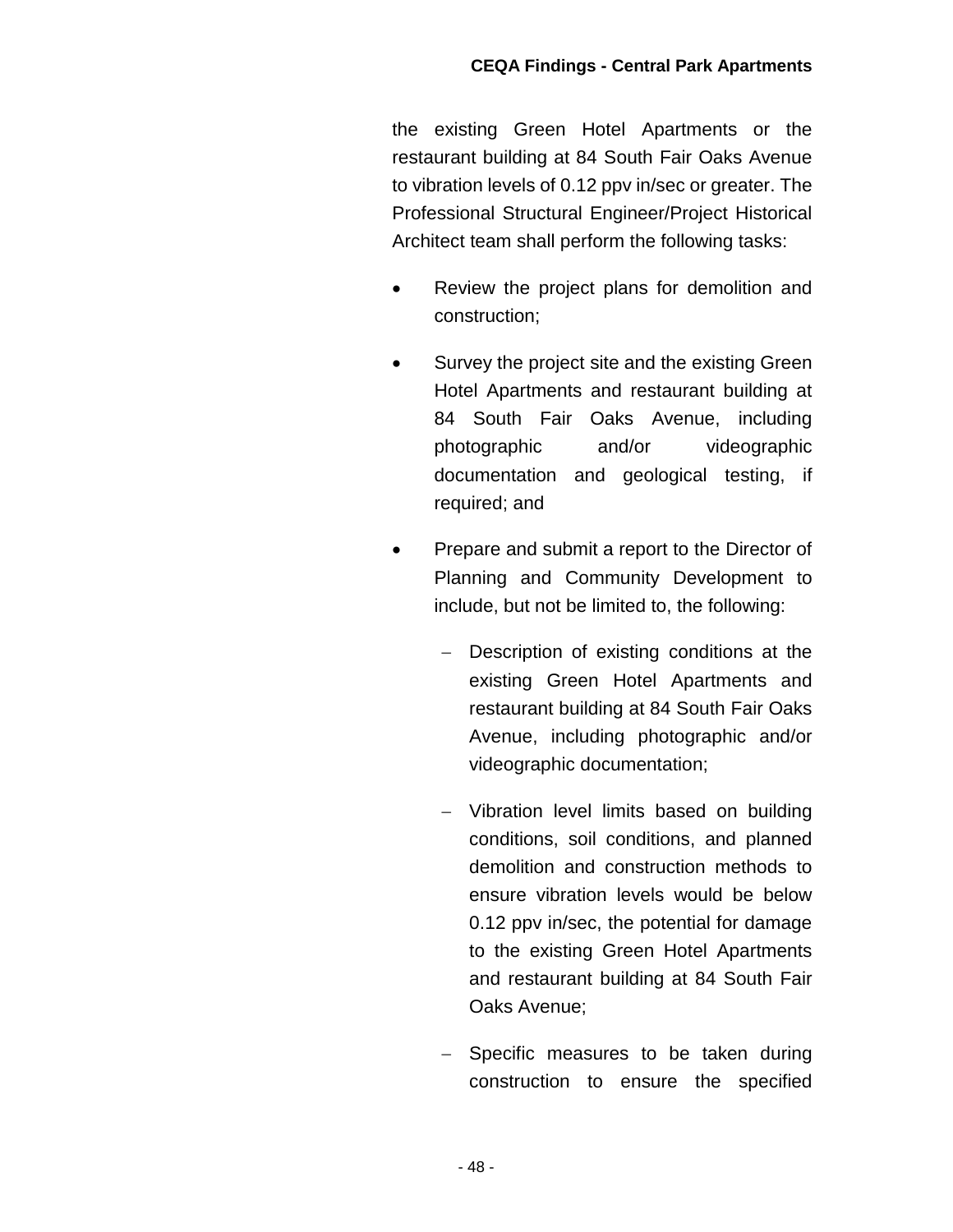the existing Green Hotel Apartments or the restaurant building at 84 South Fair Oaks Avenue to vibration levels of 0.12 ppv in/sec or greater. The Professional Structural Engineer/Project Historical Architect team shall perform the following tasks:

- Review the project plans for demolition and construction;
- Survey the project site and the existing Green Hotel Apartments and restaurant building at 84 South Fair Oaks Avenue, including photographic and/or videographic documentation and geological testing, if required; and
- Prepare and submit a report to the Director of Planning and Community Development to include, but not be limited to, the following:
  - Description of existing conditions at the existing Green Hotel Apartments and restaurant building at 84 South Fair Oaks Avenue, including photographic and/or videographic documentation;
  - Vibration level limits based on building conditions, soil conditions, and planned demolition and construction methods to ensure vibration levels would be below 0.12 ppv in/sec, the potential for damage to the existing Green Hotel Apartments and restaurant building at 84 South Fair Oaks Avenue;
  - Specific measures to be taken during construction to ensure the specified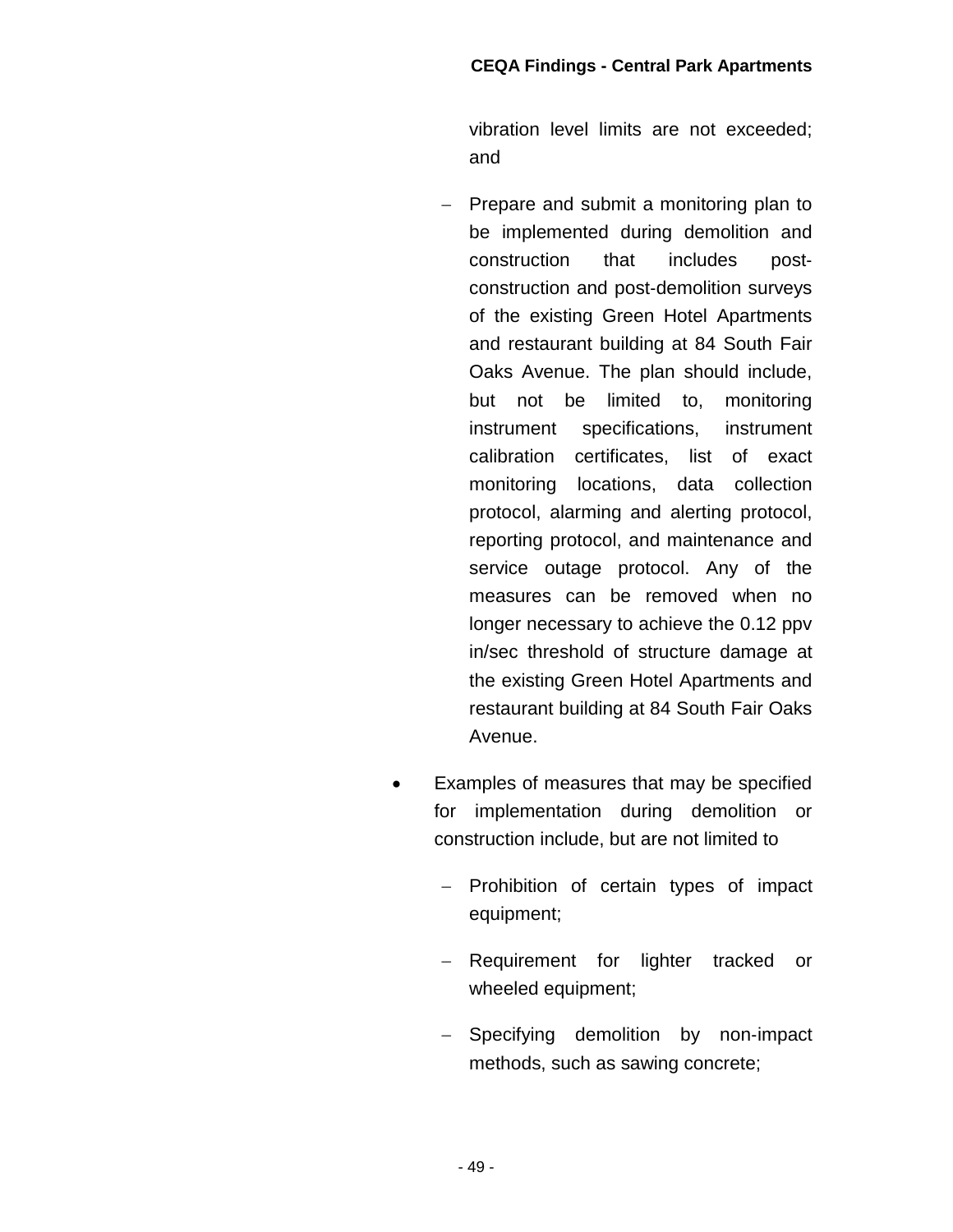vibration level limits are not exceeded; and

  - Prepare and submit a monitoring plan to be implemented during demolition and construction that includes post-construction and post-demolition surveys of the existing Green Hotel Apartments and restaurant building at 84 South Fair Oaks Avenue. The plan should include, but not be limited to, monitoring instrument specifications, instrument calibration certificates, list of exact monitoring locations, data collection protocol, alarming and alerting protocol, reporting protocol, and maintenance and service outage protocol. Any of the measures can be removed when no longer necessary to achieve the 0.12 ppv in/sec threshold of structure damage at the existing Green Hotel Apartments and restaurant building at 84 South Fair Oaks Avenue.

- Examples of measures that may be specified for implementation during demolition or construction include, but are not limited to

  - Prohibition of certain types of impact equipment;
  - Requirement for lighter tracked or wheeled equipment;
  - Specifying demolition by non-impact methods, such as sawing concrete;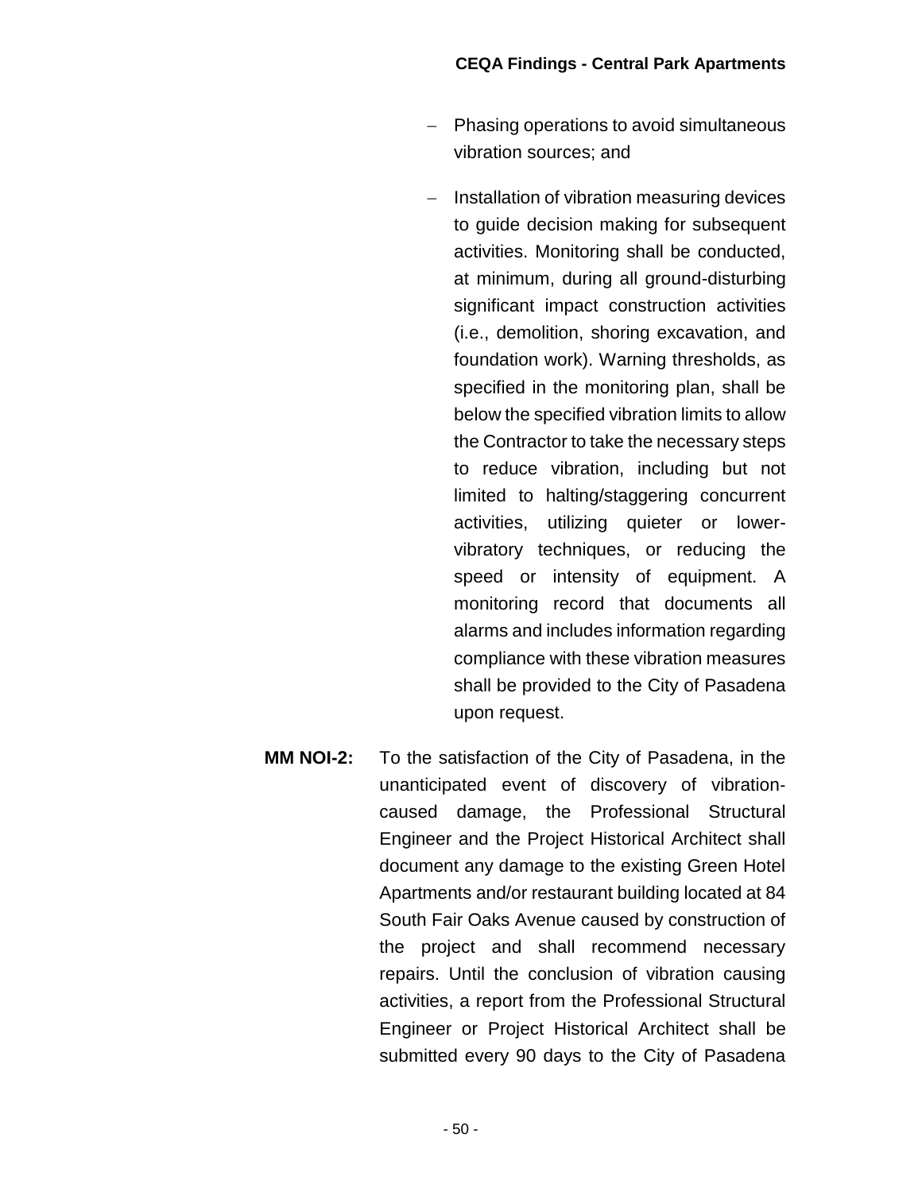- Phasing operations to avoid simultaneous vibration sources; and
- Installation of vibration measuring devices to guide decision making for subsequent activities. Monitoring shall be conducted, at minimum, during all ground-disturbing significant impact construction activities (i.e., demolition, shoring excavation, and foundation work). Warning thresholds, as specified in the monitoring plan, shall be below the specified vibration limits to allow the Contractor to take the necessary steps to reduce vibration, including but not limited to halting/staggering concurrent activities, utilizing quieter or lower-vibratory techniques, or reducing the speed or intensity of equipment. A monitoring record that documents all alarms and includes information regarding compliance with these vibration measures shall be provided to the City of Pasadena upon request.

**MM NOI-2:** To the satisfaction of the City of Pasadena, in the unanticipated event of discovery of vibration-caused damage, the Professional Structural Engineer and the Project Historical Architect shall document any damage to the existing Green Hotel Apartments and/or restaurant building located at 84 South Fair Oaks Avenue caused by construction of the project and shall recommend necessary repairs. Until the conclusion of vibration causing activities, a report from the Professional Structural Engineer or Project Historical Architect shall be submitted every 90 days to the City of Pasadena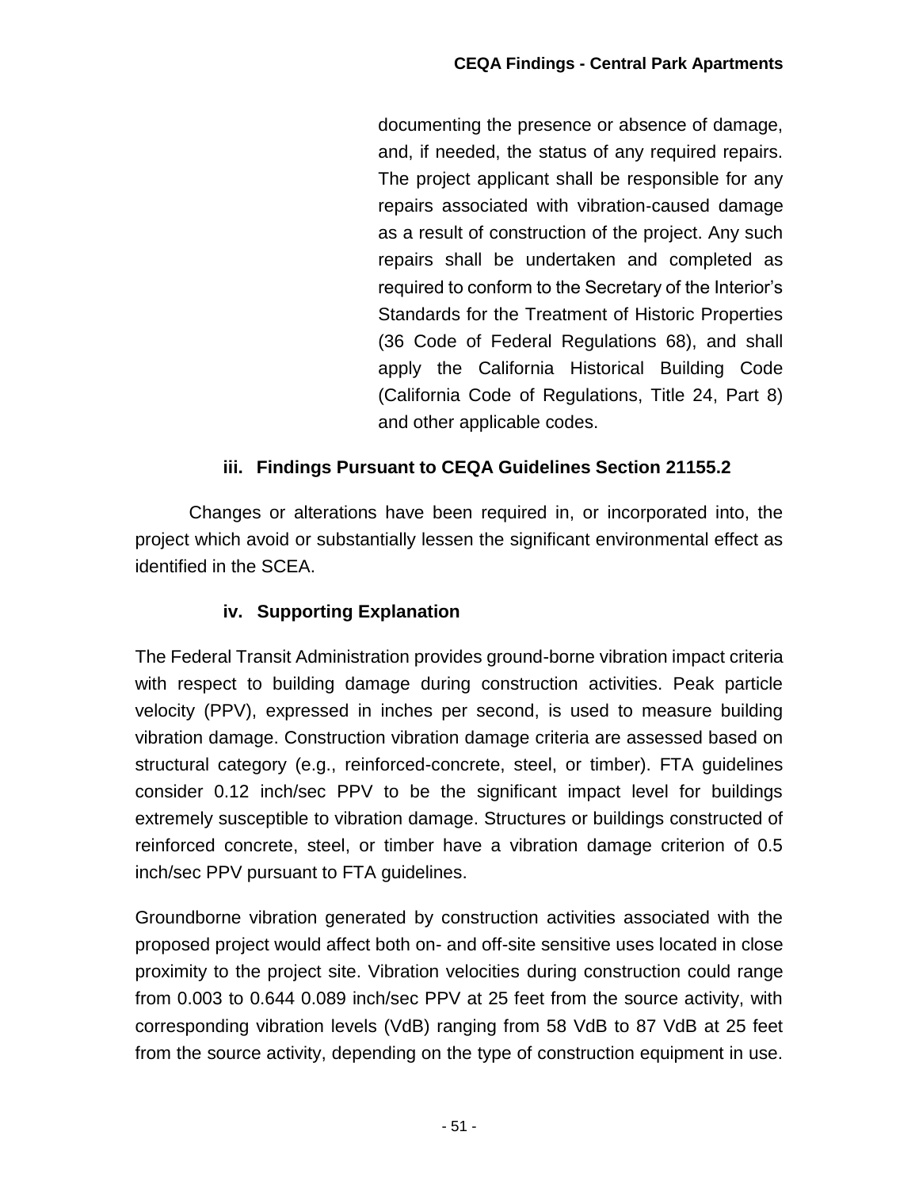documenting the presence or absence of damage, and, if needed, the status of any required repairs. The project applicant shall be responsible for any repairs associated with vibration-caused damage as a result of construction of the project. Any such repairs shall be undertaken and completed as required to conform to the Secretary of the Interior's Standards for the Treatment of Historic Properties (36 Code of Federal Regulations 68), and shall apply the California Historical Building Code (California Code of Regulations, Title 24, Part 8) and other applicable codes.

### iii. Findings Pursuant to CEQA Guidelines Section 21155.2

Changes or alterations have been required in, or incorporated into, the project which avoid or substantially lessen the significant environmental effect as identified in the SCEA.

### iv. Supporting Explanation

The Federal Transit Administration provides ground-borne vibration impact criteria with respect to building damage during construction activities. Peak particle velocity (PPV), expressed in inches per second, is used to measure building vibration damage. Construction vibration damage criteria are assessed based on structural category (e.g., reinforced-concrete, steel, or timber). FTA guidelines consider 0.12 inch/sec PPV to be the significant impact level for buildings extremely susceptible to vibration damage. Structures or buildings constructed of reinforced concrete, steel, or timber have a vibration damage criterion of 0.5 inch/sec PPV pursuant to FTA guidelines.

Groundborne vibration generated by construction activities associated with the proposed project would affect both on- and off-site sensitive uses located in close proximity to the project site. Vibration velocities during construction could range from 0.003 to 0.644 0.089 inch/sec PPV at 25 feet from the source activity, with corresponding vibration levels (VdB) ranging from 58 VdB to 87 VdB at 25 feet from the source activity, depending on the type of construction equipment in use.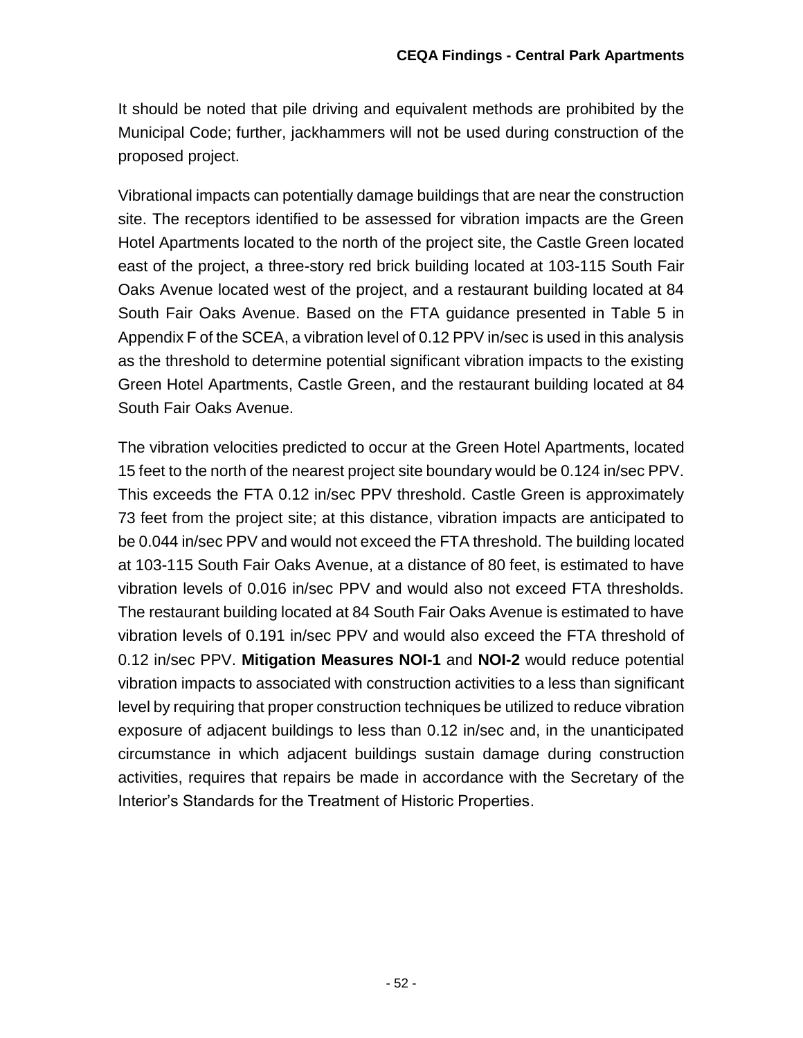It should be noted that pile driving and equivalent methods are prohibited by the Municipal Code; further, jackhammers will not be used during construction of the proposed project.

Vibrational impacts can potentially damage buildings that are near the construction site. The receptors identified to be assessed for vibration impacts are the Green Hotel Apartments located to the north of the project site, the Castle Green located east of the project, a three-story red brick building located at 103-115 South Fair Oaks Avenue located west of the project, and a restaurant building located at 84 South Fair Oaks Avenue. Based on the FTA guidance presented in Table 5 in Appendix F of the SCEA, a vibration level of 0.12 PPV in/sec is used in this analysis as the threshold to determine potential significant vibration impacts to the existing Green Hotel Apartments, Castle Green, and the restaurant building located at 84 South Fair Oaks Avenue.

The vibration velocities predicted to occur at the Green Hotel Apartments, located 15 feet to the north of the nearest project site boundary would be 0.124 in/sec PPV. This exceeds the FTA 0.12 in/sec PPV threshold. Castle Green is approximately 73 feet from the project site; at this distance, vibration impacts are anticipated to be 0.044 in/sec PPV and would not exceed the FTA threshold. The building located at 103-115 South Fair Oaks Avenue, at a distance of 80 feet, is estimated to have vibration levels of 0.016 in/sec PPV and would also not exceed FTA thresholds. The restaurant building located at 84 South Fair Oaks Avenue is estimated to have vibration levels of 0.191 in/sec PPV and would also exceed the FTA threshold of 0.12 in/sec PPV. **Mitigation Measures NOI-1** and **NOI-2** would reduce potential vibration impacts to associated with construction activities to a less than significant level by requiring that proper construction techniques be utilized to reduce vibration exposure of adjacent buildings to less than 0.12 in/sec and, in the unanticipated circumstance in which adjacent buildings sustain damage during construction activities, requires that repairs be made in accordance with the Secretary of the Interior's Standards for the Treatment of Historic Properties.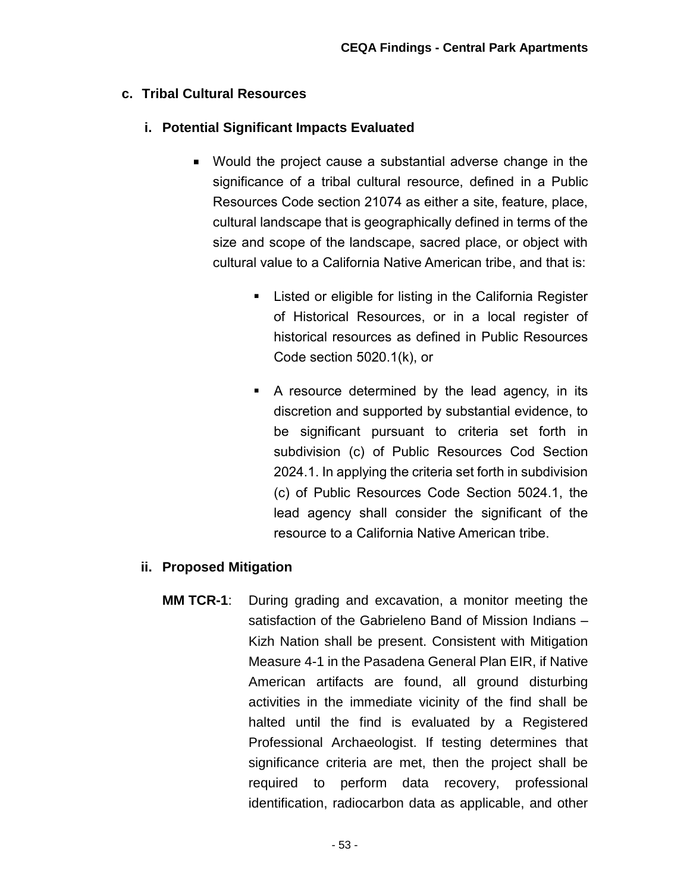### c. Tribal Cultural Resources

#### i. Potential Significant Impacts Evaluated

- Would the project cause a substantial adverse change in the significance of a tribal cultural resource, defined in a Public Resources Code section 21074 as either a site, feature, place, cultural landscape that is geographically defined in terms of the size and scope of the landscape, sacred place, or object with cultural value to a California Native American tribe, and that is:
  - Listed or eligible for listing in the California Register of Historical Resources, or in a local register of historical resources as defined in Public Resources Code section 5020.1(k), or
  - A resource determined by the lead agency, in its discretion and supported by substantial evidence, to be significant pursuant to criteria set forth in subdivision (c) of Public Resources Cod Section 2024.1. In applying the criteria set forth in subdivision (c) of Public Resources Code Section 5024.1, the lead agency shall consider the significant of the resource to a California Native American tribe.

#### ii. Proposed Mitigation

**MM TCR-1**: During grading and excavation, a monitor meeting the satisfaction of the Gabrieleno Band of Mission Indians – Kizh Nation shall be present. Consistent with Mitigation Measure 4-1 in the Pasadena General Plan EIR, if Native American artifacts are found, all ground disturbing activities in the immediate vicinity of the find shall be halted until the find is evaluated by a Registered Professional Archaeologist. If testing determines that significance criteria are met, then the project shall be required to perform data recovery, professional identification, radiocarbon data as applicable, and other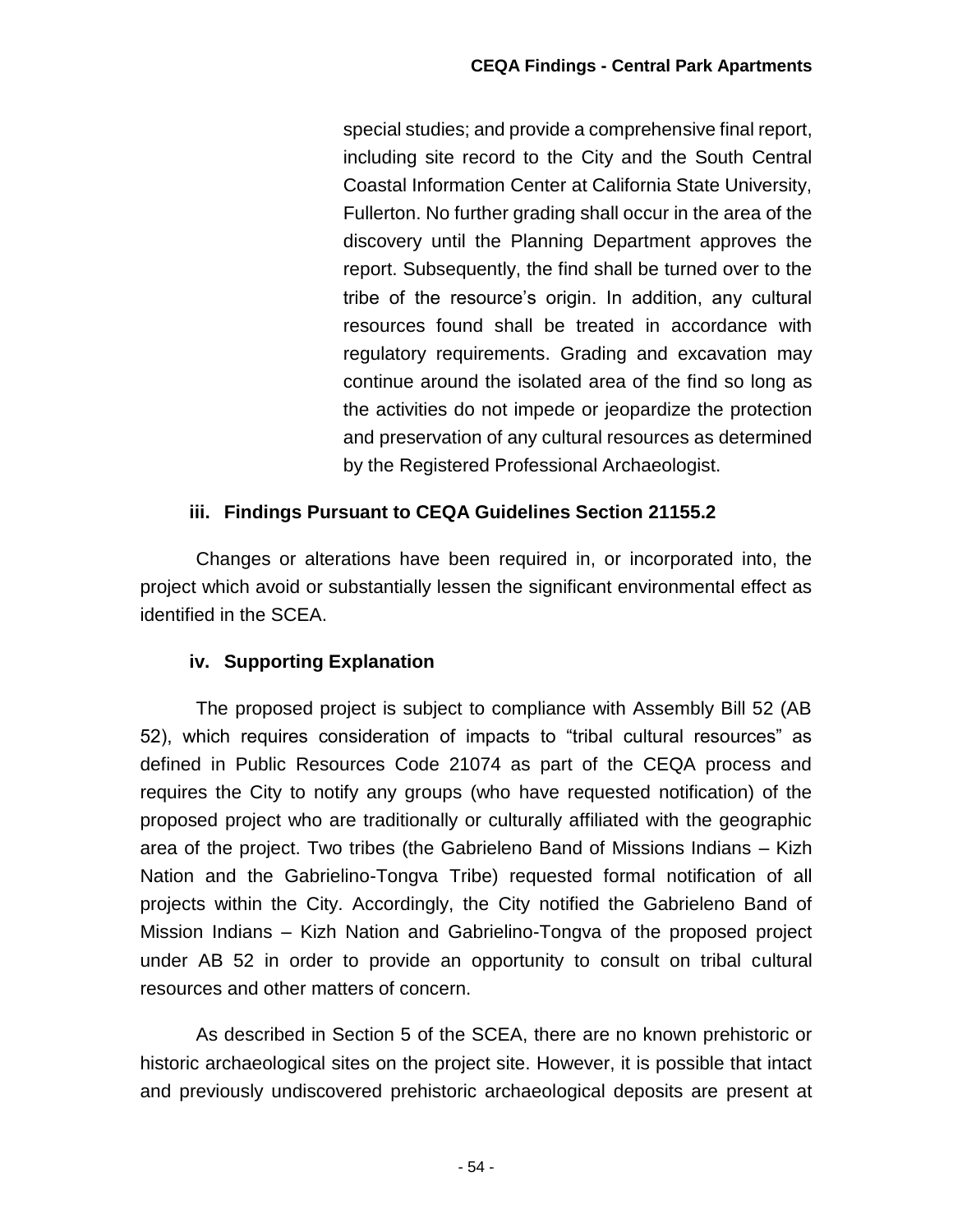special studies; and provide a comprehensive final report, including site record to the City and the South Central Coastal Information Center at California State University, Fullerton. No further grading shall occur in the area of the discovery until the Planning Department approves the report. Subsequently, the find shall be turned over to the tribe of the resource's origin. In addition, any cultural resources found shall be treated in accordance with regulatory requirements. Grading and excavation may continue around the isolated area of the find so long as the activities do not impede or jeopardize the protection and preservation of any cultural resources as determined by the Registered Professional Archaeologist.

### iii. Findings Pursuant to CEQA Guidelines Section 21155.2

Changes or alterations have been required in, or incorporated into, the project which avoid or substantially lessen the significant environmental effect as identified in the SCEA.

### iv. Supporting Explanation

The proposed project is subject to compliance with Assembly Bill 52 (AB 52), which requires consideration of impacts to "tribal cultural resources" as defined in Public Resources Code 21074 as part of the CEQA process and requires the City to notify any groups (who have requested notification) of the proposed project who are traditionally or culturally affiliated with the geographic area of the project. Two tribes (the Gabrieleno Band of Missions Indians – Kizh Nation and the Gabrielino-Tongva Tribe) requested formal notification of all projects within the City. Accordingly, the City notified the Gabrieleno Band of Mission Indians – Kizh Nation and Gabrielino-Tongva of the proposed project under AB 52 in order to provide an opportunity to consult on tribal cultural resources and other matters of concern.

As described in Section 5 of the SCEA, there are no known prehistoric or historic archaeological sites on the project site. However, it is possible that intact and previously undiscovered prehistoric archaeological deposits are present at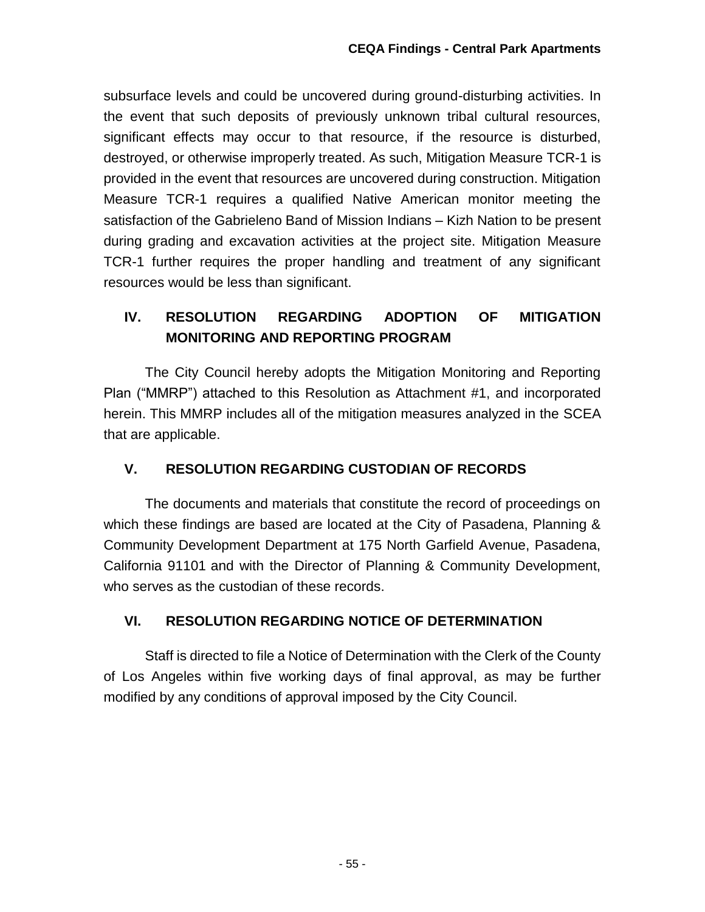subsurface levels and could be uncovered during ground-disturbing activities. In the event that such deposits of previously unknown tribal cultural resources, significant effects may occur to that resource, if the resource is disturbed, destroyed, or otherwise improperly treated. As such, Mitigation Measure TCR-1 is provided in the event that resources are uncovered during construction. Mitigation Measure TCR-1 requires a qualified Native American monitor meeting the satisfaction of the Gabrieleno Band of Mission Indians – Kizh Nation to be present during grading and excavation activities at the project site. Mitigation Measure TCR-1 further requires the proper handling and treatment of any significant resources would be less than significant.

## IV. RESOLUTION REGARDING ADOPTION OF MITIGATION MONITORING AND REPORTING PROGRAM

The City Council hereby adopts the Mitigation Monitoring and Reporting Plan ("MMRP") attached to this Resolution as Attachment #1, and incorporated herein. This MMRP includes all of the mitigation measures analyzed in the SCEA that are applicable.

## V. RESOLUTION REGARDING CUSTODIAN OF RECORDS

The documents and materials that constitute the record of proceedings on which these findings are based are located at the City of Pasadena, Planning & Community Development Department at 175 North Garfield Avenue, Pasadena, California 91101 and with the Director of Planning & Community Development, who serves as the custodian of these records.

## VI. RESOLUTION REGARDING NOTICE OF DETERMINATION

Staff is directed to file a Notice of Determination with the Clerk of the County of Los Angeles within five working days of final approval, as may be further modified by any conditions of approval imposed by the City Council.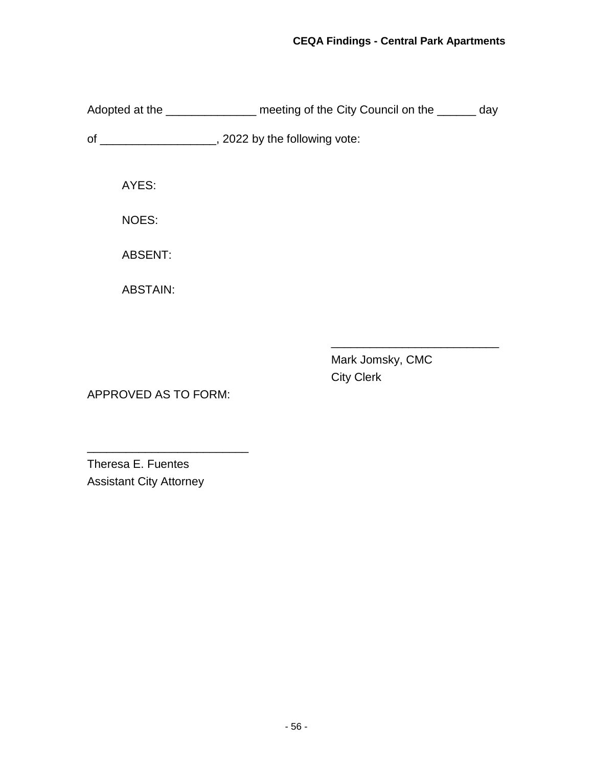Adopted at the ______________ meeting of the City Council on the ______ day of __________________, 2022 by the following vote:

AYES:

NOES:

ABSENT:

ABSTAIN:

__________________________
Mark Jomsky, CMC
City Clerk

APPROVED AS TO FORM:

_________________________
Theresa E. Fuentes
Assistant City Attorney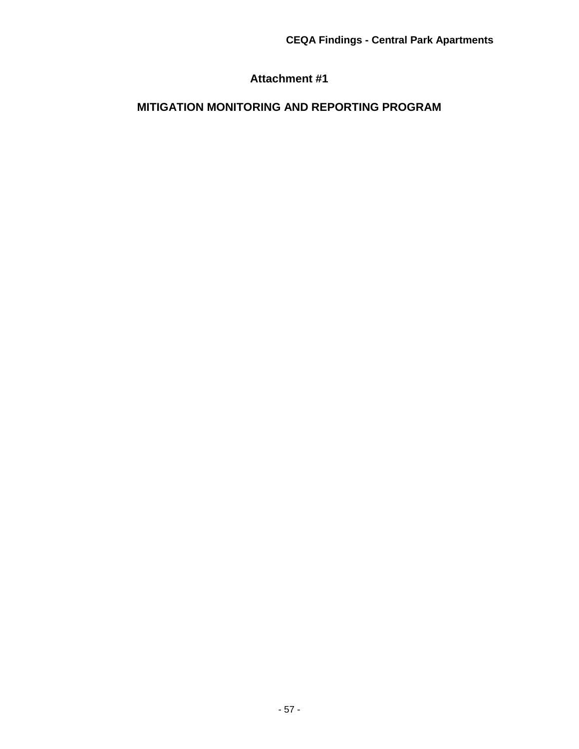# Attachment #1

## MITIGATION MONITORING AND REPORTING PROGRAM